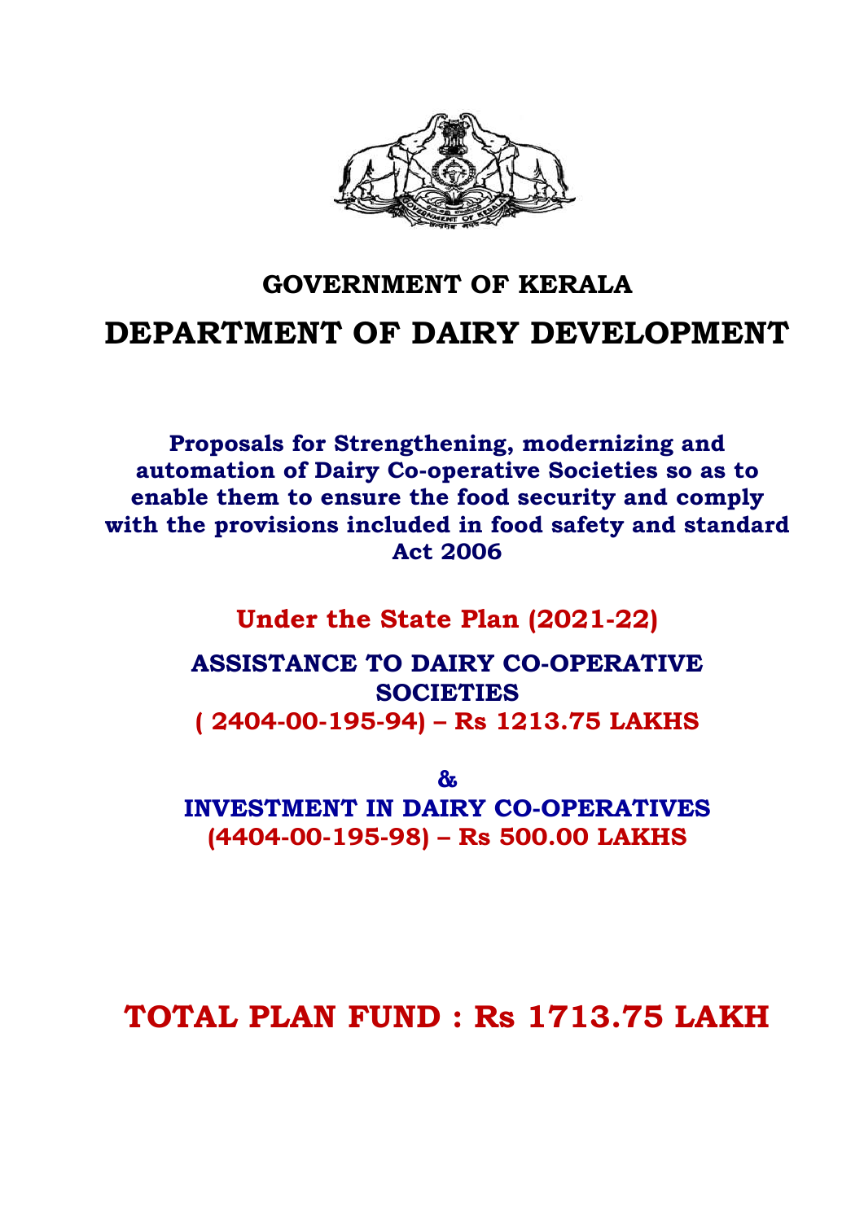# GOVERNMENT OF KERALA

# DEPARTMENT OF DAIRY DEVELOPMENT

**Proposals for Strengthening, modernizing and automation of Dairy Co-operative Societies so as to enable them to ensure the food security and comply with the provisions included in food safety and standard Act 2006**

## Under the State Plan (2021-22)

**ASSISTANCE TO DAIRY CO-OPERATIVE SOCIETIES**
**( 2404-00-195-94) – Rs 1213.75 LAKHS**

**&**

**INVESTMENT IN DAIRY CO-OPERATIVES**
**(4404-00-195-98) – Rs 500.00 LAKHS**

# TOTAL PLAN FUND : Rs 1713.75 LAKH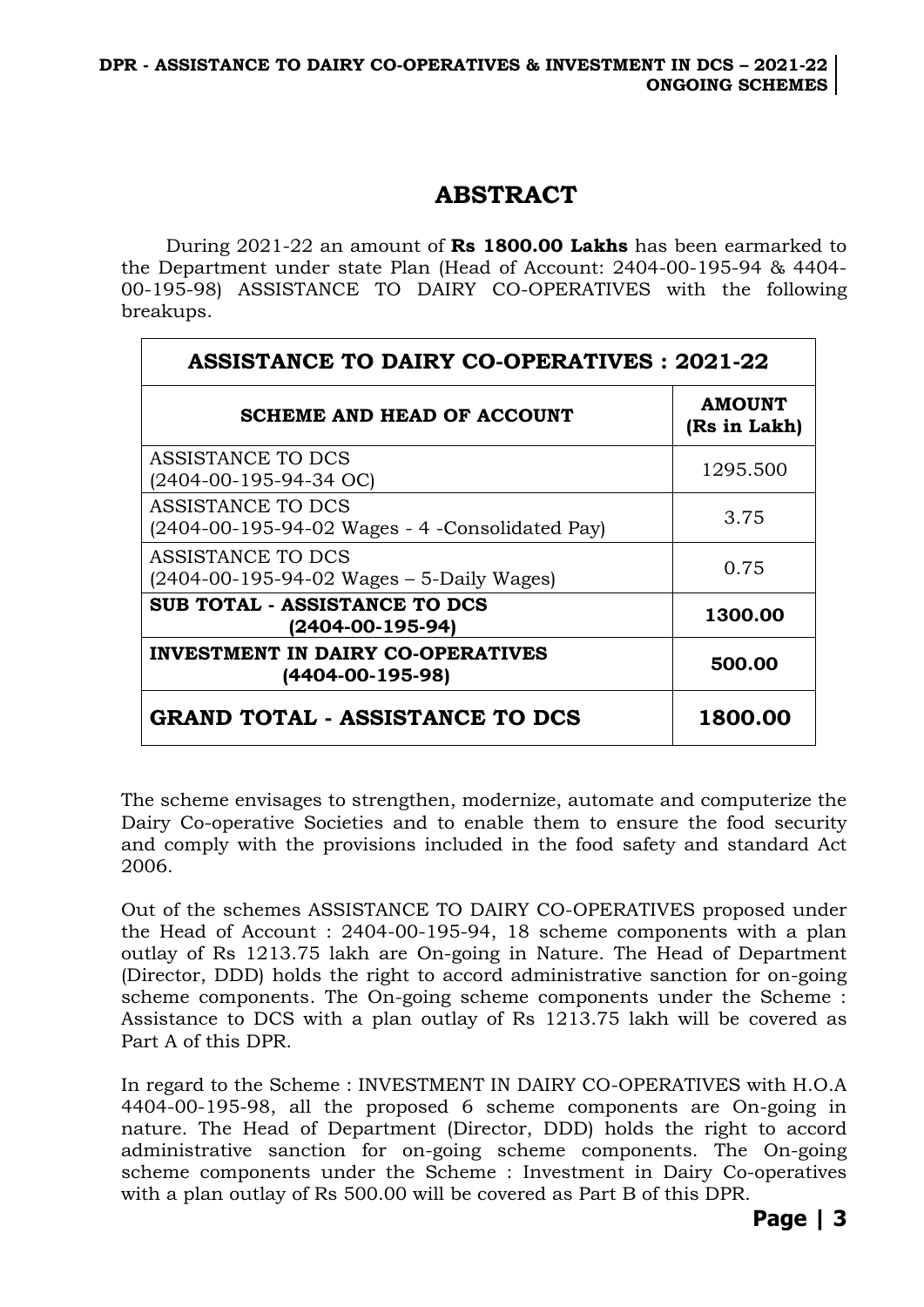# ABSTRACT

During 2021-22 an amount of **Rs 1800.00 Lakhs** has been earmarked to the Department under state Plan (Head of Account: 2404-00-195-94 & 4404-00-195-98) ASSISTANCE TO DAIRY CO-OPERATIVES with the following breakups.

| ASSISTANCE TO DAIRY CO-OPERATIVES : 2021-22 | |
|---|---|
| **SCHEME AND HEAD OF ACCOUNT** | **AMOUNT (Rs in Lakh)** |
| ASSISTANCE TO DCS (2404-00-195-94-34 OC) | 1295.500 |
| ASSISTANCE TO DCS (2404-00-195-94-02 Wages - 4 -Consolidated Pay) | 3.75 |
| ASSISTANCE TO DCS (2404-00-195-94-02 Wages – 5-Daily Wages) | 0.75 |
| **SUB TOTAL - ASSISTANCE TO DCS (2404-00-195-94)** | **1300.00** |
| **INVESTMENT IN DAIRY CO-OPERATIVES (4404-00-195-98)** | **500.00** |
| **GRAND TOTAL - ASSISTANCE TO DCS** | **1800.00** |

The scheme envisages to strengthen, modernize, automate and computerize the Dairy Co-operative Societies and to enable them to ensure the food security and comply with the provisions included in the food safety and standard Act 2006.

Out of the schemes ASSISTANCE TO DAIRY CO-OPERATIVES proposed under the Head of Account : 2404-00-195-94, 18 scheme components with a plan outlay of Rs 1213.75 lakh are On-going in Nature. The Head of Department (Director, DDD) holds the right to accord administrative sanction for on-going scheme components. The On-going scheme components under the Scheme : Assistance to DCS with a plan outlay of Rs 1213.75 lakh will be covered as Part A of this DPR.

In regard to the Scheme : INVESTMENT IN DAIRY CO-OPERATIVES with H.O.A 4404-00-195-98, all the proposed 6 scheme components are On-going in nature. The Head of Department (Director, DDD) holds the right to accord administrative sanction for on-going scheme components. The On-going scheme components under the Scheme : Investment in Dairy Co-operatives with a plan outlay of Rs 500.00 will be covered as Part B of this DPR.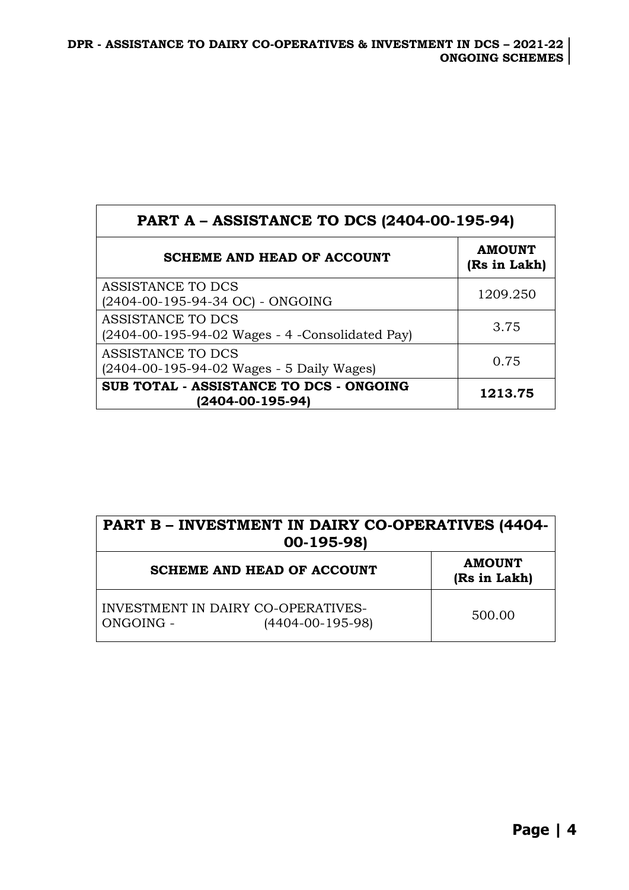| PART A – ASSISTANCE TO DCS (2404-00-195-94) | |
|---|---|
| **SCHEME AND HEAD OF ACCOUNT** | **AMOUNT (Rs in Lakh)** |
| ASSISTANCE TO DCS (2404-00-195-94-34 OC) - ONGOING | 1209.250 |
| ASSISTANCE TO DCS (2404-00-195-94-02 Wages - 4 -Consolidated Pay) | 3.75 |
| ASSISTANCE TO DCS (2404-00-195-94-02 Wages - 5 Daily Wages) | 0.75 |
| **SUB TOTAL - ASSISTANCE TO DCS - ONGOING (2404-00-195-94)** | **1213.75** |

| PART B – INVESTMENT IN DAIRY CO-OPERATIVES (4404-00-195-98) | |
|---|---|
| **SCHEME AND HEAD OF ACCOUNT** | **AMOUNT (Rs in Lakh)** |
| INVESTMENT IN DAIRY CO-OPERATIVES-ONGOING - (4404-00-195-98) | 500.00 |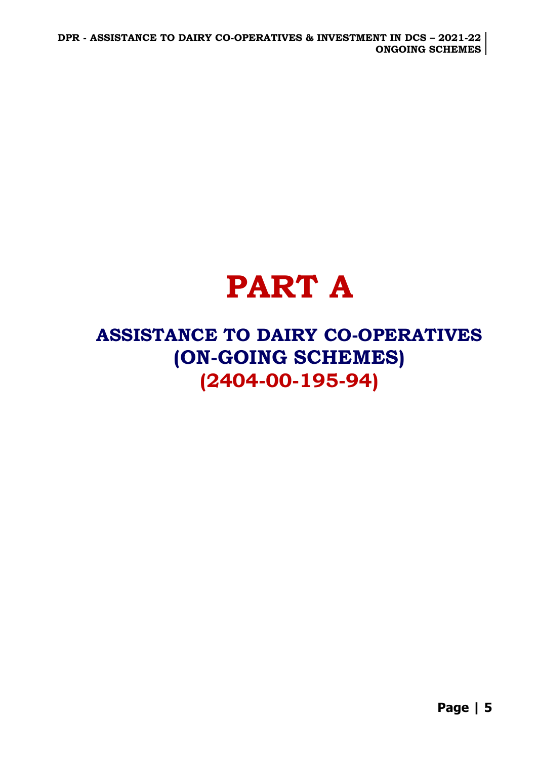# PART A

## ASSISTANCE TO DAIRY CO-OPERATIVES (ON-GOING SCHEMES) (2404-00-195-94)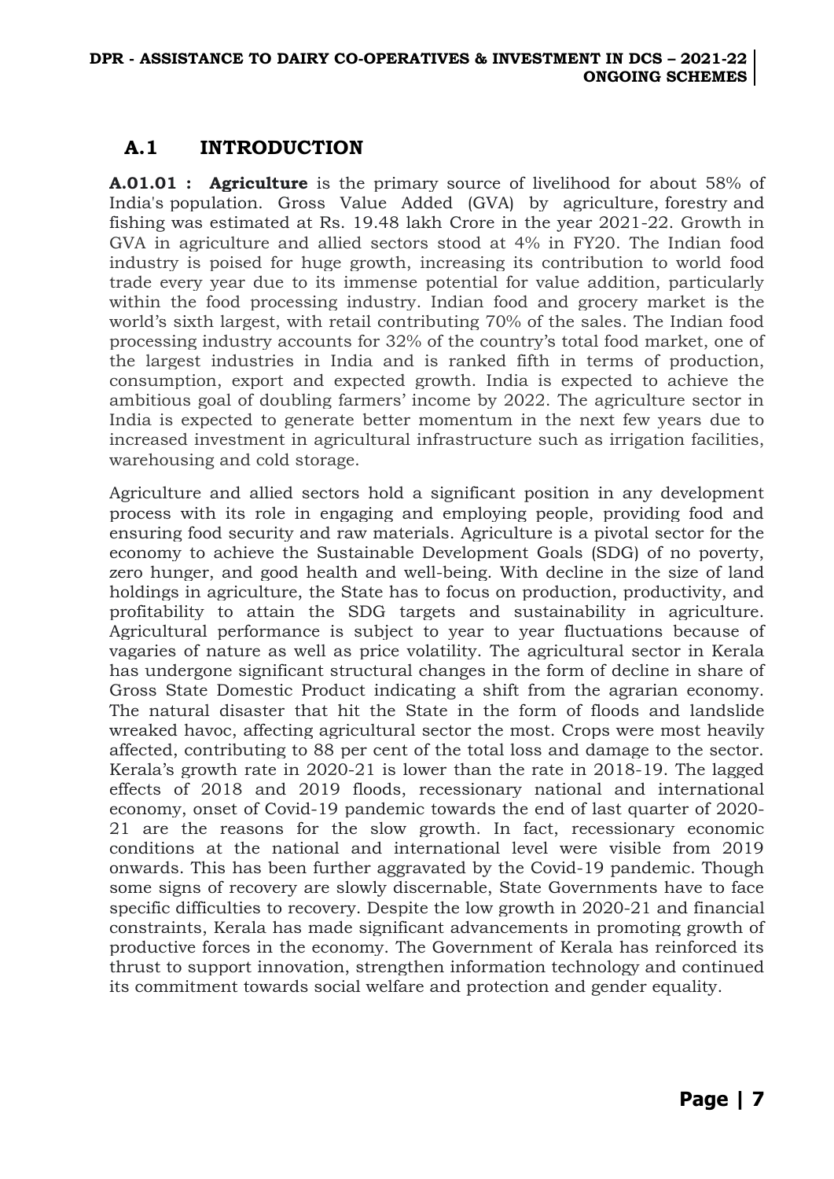## A.1 INTRODUCTION

**A.01.01 : Agriculture** is the primary source of livelihood for about 58% of India's population. Gross Value Added (GVA) by agriculture, forestry and fishing was estimated at Rs. 19.48 lakh Crore in the year 2021-22. Growth in GVA in agriculture and allied sectors stood at 4% in FY20. The Indian food industry is poised for huge growth, increasing its contribution to world food trade every year due to its immense potential for value addition, particularly within the food processing industry. Indian food and grocery market is the world's sixth largest, with retail contributing 70% of the sales. The Indian food processing industry accounts for 32% of the country's total food market, one of the largest industries in India and is ranked fifth in terms of production, consumption, export and expected growth. India is expected to achieve the ambitious goal of doubling farmers' income by 2022. The agriculture sector in India is expected to generate better momentum in the next few years due to increased investment in agricultural infrastructure such as irrigation facilities, warehousing and cold storage.

Agriculture and allied sectors hold a significant position in any development process with its role in engaging and employing people, providing food and ensuring food security and raw materials. Agriculture is a pivotal sector for the economy to achieve the Sustainable Development Goals (SDG) of no poverty, zero hunger, and good health and well-being. With decline in the size of land holdings in agriculture, the State has to focus on production, productivity, and profitability to attain the SDG targets and sustainability in agriculture. Agricultural performance is subject to year to year fluctuations because of vagaries of nature as well as price volatility. The agricultural sector in Kerala has undergone significant structural changes in the form of decline in share of Gross State Domestic Product indicating a shift from the agrarian economy. The natural disaster that hit the State in the form of floods and landslide wreaked havoc, affecting agricultural sector the most. Crops were most heavily affected, contributing to 88 per cent of the total loss and damage to the sector. Kerala's growth rate in 2020-21 is lower than the rate in 2018-19. The lagged effects of 2018 and 2019 floods, recessionary national and international economy, onset of Covid-19 pandemic towards the end of last quarter of 2020-21 are the reasons for the slow growth. In fact, recessionary economic conditions at the national and international level were visible from 2019 onwards. This has been further aggravated by the Covid-19 pandemic. Though some signs of recovery are slowly discernable, State Governments have to face specific difficulties to recovery. Despite the low growth in 2020-21 and financial constraints, Kerala has made significant advancements in promoting growth of productive forces in the economy. The Government of Kerala has reinforced its thrust to support innovation, strengthen information technology and continued its commitment towards social welfare and protection and gender equality.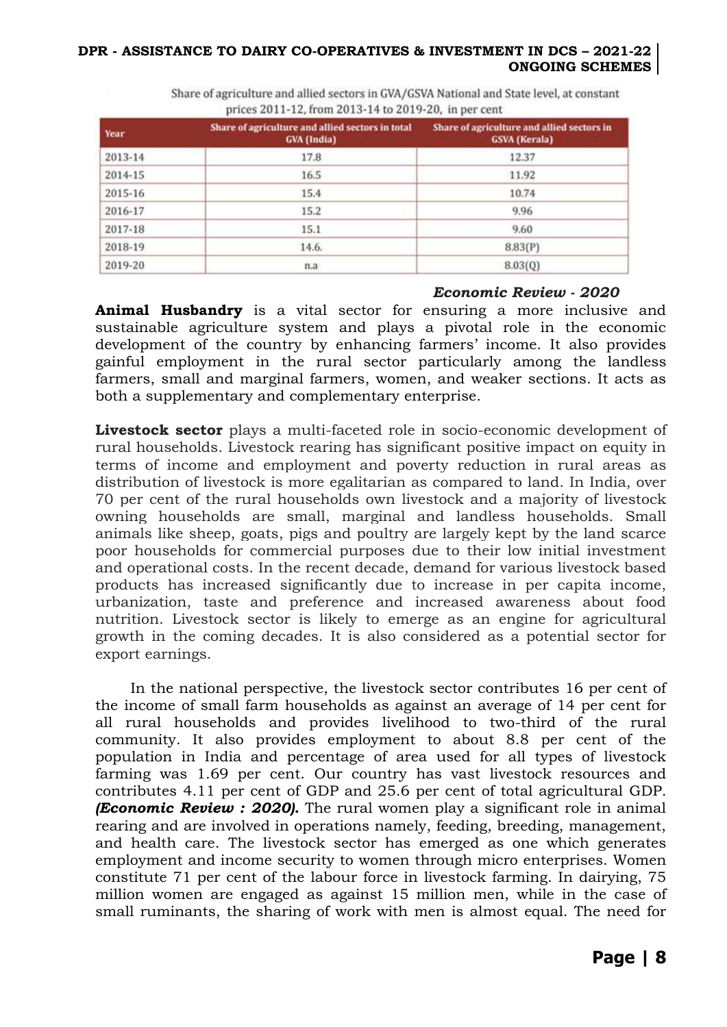Share of agriculture and allied sectors in GVA/GSVA National and State level, at constant prices 2011-12, from 2013-14 to 2019-20, in per cent

| Year | Share of agriculture and allied sectors in total GVA (India) | Share of agriculture and allied sectors in GSVA (Kerala) |
|---|---|---|
| 2013-14 | 17.8 | 12.37 |
| 2014-15 | 16.5 | 11.92 |
| 2015-16 | 15.4 | 10.74 |
| 2016-17 | 15.2 | 9.96 |
| 2017-18 | 15.1 | 9.60 |
| 2018-19 | 14.6. | 8.83(P) |
| 2019-20 | n.a | 8.03(Q) |

*Economic Review - 2020*

**Animal Husbandry** is a vital sector for ensuring a more inclusive and sustainable agriculture system and plays a pivotal role in the economic development of the country by enhancing farmers' income. It also provides gainful employment in the rural sector particularly among the landless farmers, small and marginal farmers, women, and weaker sections. It acts as both a supplementary and complementary enterprise.

**Livestock sector** plays a multi-faceted role in socio-economic development of rural households. Livestock rearing has significant positive impact on equity in terms of income and employment and poverty reduction in rural areas as distribution of livestock is more egalitarian as compared to land. In India, over 70 per cent of the rural households own livestock and a majority of livestock owning households are small, marginal and landless households. Small animals like sheep, goats, pigs and poultry are largely kept by the land scarce poor households for commercial purposes due to their low initial investment and operational costs. In the recent decade, demand for various livestock based products has increased significantly due to increase in per capita income, urbanization, taste and preference and increased awareness about food nutrition. Livestock sector is likely to emerge as an engine for agricultural growth in the coming decades. It is also considered as a potential sector for export earnings.

In the national perspective, the livestock sector contributes 16 per cent of the income of small farm households as against an average of 14 per cent for all rural households and provides livelihood to two-third of the rural community. It also provides employment to about 8.8 per cent of the population in India and percentage of area used for all types of livestock farming was 1.69 per cent. Our country has vast livestock resources and contributes 4.11 per cent of GDP and 25.6 per cent of total agricultural GDP. ***(Economic Review : 2020).*** The rural women play a significant role in animal rearing and are involved in operations namely, feeding, breeding, management, and health care. The livestock sector has emerged as one which generates employment and income security to women through micro enterprises. Women constitute 71 per cent of the labour force in livestock farming. In dairying, 75 million women are engaged as against 15 million men, while in the case of small ruminants, the sharing of work with men is almost equal. The need for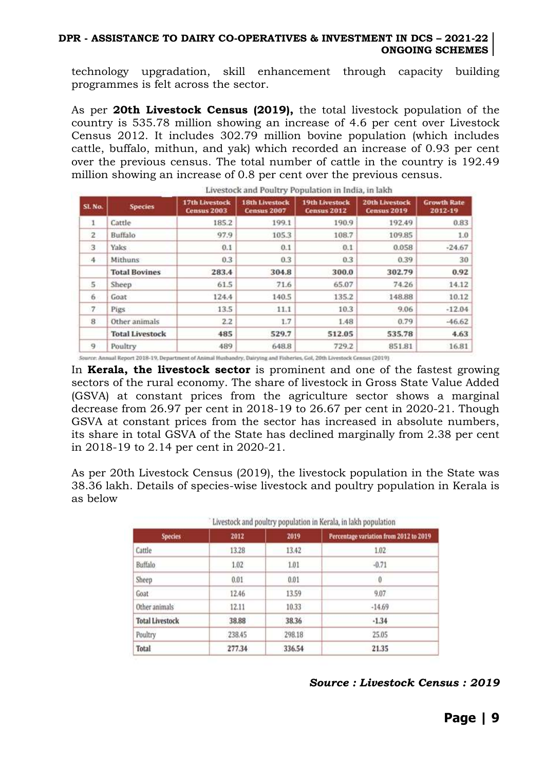technology upgradation, skill enhancement through capacity building programmes is felt across the sector.

As per **20th Livestock Census (2019),** the total livestock population of the country is 535.78 million showing an increase of 4.6 per cent over Livestock Census 2012. It includes 302.79 million bovine population (which includes cattle, buffalo, mithun, and yak) which recorded an increase of 0.93 per cent over the previous census. The total number of cattle in the country is 192.49 million showing an increase of 0.8 per cent over the previous census.

Livestock and Poultry Population in India, in lakh

| Sl. No. | Species | 17th Livestock Census 2003 | 18th Livestock Census 2007 | 19th Livestock Census 2012 | 20th Livestock Census 2019 | Growth Rate 2012-19 |
|---|---|---|---|---|---|---|
| 1 | Cattle | 185.2 | 199.1 | 190.9 | 192.49 | 0.83 |
| 2 | Buffalo | 97.9 | 105.3 | 108.7 | 109.85 | 1.0 |
| 3 | Yaks | 0.1 | 0.1 | 0.1 | 0.058 | -24.67 |
| 4 | Mithuns | 0.3 | 0.3 | 0.3 | 0.39 | 30 |
| | **Total Bovines** | **283.4** | **304.8** | **300.0** | **302.79** | **0.92** |
| 5 | Sheep | 61.5 | 71.6 | 65.07 | 74.26 | 14.12 |
| 6 | Goat | 124.4 | 140.5 | 135.2 | 148.88 | 10.12 |
| 7 | Pigs | 13.5 | 11.1 | 10.3 | 9.06 | -12.04 |
| 8 | Other animals | 2.2 | 1.7 | 1.48 | 0.79 | -46.62 |
| | **Total Livestock** | **485** | **529.7** | **512.05** | **535.78** | **4.63** |
| 9 | Poultry | 489 | 648.8 | 729.2 | 851.81 | 16.81 |

*Source: Annual Report 2018-19, Department of Animal Husbandry, Dairying and Fisheries, GoI, 20th Livestock Census (2019)*

In **Kerala, the livestock sector** is prominent and one of the fastest growing sectors of the rural economy. The share of livestock in Gross State Value Added (GSVA) at constant prices from the agriculture sector shows a marginal decrease from 26.97 per cent in 2018-19 to 26.67 per cent in 2020-21. Though GSVA at constant prices from the sector has increased in absolute numbers, its share in total GSVA of the State has declined marginally from 2.38 per cent in 2018-19 to 2.14 per cent in 2020-21.

As per 20th Livestock Census (2019), the livestock population in the State was 38.36 lakh. Details of species-wise livestock and poultry population in Kerala is as below

Livestock and poultry population in Kerala, in lakh population

| Species | 2012 | 2019 | Percentage variation from 2012 to 2019 |
|---|---|---|---|
| Cattle | 13.28 | 13.42 | 1.02 |
| Buffalo | 1.02 | 1.01 | -0.71 |
| Sheep | 0.01 | 0.01 | 0 |
| Goat | 12.46 | 13.59 | 9.07 |
| Other animals | 12.11 | 10.33 | -14.69 |
| **Total Livestock** | **38.88** | **38.36** | **-1.34** |
| Poultry | 238.45 | 298.18 | 25.05 |
| **Total** | **277.34** | **336.54** | **21.35** |

***Source : Livestock Census : 2019***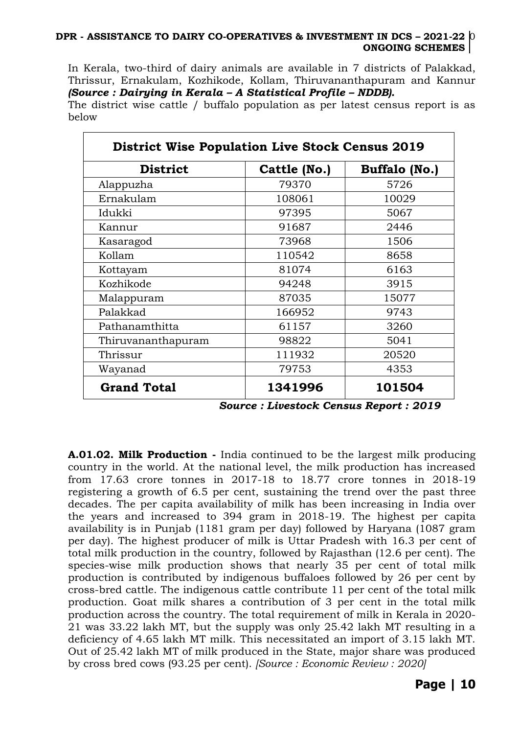In Kerala, two-third of dairy animals are available in 7 districts of Palakkad, Thrissur, Ernakulam, Kozhikode, Kollam, Thiruvananthapuram and Kannur ***(Source : Dairying in Kerala – A Statistical Profile – NDDB).***

The district wise cattle / buffalo population as per latest census report is as below

| **District Wise Population Live Stock Census 2019** | | |
|---|---|---|
| **District** | **Cattle (No.)** | **Buffalo (No.)** |
| Alappuzha | 79370 | 5726 |
| Ernakulam | 108061 | 10029 |
| Idukki | 97395 | 5067 |
| Kannur | 91687 | 2446 |
| Kasaragod | 73968 | 1506 |
| Kollam | 110542 | 8658 |
| Kottayam | 81074 | 6163 |
| Kozhikode | 94248 | 3915 |
| Malappuram | 87035 | 15077 |
| Palakkad | 166952 | 9743 |
| Pathanamthitta | 61157 | 3260 |
| Thiruvananthapuram | 98822 | 5041 |
| Thrissur | 111932 | 20520 |
| Wayanad | 79753 | 4353 |
| **Grand Total** | **1341996** | **101504** |

***Source : Livestock Census Report : 2019***

**A.01.02. Milk Production -** India continued to be the largest milk producing country in the world. At the national level, the milk production has increased from 17.63 crore tonnes in 2017-18 to 18.77 crore tonnes in 2018-19 registering a growth of 6.5 per cent, sustaining the trend over the past three decades. The per capita availability of milk has been increasing in India over the years and increased to 394 gram in 2018-19. The highest per capita availability is in Punjab (1181 gram per day) followed by Haryana (1087 gram per day). The highest producer of milk is Uttar Pradesh with 16.3 per cent of total milk production in the country, followed by Rajasthan (12.6 per cent). The species-wise milk production shows that nearly 35 per cent of total milk production is contributed by indigenous buffaloes followed by 26 per cent by cross-bred cattle. The indigenous cattle contribute 11 per cent of the total milk production. Goat milk shares a contribution of 3 per cent in the total milk production across the country. The total requirement of milk in Kerala in 2020-21 was 33.22 lakh MT, but the supply was only 25.42 lakh MT resulting in a deficiency of 4.65 lakh MT milk. This necessitated an import of 3.15 lakh MT. Out of 25.42 lakh MT of milk produced in the State, major share was produced by cross bred cows (93.25 per cent). *[Source : Economic Review : 2020]*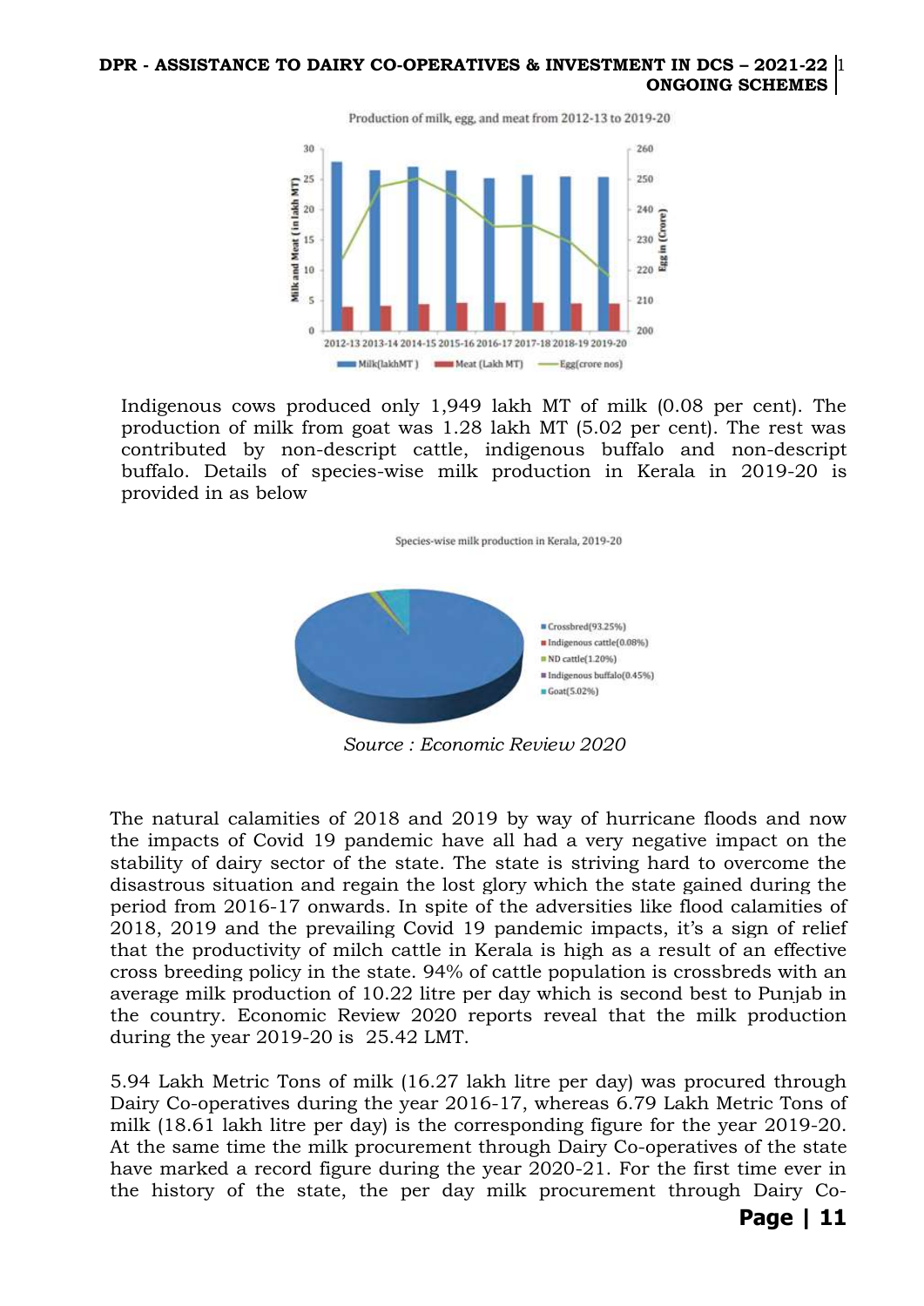Production of milk, egg, and meat from 2012-13 to 2019-20

Indigenous cows produced only 1,949 lakh MT of milk (0.08 per cent). The production of milk from goat was 1.28 lakh MT (5.02 per cent). The rest was contributed by non-descript cattle, indigenous buffalo and non-descript buffalo. Details of species-wise milk production in Kerala in 2019-20 is provided in as below

Species-wise milk production in Kerala, 2019-20

- Crossbred(93.25%)
- Indigenous cattle(0.08%)
- ND cattle(1.20%)
- Indigenous buffalo(0.45%)
- Goat(5.02%)

*Source : Economic Review 2020*

The natural calamities of 2018 and 2019 by way of hurricane floods and now the impacts of Covid 19 pandemic have all had a very negative impact on the stability of dairy sector of the state. The state is striving hard to overcome the disastrous situation and regain the lost glory which the state gained during the period from 2016-17 onwards. In spite of the adversities like flood calamities of 2018, 2019 and the prevailing Covid 19 pandemic impacts, it's a sign of relief that the productivity of milch cattle in Kerala is high as a result of an effective cross breeding policy in the state. 94% of cattle population is crossbreds with an average milk production of 10.22 litre per day which is second best to Punjab in the country. Economic Review 2020 reports reveal that the milk production during the year 2019-20 is 25.42 LMT.

5.94 Lakh Metric Tons of milk (16.27 lakh litre per day) was procured through Dairy Co-operatives during the year 2016-17, whereas 6.79 Lakh Metric Tons of milk (18.61 lakh litre per day) is the corresponding figure for the year 2019-20. At the same time the milk procurement through Dairy Co-operatives of the state have marked a record figure during the year 2020-21. For the first time ever in the history of the state, the per day milk procurement through Dairy Co-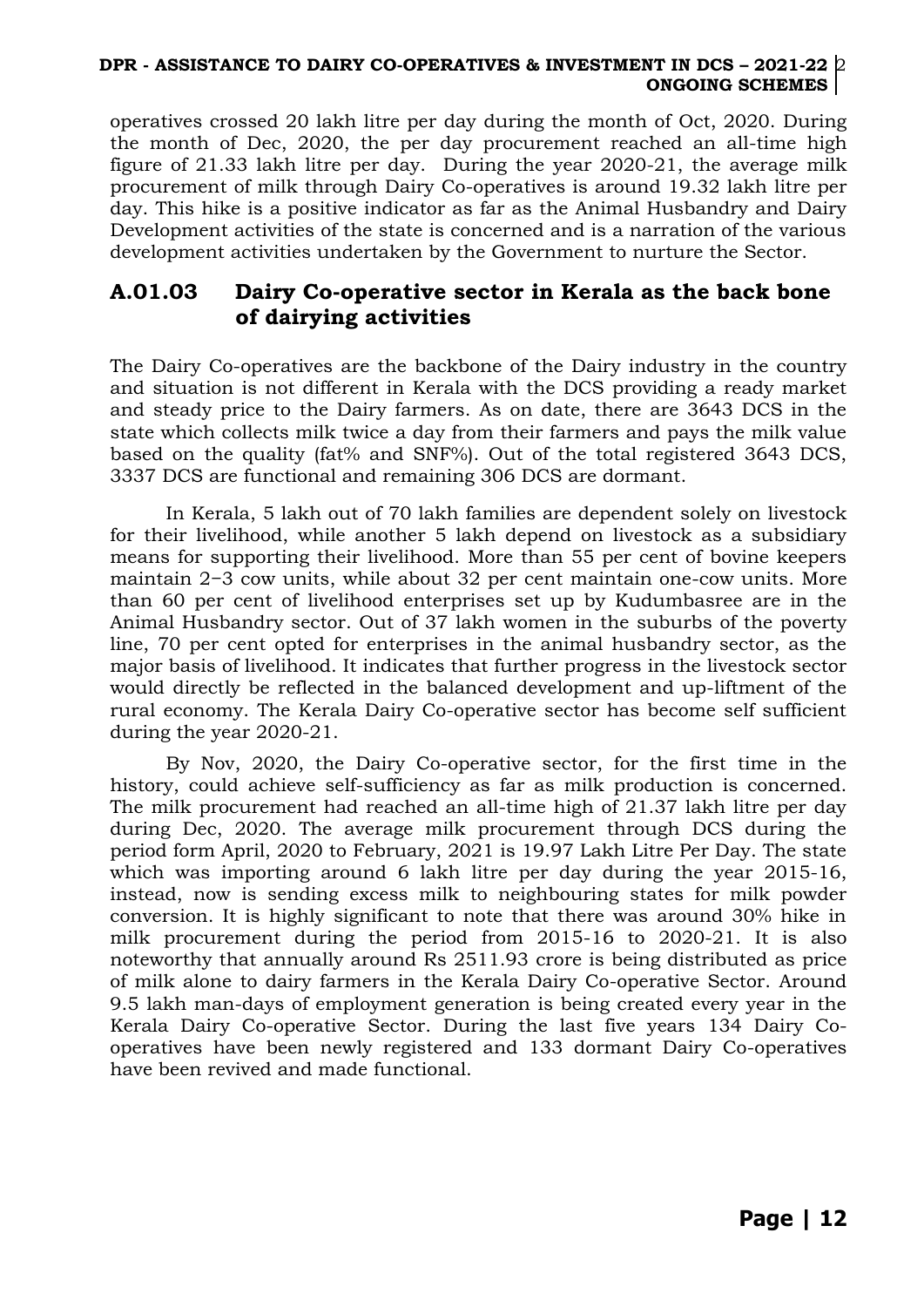operatives crossed 20 lakh litre per day during the month of Oct, 2020. During the month of Dec, 2020, the per day procurement reached an all-time high figure of 21.33 lakh litre per day. During the year 2020-21, the average milk procurement of milk through Dairy Co-operatives is around 19.32 lakh litre per day. This hike is a positive indicator as far as the Animal Husbandry and Dairy Development activities of the state is concerned and is a narration of the various development activities undertaken by the Government to nurture the Sector.

## A.01.03 Dairy Co-operative sector in Kerala as the back bone of dairying activities

The Dairy Co-operatives are the backbone of the Dairy industry in the country and situation is not different in Kerala with the DCS providing a ready market and steady price to the Dairy farmers. As on date, there are 3643 DCS in the state which collects milk twice a day from their farmers and pays the milk value based on the quality (fat% and SNF%). Out of the total registered 3643 DCS, 3337 DCS are functional and remaining 306 DCS are dormant.

In Kerala, 5 lakh out of 70 lakh families are dependent solely on livestock for their livelihood, while another 5 lakh depend on livestock as a subsidiary means for supporting their livelihood. More than 55 per cent of bovine keepers maintain 2–3 cow units, while about 32 per cent maintain one-cow units. More than 60 per cent of livelihood enterprises set up by Kudumbasree are in the Animal Husbandry sector. Out of 37 lakh women in the suburbs of the poverty line, 70 per cent opted for enterprises in the animal husbandry sector, as the major basis of livelihood. It indicates that further progress in the livestock sector would directly be reflected in the balanced development and up-liftment of the rural economy. The Kerala Dairy Co-operative sector has become self sufficient during the year 2020-21.

By Nov, 2020, the Dairy Co-operative sector, for the first time in the history, could achieve self-sufficiency as far as milk production is concerned. The milk procurement had reached an all-time high of 21.37 lakh litre per day during Dec, 2020. The average milk procurement through DCS during the period form April, 2020 to February, 2021 is 19.97 Lakh Litre Per Day. The state which was importing around 6 lakh litre per day during the year 2015-16, instead, now is sending excess milk to neighbouring states for milk powder conversion. It is highly significant to note that there was around 30% hike in milk procurement during the period from 2015-16 to 2020-21. It is also noteworthy that annually around Rs 2511.93 crore is being distributed as price of milk alone to dairy farmers in the Kerala Dairy Co-operative Sector. Around 9.5 lakh man-days of employment generation is being created every year in the Kerala Dairy Co-operative Sector. During the last five years 134 Dairy Co-operatives have been newly registered and 133 dormant Dairy Co-operatives have been revived and made functional.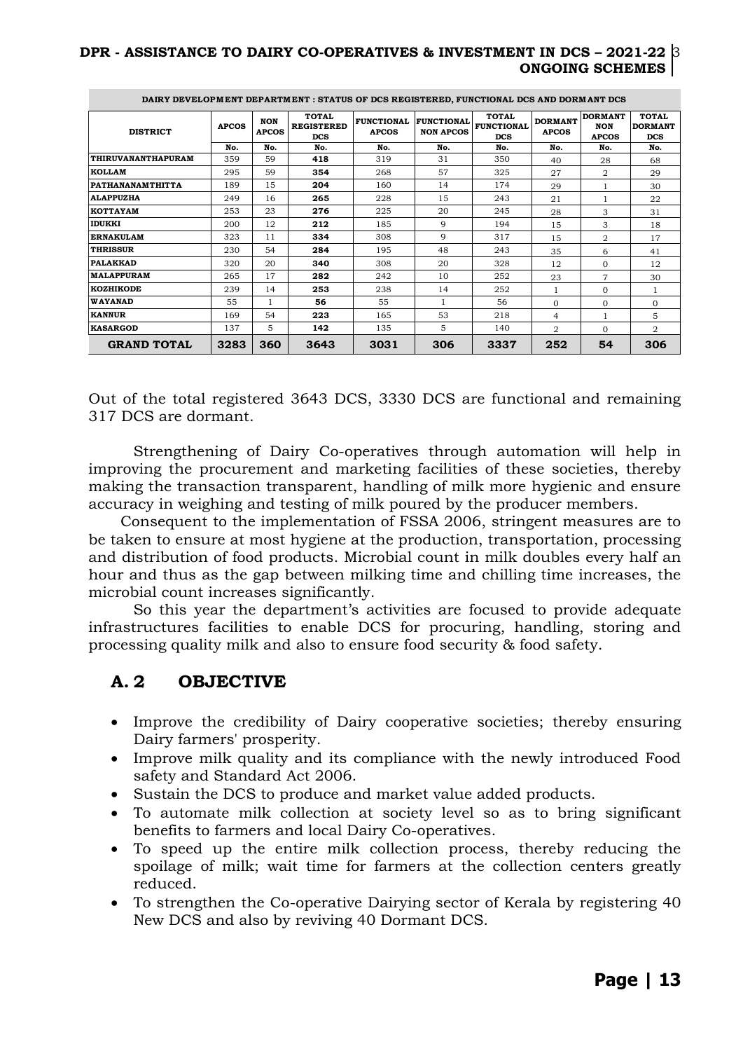| DAIRY DEVELOPMENT DEPARTMENT : STATUS OF DCS REGISTERED, FUNCTIONAL DCS AND DORMANT DCS | | | | | | | | | |
|---|---|---|---|---|---|---|---|---|---|
| DISTRICT | APCOS | NON APCOS | TOTAL REGISTERED DCS | FUNCTIONAL APCOS | FUNCTIONAL NON APCOS | TOTAL FUNCTIONAL DCS | DORMANT APCOS | DORMANT NON APCOS | TOTAL DORMANT DCS |
| | No. | No. | No. | No. | No. | No. | No. | No. | No. |
| THIRUVANANTHAPURAM | 359 | 59 | **418** | 319 | 31 | 350 | 40 | 28 | 68 |
| KOLLAM | 295 | 59 | **354** | 268 | 57 | 325 | 27 | 2 | 29 |
| PATHANANAMTHITTA | 189 | 15 | **204** | 160 | 14 | 174 | 29 | 1 | 30 |
| ALAPPUZHA | 249 | 16 | **265** | 228 | 15 | 243 | 21 | 1 | 22 |
| KOTTAYAM | 253 | 23 | **276** | 225 | 20 | 245 | 28 | 3 | 31 |
| IDUKKI | 200 | 12 | **212** | 185 | 9 | 194 | 15 | 3 | 18 |
| ERNAKULAM | 323 | 11 | **334** | 308 | 9 | 317 | 15 | 2 | 17 |
| THRISSUR | 230 | 54 | **284** | 195 | 48 | 243 | 35 | 6 | 41 |
| PALAKKAD | 320 | 20 | **340** | 308 | 20 | 328 | 12 | 0 | 12 |
| MALAPPURAM | 265 | 17 | **282** | 242 | 10 | 252 | 23 | 7 | 30 |
| KOZHIKODE | 239 | 14 | **253** | 238 | 14 | 252 | 1 | 0 | 1 |
| WAYANAD | 55 | 1 | **56** | 55 | 1 | 56 | 0 | 0 | 0 |
| KANNUR | 169 | 54 | **223** | 165 | 53 | 218 | 4 | 1 | 5 |
| KASARGOD | 137 | 5 | **142** | 135 | 5 | 140 | 2 | 0 | 2 |
| **GRAND TOTAL** | **3283** | **360** | **3643** | **3031** | **306** | **3337** | **252** | **54** | **306** |

Out of the total registered 3643 DCS, 3330 DCS are functional and remaining 317 DCS are dormant.

Strengthening of Dairy Co-operatives through automation will help in improving the procurement and marketing facilities of these societies, thereby making the transaction transparent, handling of milk more hygienic and ensure accuracy in weighing and testing of milk poured by the producer members.

Consequent to the implementation of FSSA 2006, stringent measures are to be taken to ensure at most hygiene at the production, transportation, processing and distribution of food products. Microbial count in milk doubles every half an hour and thus as the gap between milking time and chilling time increases, the microbial count increases significantly.

So this year the department's activities are focused to provide adequate infrastructures facilities to enable DCS for procuring, handling, storing and processing quality milk and also to ensure food security & food safety.

## A. 2 OBJECTIVE

- Improve the credibility of Dairy cooperative societies; thereby ensuring Dairy farmers' prosperity.
- Improve milk quality and its compliance with the newly introduced Food safety and Standard Act 2006.
- Sustain the DCS to produce and market value added products.
- To automate milk collection at society level so as to bring significant benefits to farmers and local Dairy Co-operatives.
- To speed up the entire milk collection process, thereby reducing the spoilage of milk; wait time for farmers at the collection centers greatly reduced.
- To strengthen the Co-operative Dairying sector of Kerala by registering 40 New DCS and also by reviving 40 Dormant DCS.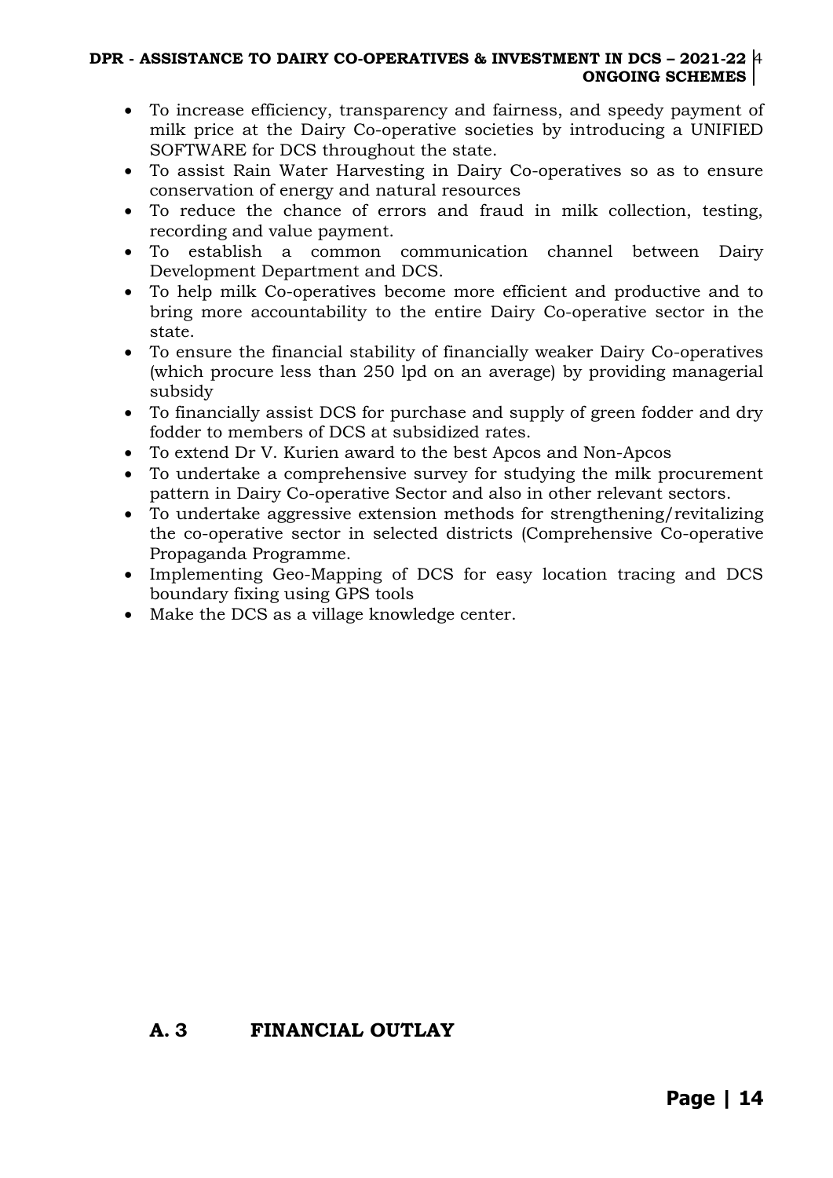- To increase efficiency, transparency and fairness, and speedy payment of milk price at the Dairy Co-operative societies by introducing a UNIFIED SOFTWARE for DCS throughout the state.
- To assist Rain Water Harvesting in Dairy Co-operatives so as to ensure conservation of energy and natural resources
- To reduce the chance of errors and fraud in milk collection, testing, recording and value payment.
- To establish a common communication channel between Dairy Development Department and DCS.
- To help milk Co-operatives become more efficient and productive and to bring more accountability to the entire Dairy Co-operative sector in the state.
- To ensure the financial stability of financially weaker Dairy Co-operatives (which procure less than 250 lpd on an average) by providing managerial subsidy
- To financially assist DCS for purchase and supply of green fodder and dry fodder to members of DCS at subsidized rates.
- To extend Dr V. Kurien award to the best Apcos and Non-Apcos
- To undertake a comprehensive survey for studying the milk procurement pattern in Dairy Co-operative Sector and also in other relevant sectors.
- To undertake aggressive extension methods for strengthening/revitalizing the co-operative sector in selected districts (Comprehensive Co-operative Propaganda Programme.
- Implementing Geo-Mapping of DCS for easy location tracing and DCS boundary fixing using GPS tools
- Make the DCS as a village knowledge center.

## A. 3 FINANCIAL OUTLAY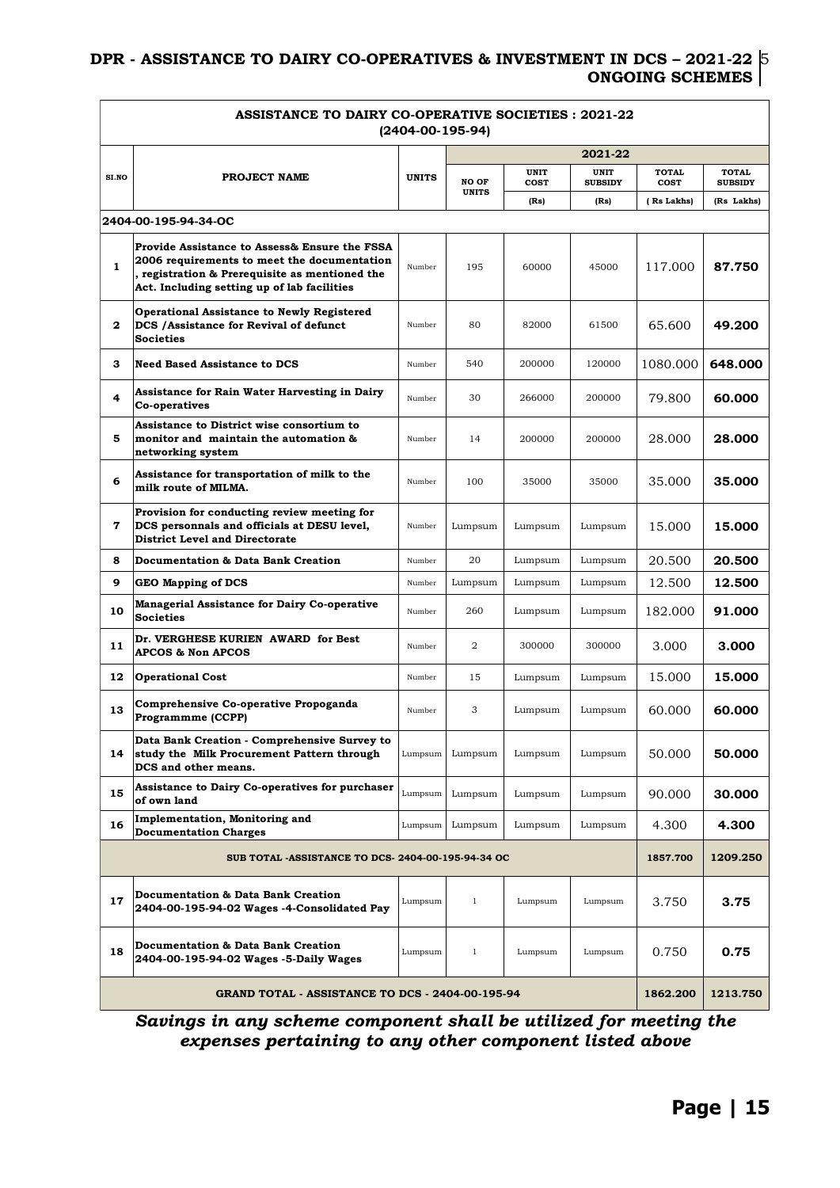## ASSISTANCE TO DAIRY CO-OPERATIVE SOCIETIES : 2021-22 (2404-00-195-94)

| Sl.NO | PROJECT NAME | UNITS | 2021-22 | | | | |
|---|---|---|---|---|---|---|---|
| | | | NO OF UNITS | UNIT COST (Rs) | UNIT SUBSIDY (Rs) | TOTAL COST (Rs Lakhs) | TOTAL SUBSIDY (Rs Lakhs) |
| **2404-00-195-94-34-OC** | | | | | | | |
| 1 | **Provide Assistance to Assess& Ensure the FSSA 2006 requirements to meet the documentation , registration & Prerequisite as mentioned the Act. Including setting up of lab facilities** | Number | 195 | 60000 | 45000 | 117.000 | **87.750** |
| 2 | **Operational Assistance to Newly Registered DCS /Assistance for Revival of defunct Societies** | Number | 80 | 82000 | 61500 | 65.600 | **49.200** |
| 3 | **Need Based Assistance to DCS** | Number | 540 | 200000 | 120000 | 1080.000 | **648.000** |
| 4 | **Assistance for Rain Water Harvesting in Dairy Co-operatives** | Number | 30 | 266000 | 200000 | 79.800 | **60.000** |
| 5 | **Assistance to District wise consortium to monitor and maintain the automation & networking system** | Number | 14 | 200000 | 200000 | 28.000 | **28.000** |
| 6 | **Assistance for transportation of milk to the milk route of MILMA.** | Number | 100 | 35000 | 35000 | 35.000 | **35.000** |
| 7 | **Provision for conducting review meeting for DCS personnals and officials at DESU level, District Level and Directorate** | Number | Lumpsum | Lumpsum | Lumpsum | 15.000 | **15.000** |
| 8 | **Documentation & Data Bank Creation** | Number | 20 | Lumpsum | Lumpsum | 20.500 | **20.500** |
| 9 | **GEO Mapping of DCS** | Number | Lumpsum | Lumpsum | Lumpsum | 12.500 | **12.500** |
| 10 | **Managerial Assistance for Dairy Co-operative Societies** | Number | 260 | Lumpsum | Lumpsum | 182.000 | **91.000** |
| 11 | **Dr. VERGHESE KURIEN AWARD for Best APCOS & Non APCOS** | Number | 2 | 300000 | 300000 | 3.000 | **3.000** |
| 12 | **Operational Cost** | Number | 15 | Lumpsum | Lumpsum | 15.000 | **15.000** |
| 13 | **Comprehensive Co-operative Propoganda Programmme (CCPP)** | Number | 3 | Lumpsum | Lumpsum | 60.000 | **60.000** |
| 14 | **Data Bank Creation - Comprehensive Survey to study the Milk Procurement Pattern through DCS and other means.** | Lumpsum | Lumpsum | Lumpsum | Lumpsum | 50.000 | **50.000** |
| 15 | **Assistance to Dairy Co-operatives for purchaser of own land** | Lumpsum | Lumpsum | Lumpsum | Lumpsum | 90.000 | **30.000** |
| 16 | **Implementation, Monitoring and Documentation Charges** | Lumpsum | Lumpsum | Lumpsum | Lumpsum | 4.300 | **4.300** |
| | **SUB TOTAL -ASSISTANCE TO DCS- 2404-00-195-94-34 OC** | | | | | **1857.700** | **1209.250** |
| 17 | **Documentation & Data Bank Creation 2404-00-195-94-02 Wages -4-Consolidated Pay** | Lumpsum | 1 | Lumpsum | Lumpsum | 3.750 | **3.75** |
| 18 | **Documentation & Data Bank Creation 2404-00-195-94-02 Wages -5-Daily Wages** | Lumpsum | 1 | Lumpsum | Lumpsum | 0.750 | **0.75** |
| | **GRAND TOTAL - ASSISTANCE TO DCS - 2404-00-195-94** | | | | | **1862.200** | **1213.750** |

***Savings in any scheme component shall be utilized for meeting the expenses pertaining to any other component listed above***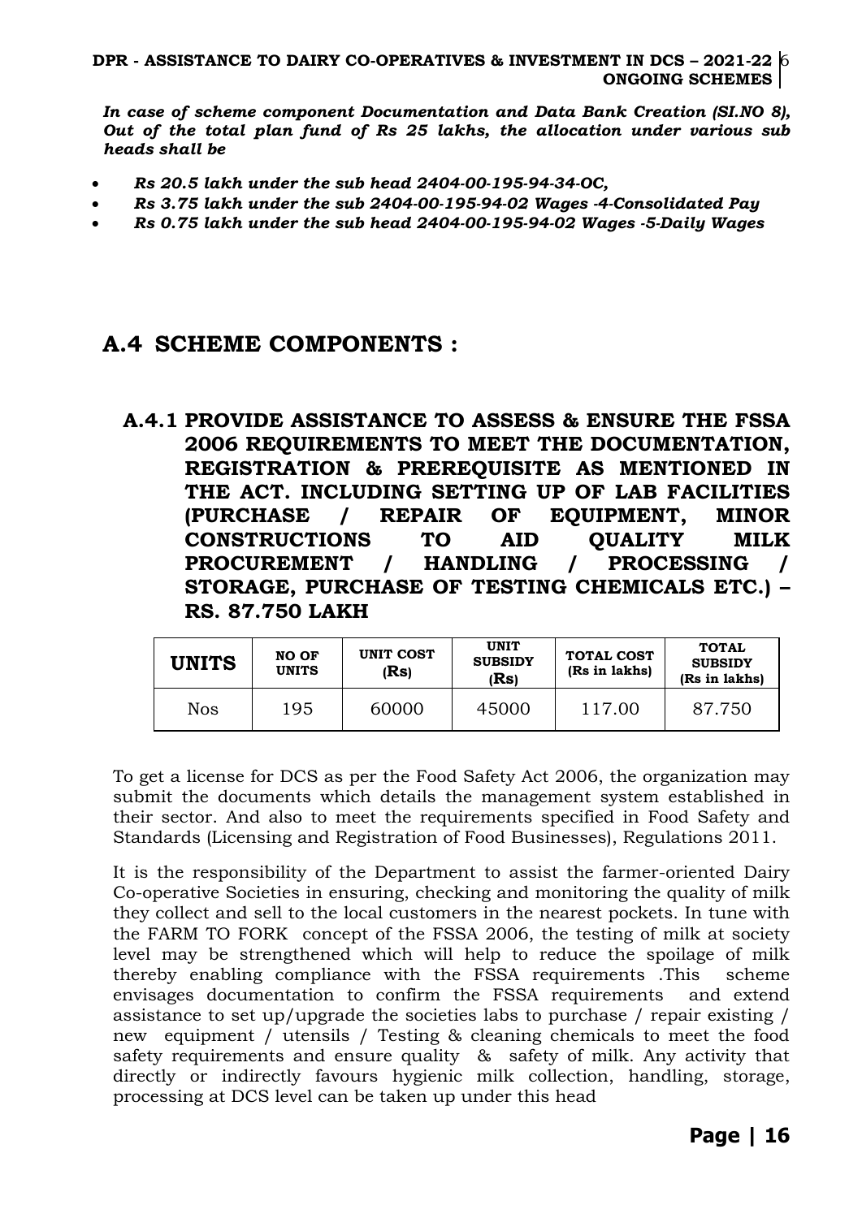***In case of scheme component Documentation and Data Bank Creation (SI.NO 8), Out of the total plan fund of Rs 25 lakhs, the allocation under various sub heads shall be***

- ***Rs 20.5 lakh under the sub head 2404-00-195-94-34-OC,***
- ***Rs 3.75 lakh under the sub 2404-00-195-94-02 Wages -4-Consolidated Pay***
- ***Rs 0.75 lakh under the sub head 2404-00-195-94-02 Wages -5-Daily Wages***

## A.4 SCHEME COMPONENTS :

### A.4.1 PROVIDE ASSISTANCE TO ASSESS & ENSURE THE FSSA 2006 REQUIREMENTS TO MEET THE DOCUMENTATION, REGISTRATION & PREREQUISITE AS MENTIONED IN THE ACT. INCLUDING SETTING UP OF LAB FACILITIES (PURCHASE / REPAIR OF EQUIPMENT, MINOR CONSTRUCTIONS TO AID QUALITY MILK PROCUREMENT / HANDLING / PROCESSING / STORAGE, PURCHASE OF TESTING CHEMICALS ETC.) – RS. 87.750 LAKH

| UNITS | NO OF UNITS | UNIT COST (Rs) | UNIT SUBSIDY (Rs) | TOTAL COST (Rs in lakhs) | TOTAL SUBSIDY (Rs in lakhs) |
|---|---|---|---|---|---|
| Nos | 195 | 60000 | 45000 | 117.00 | 87.750 |

To get a license for DCS as per the Food Safety Act 2006, the organization may submit the documents which details the management system established in their sector. And also to meet the requirements specified in Food Safety and Standards (Licensing and Registration of Food Businesses), Regulations 2011.

It is the responsibility of the Department to assist the farmer-oriented Dairy Co-operative Societies in ensuring, checking and monitoring the quality of milk they collect and sell to the local customers in the nearest pockets. In tune with the FARM TO FORK concept of the FSSA 2006, the testing of milk at society level may be strengthened which will help to reduce the spoilage of milk thereby enabling compliance with the FSSA requirements .This scheme envisages documentation to confirm the FSSA requirements and extend assistance to set up/upgrade the societies labs to purchase / repair existing / new equipment / utensils / Testing & cleaning chemicals to meet the food safety requirements and ensure quality & safety of milk. Any activity that directly or indirectly favours hygienic milk collection, handling, storage, processing at DCS level can be taken up under this head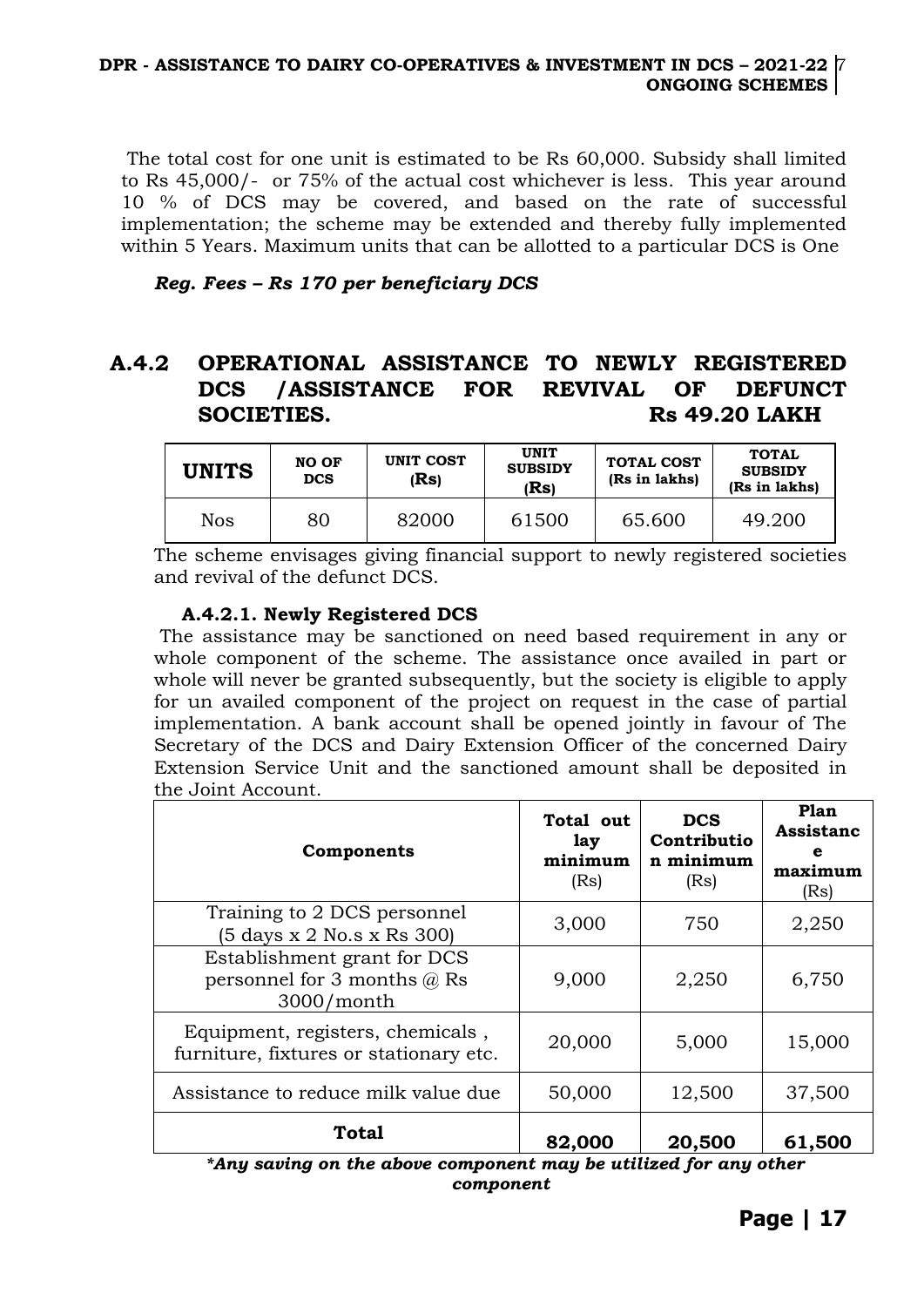The total cost for one unit is estimated to be Rs 60,000. Subsidy shall limited to Rs 45,000/- or 75% of the actual cost whichever is less. This year around 10 % of DCS may be covered, and based on the rate of successful implementation; the scheme may be extended and thereby fully implemented within 5 Years. Maximum units that can be allotted to a particular DCS is One

***Reg. Fees – Rs 170 per beneficiary DCS***

## A.4.2 OPERATIONAL ASSISTANCE TO NEWLY REGISTERED DCS /ASSISTANCE FOR REVIVAL OF DEFUNCT SOCIETIES. Rs 49.20 LAKH

| UNITS | NO OF DCS | UNIT COST (Rs) | UNIT SUBSIDY (Rs) | TOTAL COST (Rs in lakhs) | TOTAL SUBSIDY (Rs in lakhs) |
|---|---|---|---|---|---|
| Nos | 80 | 82000 | 61500 | 65.600 | 49.200 |

The scheme envisages giving financial support to newly registered societies and revival of the defunct DCS.

### A.4.2.1. Newly Registered DCS

The assistance may be sanctioned on need based requirement in any or whole component of the scheme. The assistance once availed in part or whole will never be granted subsequently, but the society is eligible to apply for un availed component of the project on request in the case of partial implementation. A bank account shall be opened jointly in favour of The Secretary of the DCS and Dairy Extension Officer of the concerned Dairy Extension Service Unit and the sanctioned amount shall be deposited in the Joint Account.

| Components | Total out lay minimum (Rs) | DCS Contribution minimum (Rs) | Plan Assistance maximum (Rs) |
|---|---|---|---|
| Training to 2 DCS personnel (5 days x 2 No.s x Rs 300) | 3,000 | 750 | 2,250 |
| Establishment grant for DCS personnel for 3 months @ Rs 3000/month | 9,000 | 2,250 | 6,750 |
| Equipment, registers, chemicals , furniture, fixtures or stationary etc. | 20,000 | 5,000 | 15,000 |
| Assistance to reduce milk value due | 50,000 | 12,500 | 37,500 |
| **Total** | **82,000** | **20,500** | **61,500** |

***Any saving on the above component may be utilized for any other component***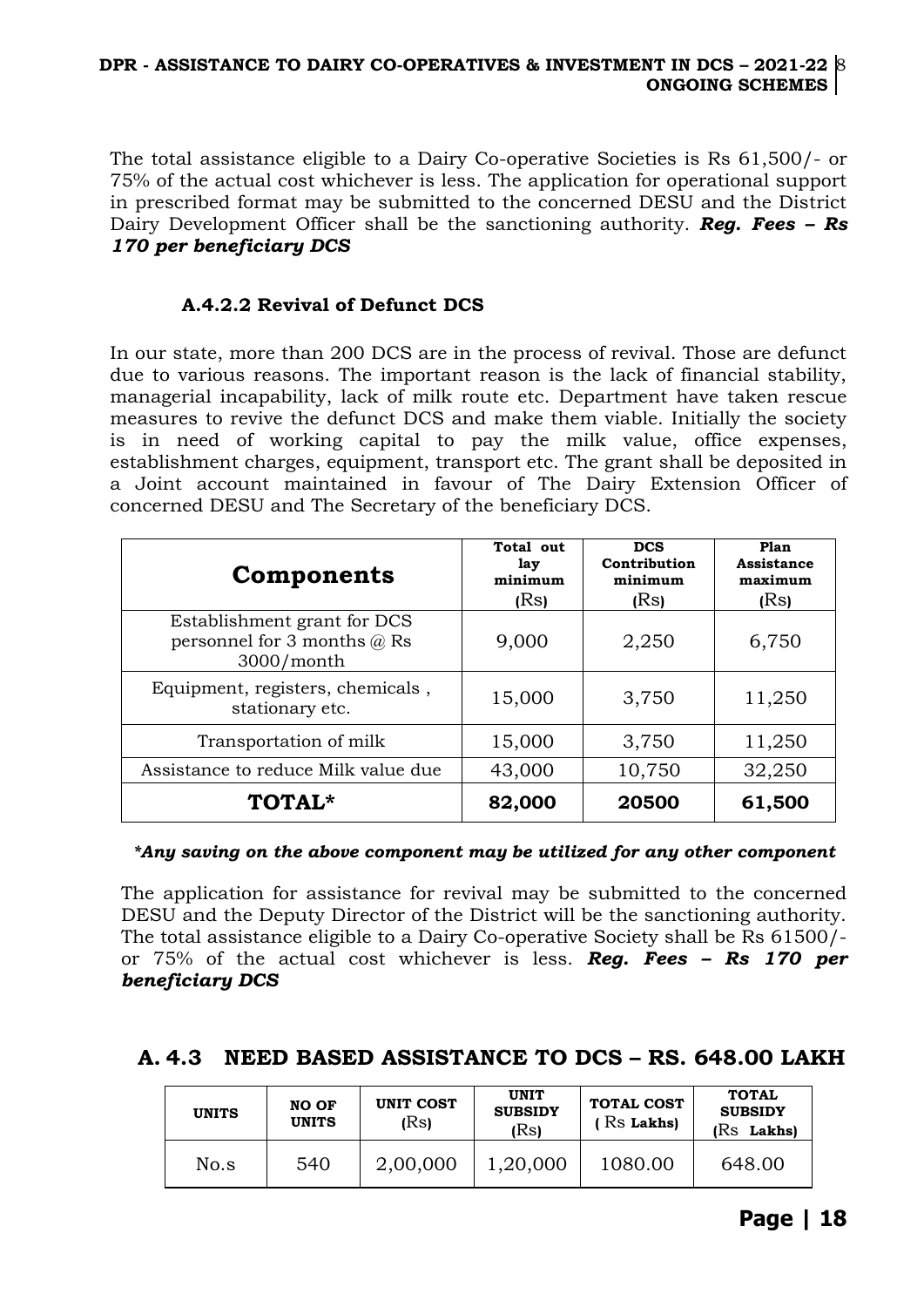The total assistance eligible to a Dairy Co-operative Societies is Rs 61,500/- or 75% of the actual cost whichever is less. The application for operational support in prescribed format may be submitted to the concerned DESU and the District Dairy Development Officer shall be the sanctioning authority. ***Reg. Fees – Rs 170 per beneficiary DCS***

### A.4.2.2 Revival of Defunct DCS

In our state, more than 200 DCS are in the process of revival. Those are defunct due to various reasons. The important reason is the lack of financial stability, managerial incapability, lack of milk route etc. Department have taken rescue measures to revive the defunct DCS and make them viable. Initially the society is in need of working capital to pay the milk value, office expenses, establishment charges, equipment, transport etc. The grant shall be deposited in a Joint account maintained in favour of The Dairy Extension Officer of concerned DESU and The Secretary of the beneficiary DCS.

| Components | Total out lay minimum (Rs) | DCS Contribution minimum (Rs) | Plan Assistance maximum (Rs) |
|---|---|---|---|
| Establishment grant for DCS personnel for 3 months @ Rs 3000/month | 9,000 | 2,250 | 6,750 |
| Equipment, registers, chemicals , stationary etc. | 15,000 | 3,750 | 11,250 |
| Transportation of milk | 15,000 | 3,750 | 11,250 |
| Assistance to reduce Milk value due | 43,000 | 10,750 | 32,250 |
| **TOTAL*** | **82,000** | **20500** | **61,500** |

***Any saving on the above component may be utilized for any other component***

The application for assistance for revival may be submitted to the concerned DESU and the Deputy Director of the District will be the sanctioning authority. The total assistance eligible to a Dairy Co-operative Society shall be Rs 61500/- or 75% of the actual cost whichever is less. ***Reg. Fees – Rs 170 per beneficiary DCS***

## A. 4.3 NEED BASED ASSISTANCE TO DCS – RS. 648.00 LAKH

| UNITS | NO OF UNITS | UNIT COST (Rs) | UNIT SUBSIDY (Rs) | TOTAL COST ( Rs Lakhs) | TOTAL SUBSIDY (Rs Lakhs) |
|---|---|---|---|---|---|
| No.s | 540 | 2,00,000 | 1,20,000 | 1080.00 | 648.00 |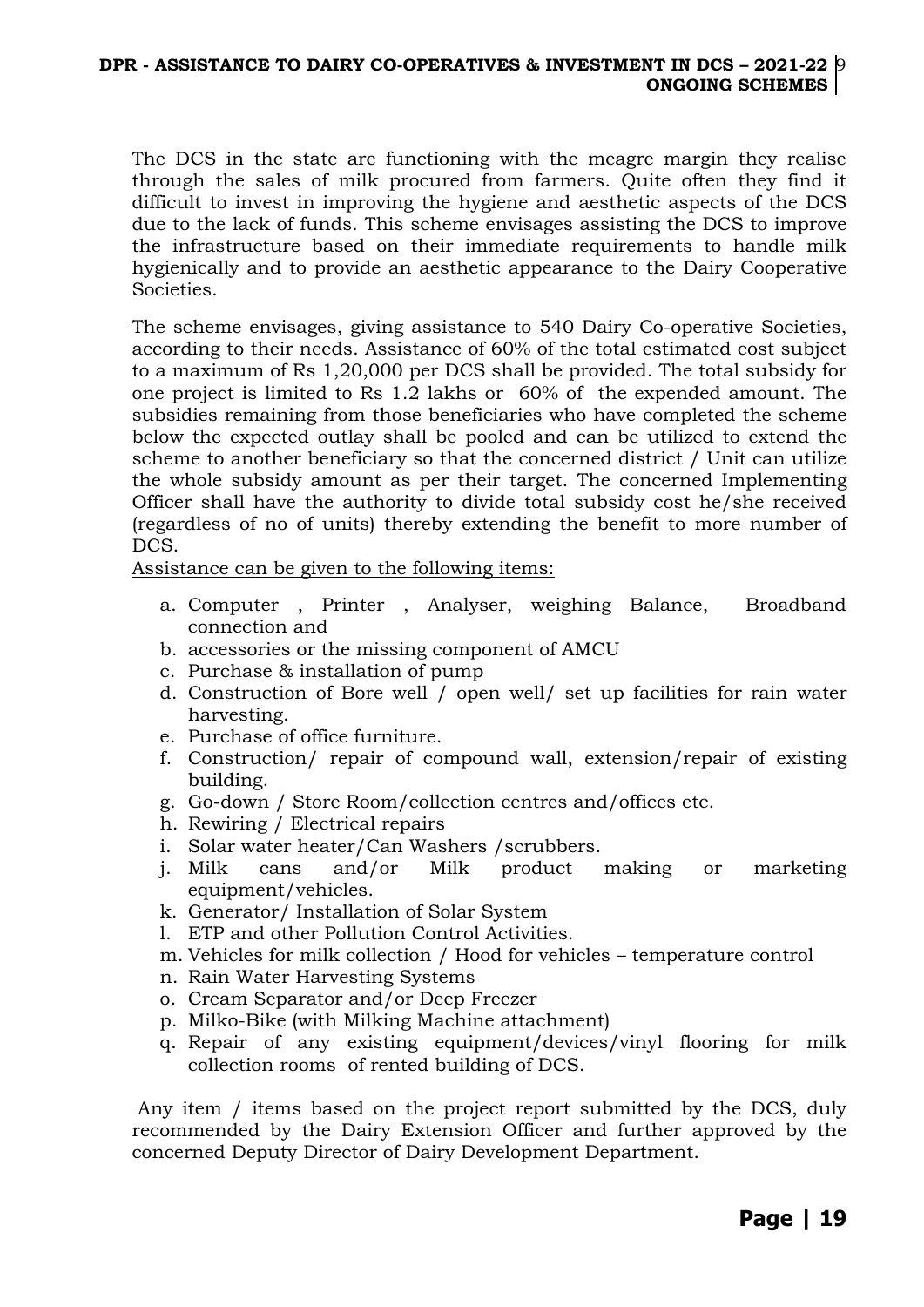The DCS in the state are functioning with the meagre margin they realise through the sales of milk procured from farmers. Quite often they find it difficult to invest in improving the hygiene and aesthetic aspects of the DCS due to the lack of funds. This scheme envisages assisting the DCS to improve the infrastructure based on their immediate requirements to handle milk hygienically and to provide an aesthetic appearance to the Dairy Cooperative Societies.

The scheme envisages, giving assistance to 540 Dairy Co-operative Societies, according to their needs. Assistance of 60% of the total estimated cost subject to a maximum of Rs 1,20,000 per DCS shall be provided. The total subsidy for one project is limited to Rs 1.2 lakhs or 60% of the expended amount. The subsidies remaining from those beneficiaries who have completed the scheme below the expected outlay shall be pooled and can be utilized to extend the scheme to another beneficiary so that the concerned district / Unit can utilize the whole subsidy amount as per their target. The concerned Implementing Officer shall have the authority to divide total subsidy cost he/she received (regardless of no of units) thereby extending the benefit to more number of DCS.

Assistance can be given to the following items:

a. Computer , Printer , Analyser, weighing Balance, Broadband connection and
b. accessories or the missing component of AMCU
c. Purchase & installation of pump
d. Construction of Bore well / open well/ set up facilities for rain water harvesting.
e. Purchase of office furniture.
f. Construction/ repair of compound wall, extension/repair of existing building.
g. Go-down / Store Room/collection centres and/or offices etc.
h. Rewiring / Electrical repairs
i. Solar water heater/Can Washers /scrubbers.
j. Milk cans and/or Milk product making or marketing equipment/vehicles.
k. Generator/ Installation of Solar System
l. ETP and other Pollution Control Activities.
m. Vehicles for milk collection / Hood for vehicles – temperature control
n. Rain Water Harvesting Systems
o. Cream Separator and/or Deep Freezer
p. Milko-Bike (with Milking Machine attachment)
q. Repair of any existing equipment/devices/vinyl flooring for milk collection rooms of rented building of DCS.

Any item / items based on the project report submitted by the DCS, duly recommended by the Dairy Extension Officer and further approved by the concerned Deputy Director of Dairy Development Department.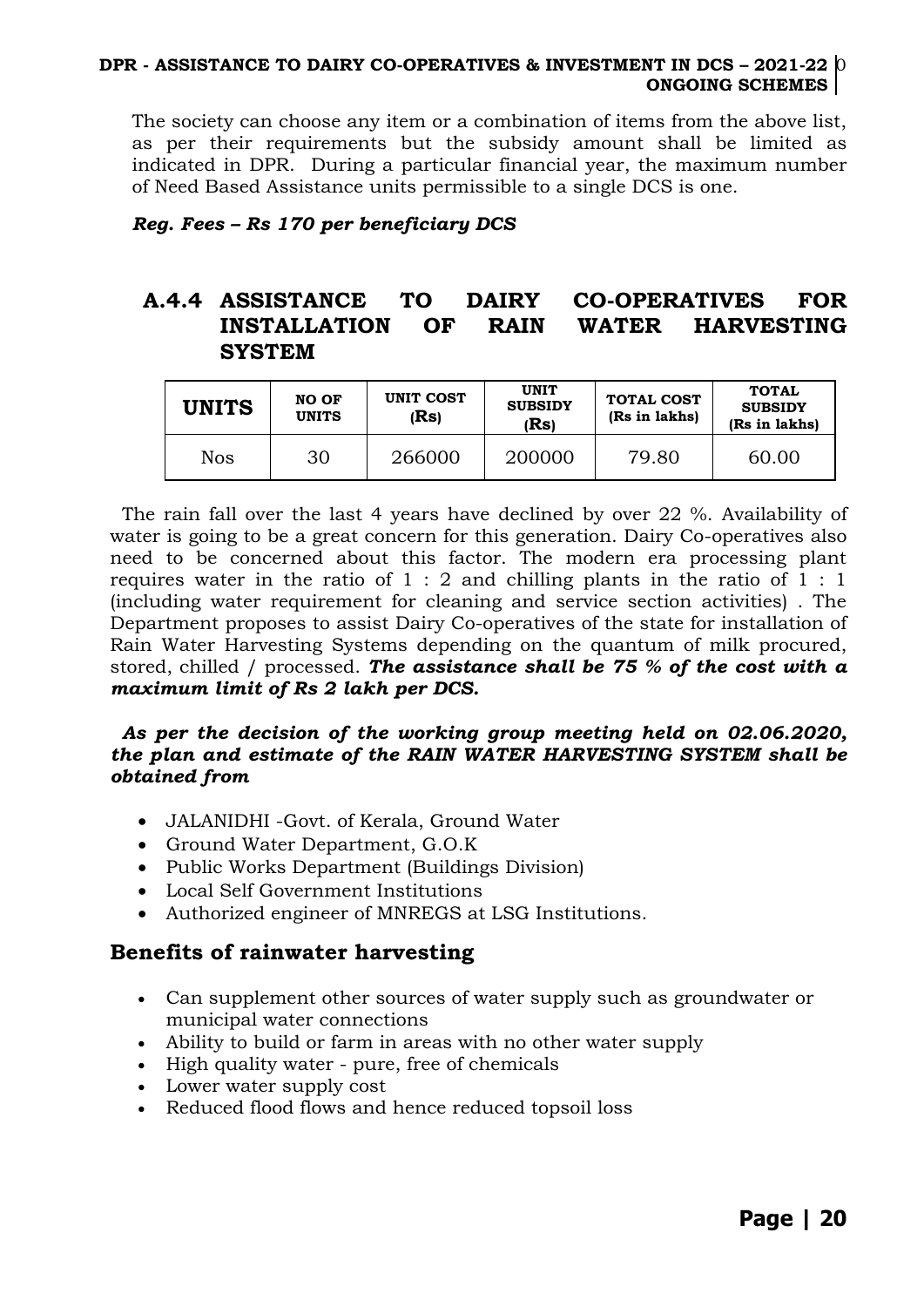The society can choose any item or a combination of items from the above list, as per their requirements but the subsidy amount shall be limited as indicated in DPR. During a particular financial year, the maximum number of Need Based Assistance units permissible to a single DCS is one.

***Reg. Fees – Rs 170 per beneficiary DCS***

## A.4.4 ASSISTANCE TO DAIRY CO-OPERATIVES FOR INSTALLATION OF RAIN WATER HARVESTING SYSTEM

| UNITS | NO OF UNITS | UNIT COST (Rs) | UNIT SUBSIDY (Rs) | TOTAL COST (Rs in lakhs) | TOTAL SUBSIDY (Rs in lakhs) |
|---|---|---|---|---|---|
| Nos | 30 | 266000 | 200000 | 79.80 | 60.00 |

The rain fall over the last 4 years have declined by over 22 %. Availability of water is going to be a great concern for this generation. Dairy Co-operatives also need to be concerned about this factor. The modern era processing plant requires water in the ratio of 1 : 2 and chilling plants in the ratio of 1 : 1 (including water requirement for cleaning and service section activities) . The Department proposes to assist Dairy Co-operatives of the state for installation of Rain Water Harvesting Systems depending on the quantum of milk procured, stored, chilled / processed. ***The assistance shall be 75 % of the cost with a maximum limit of Rs 2 lakh per DCS.***

***As per the decision of the working group meeting held on 02.06.2020, the plan and estimate of the RAIN WATER HARVESTING SYSTEM shall be obtained from***

- JALANIDHI -Govt. of Kerala, Ground Water
- Ground Water Department, G.O.K
- Public Works Department (Buildings Division)
- Local Self Government Institutions
- Authorized engineer of MNREGS at LSG Institutions.

### Benefits of rainwater harvesting

- Can supplement other sources of water supply such as groundwater or municipal water connections
- Ability to build or farm in areas with no other water supply
- High quality water - pure, free of chemicals
- Lower water supply cost
- Reduced flood flows and hence reduced topsoil loss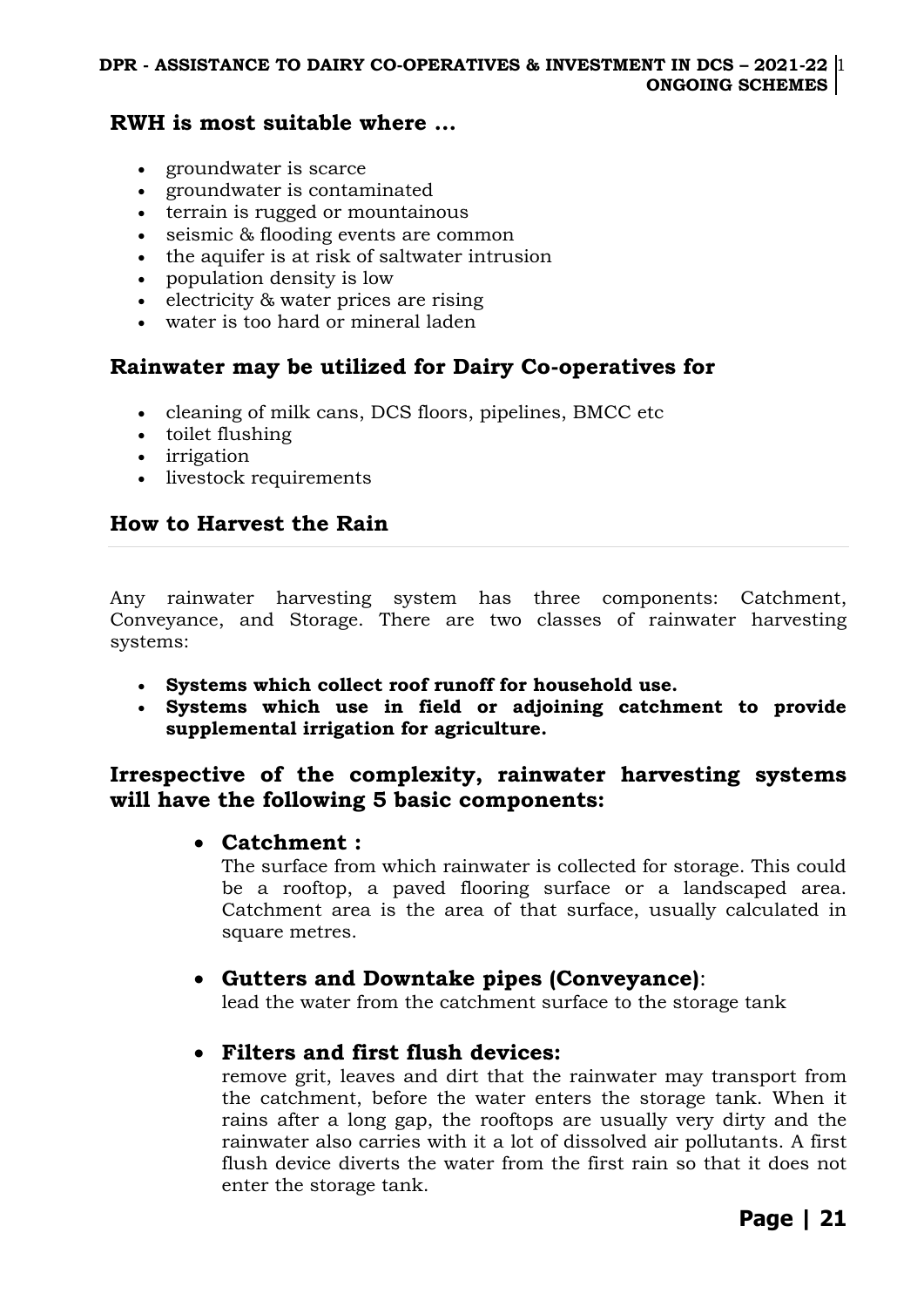## RWH is most suitable where ...

- groundwater is scarce
- groundwater is contaminated
- terrain is rugged or mountainous
- seismic & flooding events are common
- the aquifer is at risk of saltwater intrusion
- population density is low
- electricity & water prices are rising
- water is too hard or mineral laden

## Rainwater may be utilized for Dairy Co-operatives for

- cleaning of milk cans, DCS floors, pipelines, BMCC etc
- toilet flushing
- irrigation
- livestock requirements

## How to Harvest the Rain

Any rainwater harvesting system has three components: Catchment, Conveyance, and Storage. There are two classes of rainwater harvesting systems:

- **Systems which collect roof runoff for household use.**
- **Systems which use in field or adjoining catchment to provide supplemental irrigation for agriculture.**

## Irrespective of the complexity, rainwater harvesting systems will have the following 5 basic components:

- **Catchment :**
  The surface from which rainwater is collected for storage. This could be a rooftop, a paved flooring surface or a landscaped area. Catchment area is the area of that surface, usually calculated in square metres.

- **Gutters and Downtake pipes (Conveyance)**:
  lead the water from the catchment surface to the storage tank

- **Filters and first flush devices:**
  remove grit, leaves and dirt that the rainwater may transport from the catchment, before the water enters the storage tank. When it rains after a long gap, the rooftops are usually very dirty and the rainwater also carries with it a lot of dissolved air pollutants. A first flush device diverts the water from the first rain so that it does not enter the storage tank.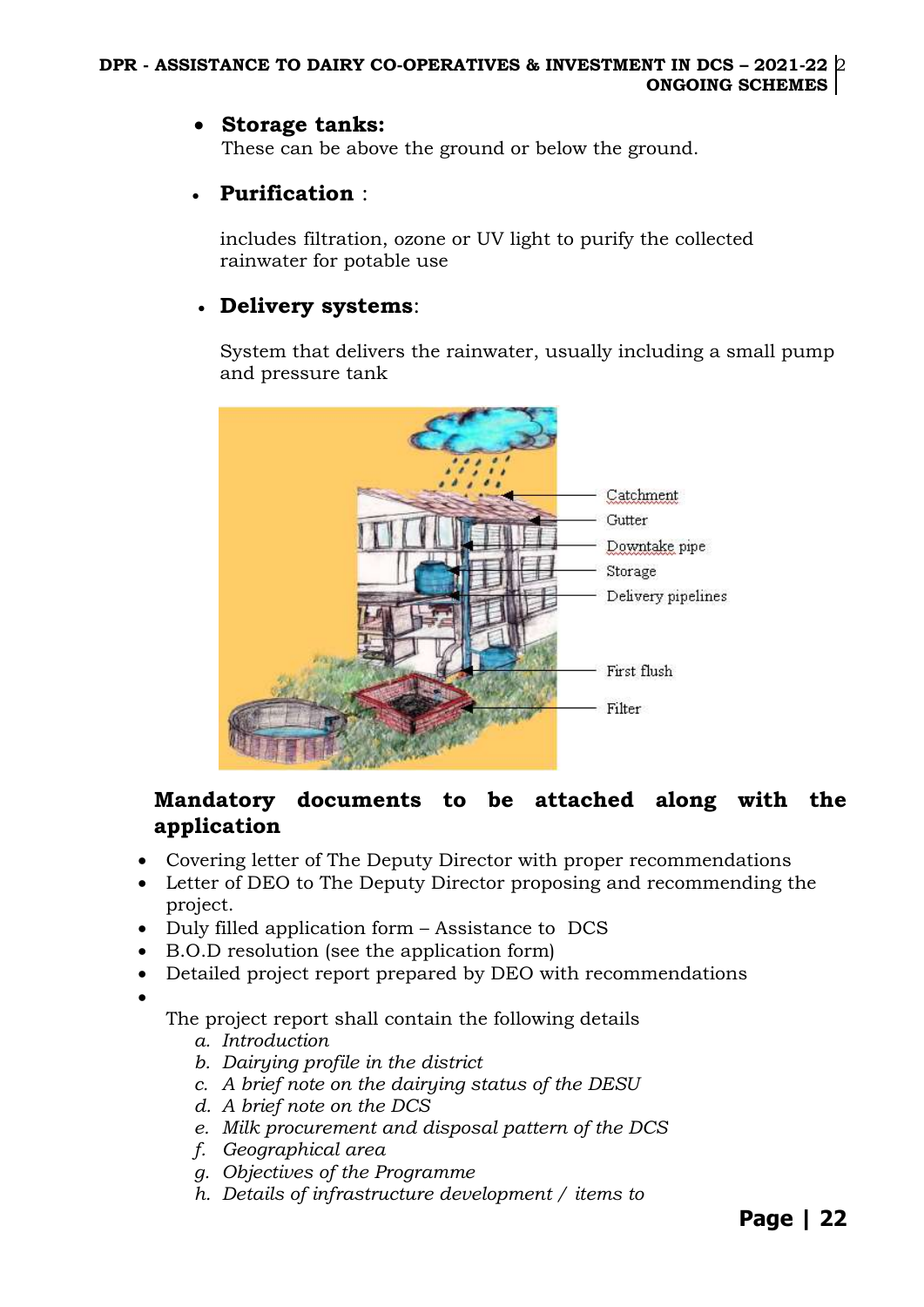- **Storage tanks:**
  These can be above the ground or below the ground.

- **Purification** :

  includes filtration, ozone or UV light to purify the collected rainwater for potable use

- **Delivery systems**:

  System that delivers the rainwater, usually including a small pump and pressure tank

Catchment
Gutter
Downtake pipe
Storage
Delivery pipelines
First flush
Filter

## Mandatory documents to be attached along with the application

- Covering letter of The Deputy Director with proper recommendations
- Letter of DEO to The Deputy Director proposing and recommending the project.
- Duly filled application form – Assistance to DCS
- B.O.D resolution (see the application form)
- Detailed project report prepared by DEO with recommendations
-

The project report shall contain the following details

a. *Introduction*
b. *Dairying profile in the district*
c. *A brief note on the dairying status of the DESU*
d. *A brief note on the DCS*
e. *Milk procurement and disposal pattern of the DCS*
f. *Geographical area*
g. *Objectives of the Programme*
h. *Details of infrastructure development / items to*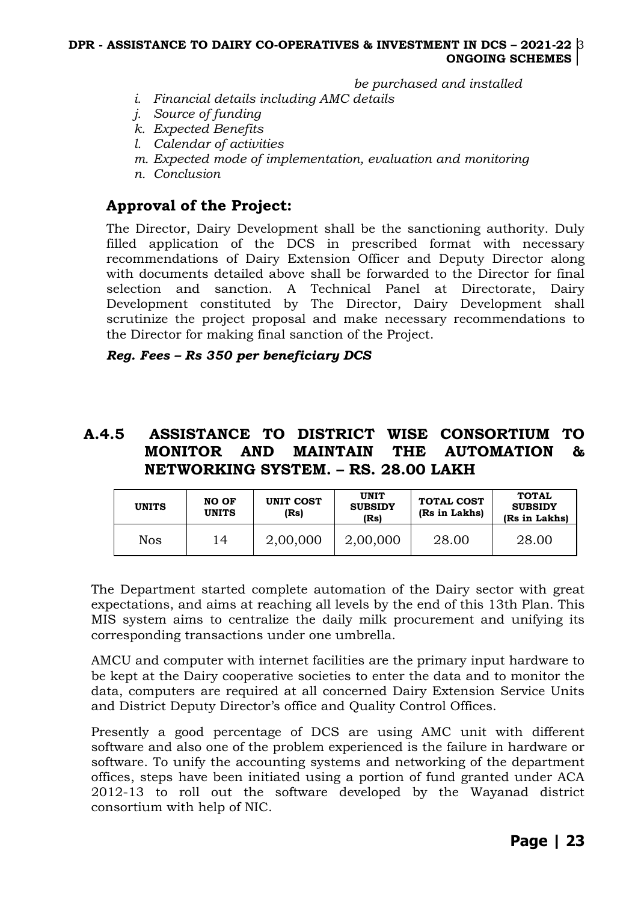*be purchased and installed*

i. *Financial details including AMC details*
j. *Source of funding*
k. *Expected Benefits*
l. *Calendar of activities*
m. *Expected mode of implementation, evaluation and monitoring*
n. *Conclusion*

### Approval of the Project:

The Director, Dairy Development shall be the sanctioning authority. Duly filled application of the DCS in prescribed format with necessary recommendations of Dairy Extension Officer and Deputy Director along with documents detailed above shall be forwarded to the Director for final selection and sanction. A Technical Panel at Directorate, Dairy Development constituted by The Director, Dairy Development shall scrutinize the project proposal and make necessary recommendations to the Director for making final sanction of the Project.

***Reg. Fees – Rs 350 per beneficiary DCS***

## A.4.5 ASSISTANCE TO DISTRICT WISE CONSORTIUM TO MONITOR AND MAINTAIN THE AUTOMATION & NETWORKING SYSTEM. – RS. 28.00 LAKH

| UNITS | NO OF UNITS | UNIT COST (Rs) | UNIT SUBSIDY (Rs) | TOTAL COST (Rs in Lakhs) | TOTAL SUBSIDY (Rs in Lakhs) |
|---|---|---|---|---|---|
| Nos | 14 | 2,00,000 | 2,00,000 | 28.00 | 28.00 |

The Department started complete automation of the Dairy sector with great expectations, and aims at reaching all levels by the end of this 13th Plan. This MIS system aims to centralize the daily milk procurement and unifying its corresponding transactions under one umbrella.

AMCU and computer with internet facilities are the primary input hardware to be kept at the Dairy cooperative societies to enter the data and to monitor the data, computers are required at all concerned Dairy Extension Service Units and District Deputy Director's office and Quality Control Offices.

Presently a good percentage of DCS are using AMC unit with different software and also one of the problem experienced is the failure in hardware or software. To unify the accounting systems and networking of the department offices, steps have been initiated using a portion of fund granted under ACA 2012-13 to roll out the software developed by the Wayanad district consortium with help of NIC.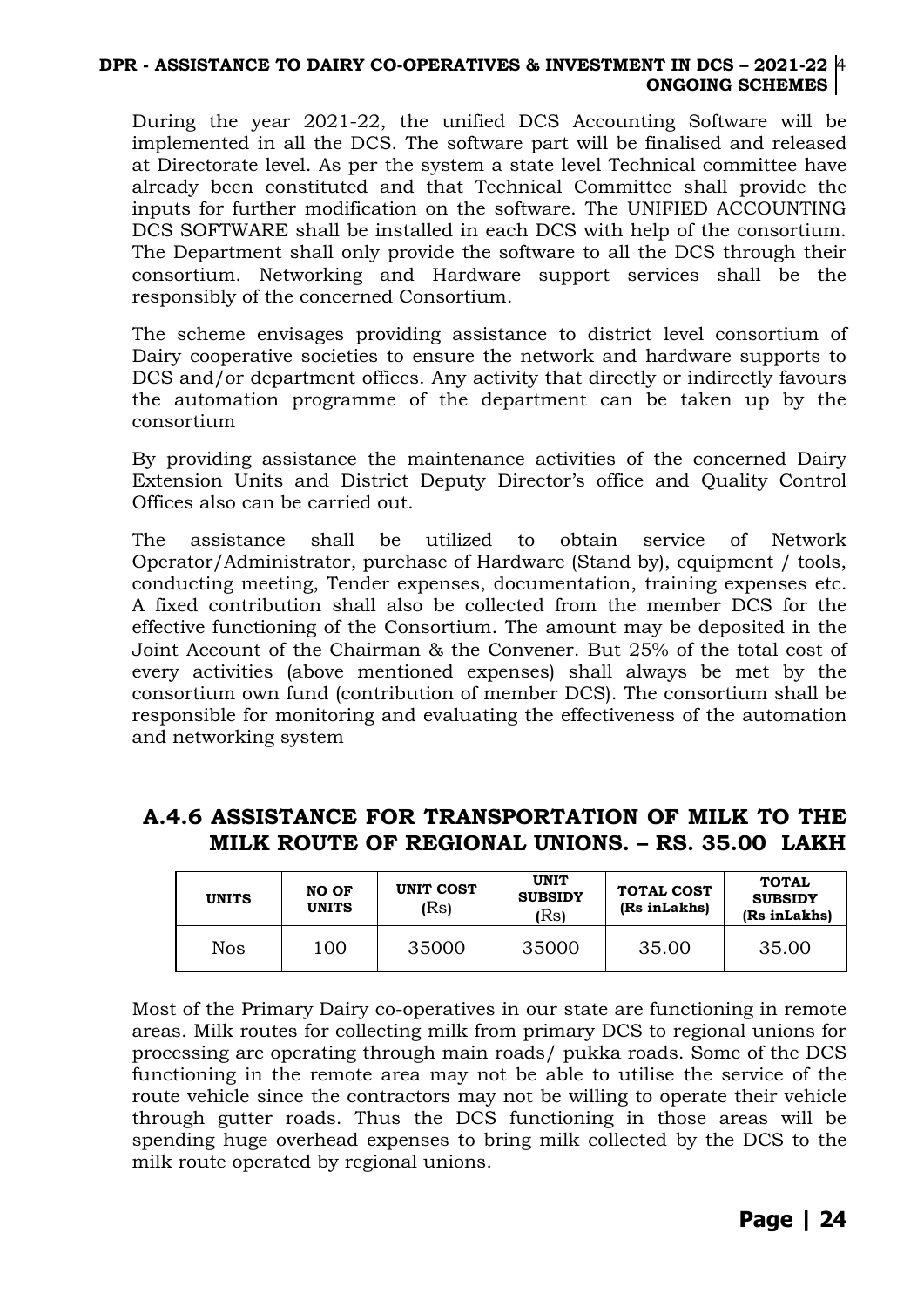During the year 2021-22, the unified DCS Accounting Software will be implemented in all the DCS. The software part will be finalised and released at Directorate level. As per the system a state level Technical committee have already been constituted and that Technical Committee shall provide the inputs for further modification on the software. The UNIFIED ACCOUNTING DCS SOFTWARE shall be installed in each DCS with help of the consortium. The Department shall only provide the software to all the DCS through their consortium. Networking and Hardware support services shall be the responsibly of the concerned Consortium.

The scheme envisages providing assistance to district level consortium of Dairy cooperative societies to ensure the network and hardware supports to DCS and/or department offices. Any activity that directly or indirectly favours the automation programme of the department can be taken up by the consortium

By providing assistance the maintenance activities of the concerned Dairy Extension Units and District Deputy Director's office and Quality Control Offices also can be carried out.

The assistance shall be utilized to obtain service of Network Operator/Administrator, purchase of Hardware (Stand by), equipment / tools, conducting meeting, Tender expenses, documentation, training expenses etc. A fixed contribution shall also be collected from the member DCS for the effective functioning of the Consortium. The amount may be deposited in the Joint Account of the Chairman & the Convener. But 25% of the total cost of every activities (above mentioned expenses) shall always be met by the consortium own fund (contribution of member DCS). The consortium shall be responsible for monitoring and evaluating the effectiveness of the automation and networking system

## A.4.6 ASSISTANCE FOR TRANSPORTATION OF MILK TO THE MILK ROUTE OF REGIONAL UNIONS. – RS. 35.00 LAKH

| UNITS | NO OF UNITS | UNIT COST (Rs) | UNIT SUBSIDY (Rs) | TOTAL COST (Rs inLakhs) | TOTAL SUBSIDY (Rs inLakhs) |
|---|---|---|---|---|---|
| Nos | 100 | 35000 | 35000 | 35.00 | 35.00 |

Most of the Primary Dairy co-operatives in our state are functioning in remote areas. Milk routes for collecting milk from primary DCS to regional unions for processing are operating through main roads/ pukka roads. Some of the DCS functioning in the remote area may not be able to utilise the service of the route vehicle since the contractors may not be willing to operate their vehicle through gutter roads. Thus the DCS functioning in those areas will be spending huge overhead expenses to bring milk collected by the DCS to the milk route operated by regional unions.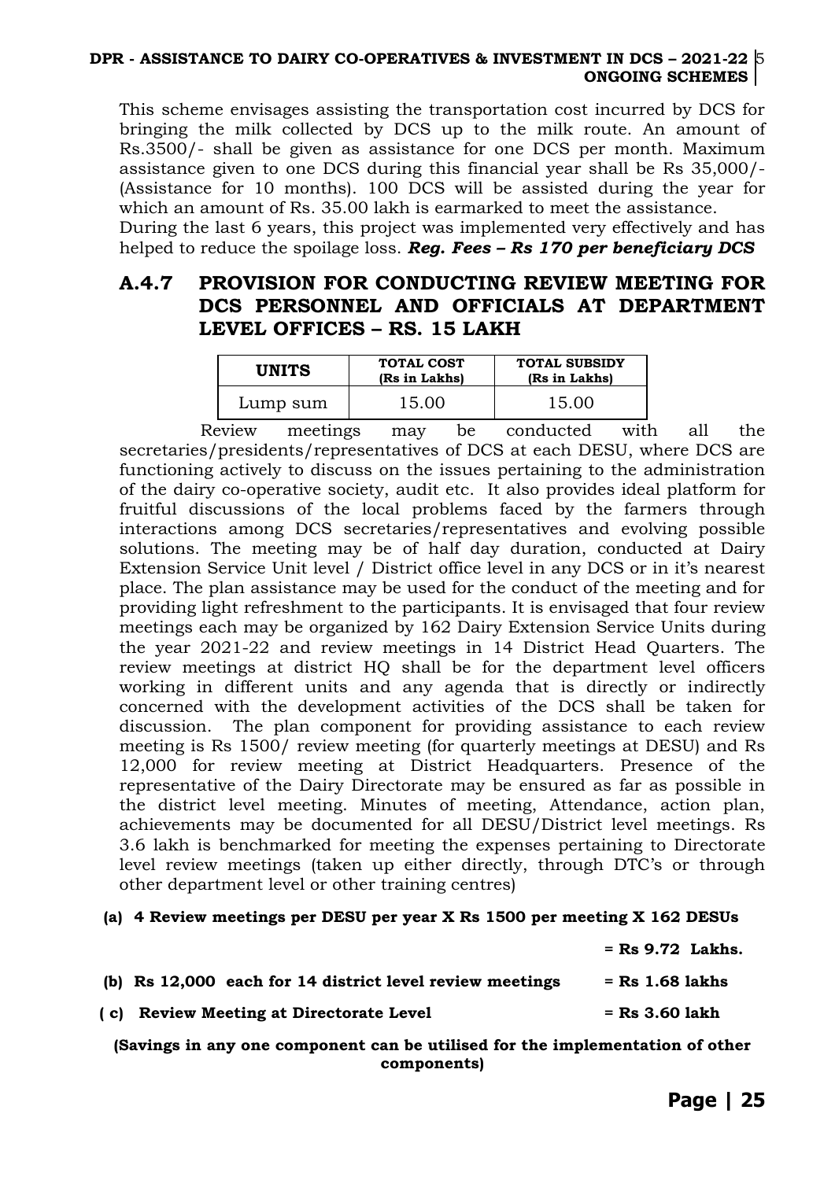This scheme envisages assisting the transportation cost incurred by DCS for bringing the milk collected by DCS up to the milk route. An amount of Rs.3500/- shall be given as assistance for one DCS per month. Maximum assistance given to one DCS during this financial year shall be Rs 35,000/- (Assistance for 10 months). 100 DCS will be assisted during the year for which an amount of Rs. 35.00 lakh is earmarked to meet the assistance.
During the last 6 years, this project was implemented very effectively and has helped to reduce the spoilage loss. ***Reg. Fees – Rs 170 per beneficiary DCS***

## A.4.7 PROVISION FOR CONDUCTING REVIEW MEETING FOR DCS PERSONNEL AND OFFICIALS AT DEPARTMENT LEVEL OFFICES – RS. 15 LAKH

| UNITS | TOTAL COST (Rs in Lakhs) | TOTAL SUBSIDY (Rs in Lakhs) |
|---|---|---|
| Lump sum | 15.00 | 15.00 |

Review meetings may be conducted with all the secretaries/presidents/representatives of DCS at each DESU, where DCS are functioning actively to discuss on the issues pertaining to the administration of the dairy co-operative society, audit etc. It also provides ideal platform for fruitful discussions of the local problems faced by the farmers through interactions among DCS secretaries/representatives and evolving possible solutions. The meeting may be of half day duration, conducted at Dairy Extension Service Unit level / District office level in any DCS or in it's nearest place. The plan assistance may be used for the conduct of the meeting and for providing light refreshment to the participants. It is envisaged that four review meetings each may be organized by 162 Dairy Extension Service Units during the year 2021-22 and review meetings in 14 District Head Quarters. The review meetings at district HQ shall be for the department level officers working in different units and any agenda that is directly or indirectly concerned with the development activities of the DCS shall be taken for discussion. The plan component for providing assistance to each review meeting is Rs 1500/ review meeting (for quarterly meetings at DESU) and Rs 12,000 for review meeting at District Headquarters. Presence of the representative of the Dairy Directorate may be ensured as far as possible in the district level meeting. Minutes of meeting, Attendance, action plan, achievements may be documented for all DESU/District level meetings. Rs 3.6 lakh is benchmarked for meeting the expenses pertaining to Directorate level review meetings (taken up either directly, through DTC's or through other department level or other training centres)

**(a) 4 Review meetings per DESU per year X Rs 1500 per meeting X 162 DESUs = Rs 9.72 Lakhs.**

**(b) Rs 12,000 each for 14 district level review meetings = Rs 1.68 lakhs**

**(c) Review Meeting at Directorate Level = Rs 3.60 lakh**

**(Savings in any one component can be utilised for the implementation of other components)**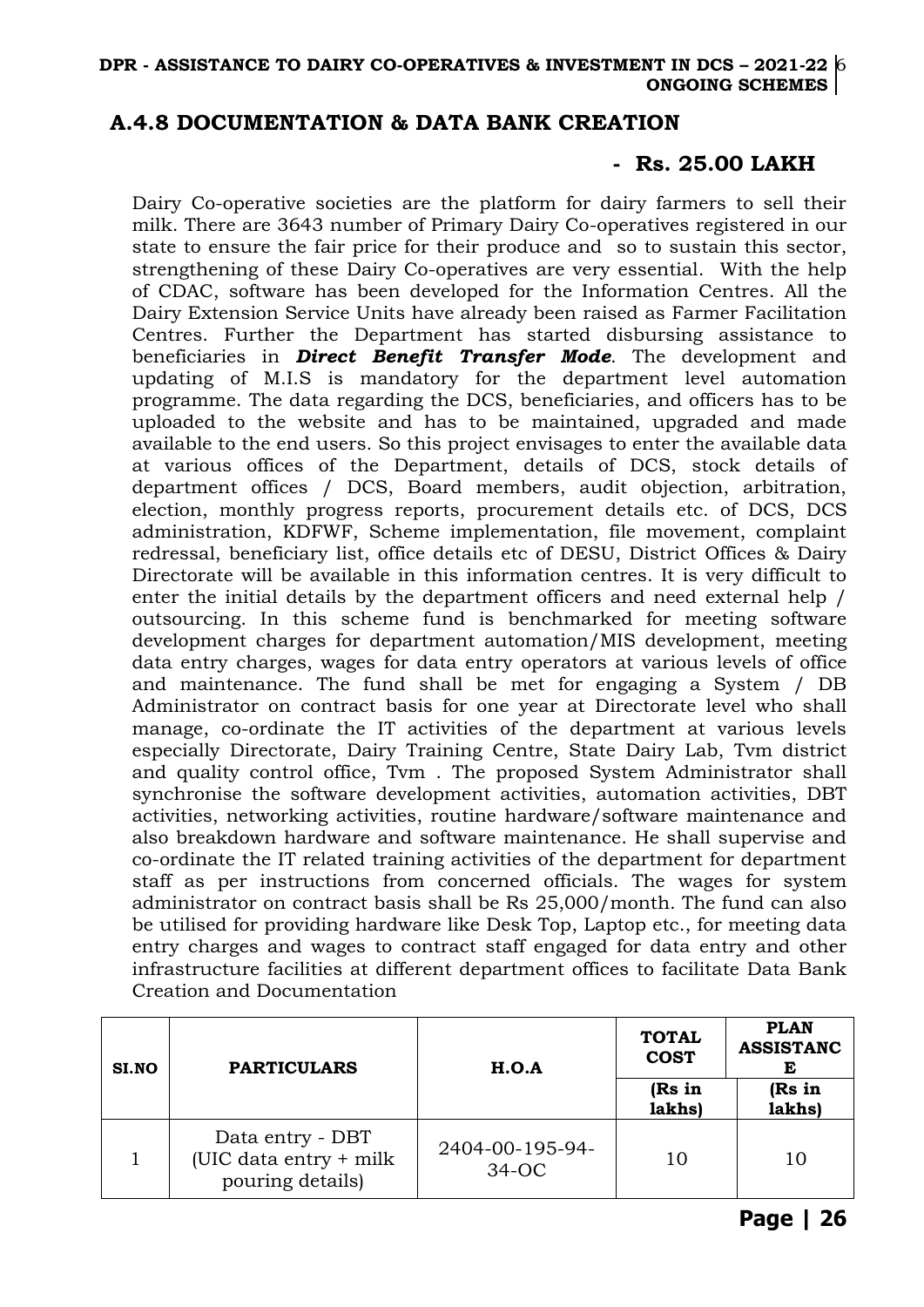## A.4.8 DOCUMENTATION & DATA BANK CREATION

**- Rs. 25.00 LAKH**

Dairy Co-operative societies are the platform for dairy farmers to sell their milk. There are 3643 number of Primary Dairy Co-operatives registered in our state to ensure the fair price for their produce and so to sustain this sector, strengthening of these Dairy Co-operatives are very essential. With the help of CDAC, software has been developed for the Information Centres. All the Dairy Extension Service Units have already been raised as Farmer Facilitation Centres. Further the Department has started disbursing assistance to beneficiaries in ***Direct Benefit Transfer Mode***. The development and updating of M.I.S is mandatory for the department level automation programme. The data regarding the DCS, beneficiaries, and officers has to be uploaded to the website and has to be maintained, upgraded and made available to the end users. So this project envisages to enter the available data at various offices of the Department, details of DCS, stock details of department offices / DCS, Board members, audit objection, arbitration, election, monthly progress reports, procurement details etc. of DCS, DCS administration, KDFWF, Scheme implementation, file movement, complaint redressal, beneficiary list, office details etc of DESU, District Offices & Dairy Directorate will be available in this information centres. It is very difficult to enter the initial details by the department officers and need external help / outsourcing. In this scheme fund is benchmarked for meeting software development charges for department automation/MIS development, meeting data entry charges, wages for data entry operators at various levels of office and maintenance. The fund shall be met for engaging a System / DB Administrator on contract basis for one year at Directorate level who shall manage, co-ordinate the IT activities of the department at various levels especially Directorate, Dairy Training Centre, State Dairy Lab, Tvm district and quality control office, Tvm . The proposed System Administrator shall synchronise the software development activities, automation activities, DBT activities, networking activities, routine hardware/software maintenance and also breakdown hardware and software maintenance. He shall supervise and co-ordinate the IT related training activities of the department for department staff as per instructions from concerned officials. The wages for system administrator on contract basis shall be Rs 25,000/month. The fund can also be utilised for providing hardware like Desk Top, Laptop etc., for meeting data entry charges and wages to contract staff engaged for data entry and other infrastructure facilities at different department offices to facilitate Data Bank Creation and Documentation

| SI.NO | PARTICULARS | H.O.A | TOTAL COST | PLAN ASSISTANCE |
|---|---|---|---|---|
| | | | (Rs in lakhs) | (Rs in lakhs) |
| 1 | Data entry - DBT (UIC data entry + milk pouring details) | 2404-00-195-94-34-OC | 10 | 10 |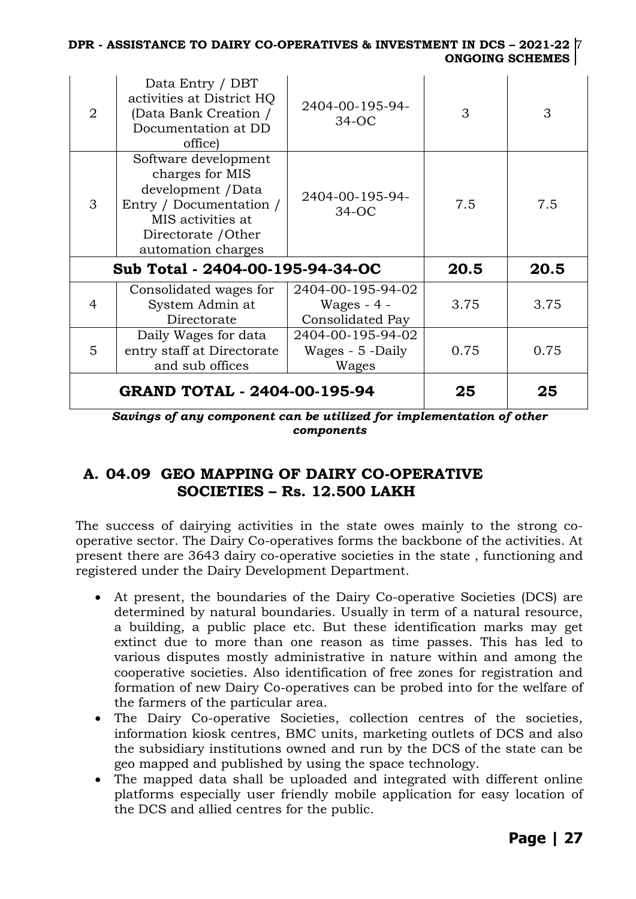| 2 | Data Entry / DBT activities at District HQ (Data Bank Creation / Documentation at DD office) | 2404-00-195-94-34-OC | 3 | 3 |
|---|---|---|---|---|
| 3 | Software development charges for MIS development /Data Entry / Documentation / MIS activities at Directorate /Other automation charges | 2404-00-195-94-34-OC | 7.5 | 7.5 |
| **Sub Total - 2404-00-195-94-34-OC** | | | **20.5** | **20.5** |
| 4 | Consolidated wages for System Admin at Directorate | 2404-00-195-94-02 Wages - 4 - Consolidated Pay | 3.75 | 3.75 |
| 5 | Daily Wages for data entry staff at Directorate and sub offices | 2404-00-195-94-02 Wages - 5 -Daily Wages | 0.75 | 0.75 |
| **GRAND TOTAL - 2404-00-195-94** | | | **25** | **25** |

***Savings of any component can be utilized for implementation of other components***

## A. 04.09 GEO MAPPING OF DAIRY CO-OPERATIVE SOCIETIES – Rs. 12.500 LAKH

The success of dairying activities in the state owes mainly to the strong co-operative sector. The Dairy Co-operatives forms the backbone of the activities. At present there are 3643 dairy co-operative societies in the state , functioning and registered under the Dairy Development Department.

- At present, the boundaries of the Dairy Co-operative Societies (DCS) are determined by natural boundaries. Usually in term of a natural resource, a building, a public place etc. But these identification marks may get extinct due to more than one reason as time passes. This has led to various disputes mostly administrative in nature within and among the cooperative societies. Also identification of free zones for registration and formation of new Dairy Co-operatives can be probed into for the welfare of the farmers of the particular area.
- The Dairy Co-operative Societies, collection centres of the societies, information kiosk centres, BMC units, marketing outlets of DCS and also the subsidiary institutions owned and run by the DCS of the state can be geo mapped and published by using the space technology.
- The mapped data shall be uploaded and integrated with different online platforms especially user friendly mobile application for easy location of the DCS and allied centres for the public.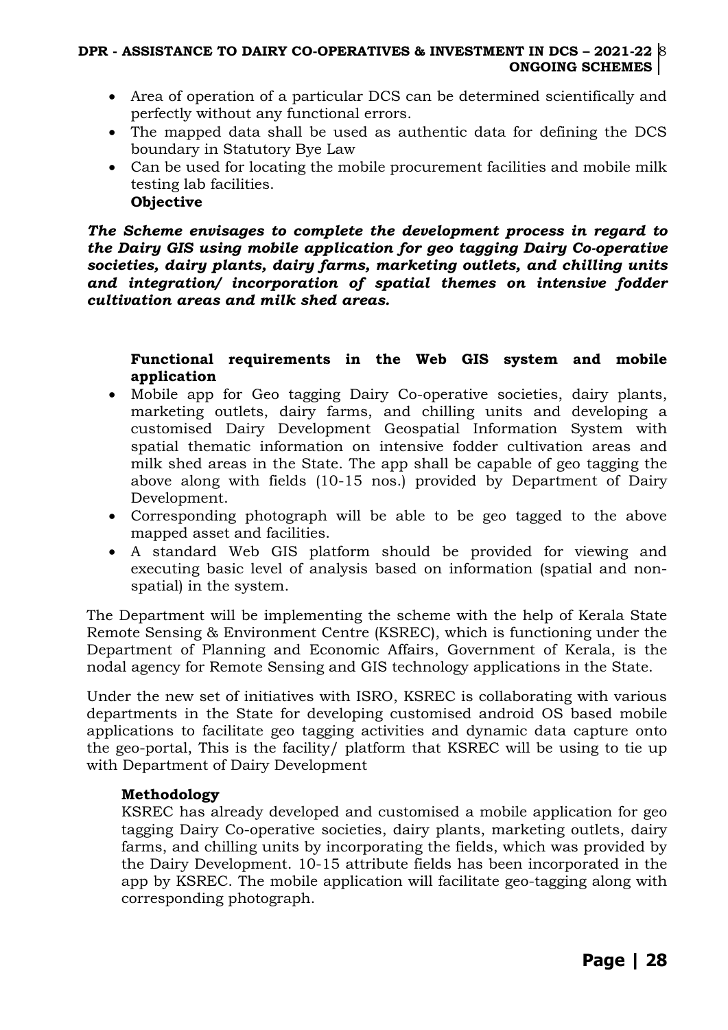- Area of operation of a particular DCS can be determined scientifically and perfectly without any functional errors.
- The mapped data shall be used as authentic data for defining the DCS boundary in Statutory Bye Law
- Can be used for locating the mobile procurement facilities and mobile milk testing lab facilities.

**Objective**

***The Scheme envisages to complete the development process in regard to the Dairy GIS using mobile application for geo tagging Dairy Co-operative societies, dairy plants, dairy farms, marketing outlets, and chilling units and integration/ incorporation of spatial themes on intensive fodder cultivation areas and milk shed areas.***

**Functional requirements in the Web GIS system and mobile application**

- Mobile app for Geo tagging Dairy Co-operative societies, dairy plants, marketing outlets, dairy farms, and chilling units and developing a customised Dairy Development Geospatial Information System with spatial thematic information on intensive fodder cultivation areas and milk shed areas in the State. The app shall be capable of geo tagging the above along with fields (10-15 nos.) provided by Department of Dairy Development.
- Corresponding photograph will be able to be geo tagged to the above mapped asset and facilities.
- A standard Web GIS platform should be provided for viewing and executing basic level of analysis based on information (spatial and non-spatial) in the system.

The Department will be implementing the scheme with the help of Kerala State Remote Sensing & Environment Centre (KSREC), which is functioning under the Department of Planning and Economic Affairs, Government of Kerala, is the nodal agency for Remote Sensing and GIS technology applications in the State.

Under the new set of initiatives with ISRO, KSREC is collaborating with various departments in the State for developing customised android OS based mobile applications to facilitate geo tagging activities and dynamic data capture onto the geo-portal, This is the facility/ platform that KSREC will be using to tie up with Department of Dairy Development

**Methodology**

KSREC has already developed and customised a mobile application for geo tagging Dairy Co-operative societies, dairy plants, marketing outlets, dairy farms, and chilling units by incorporating the fields, which was provided by the Dairy Development. 10-15 attribute fields has been incorporated in the app by KSREC. The mobile application will facilitate geo-tagging along with corresponding photograph.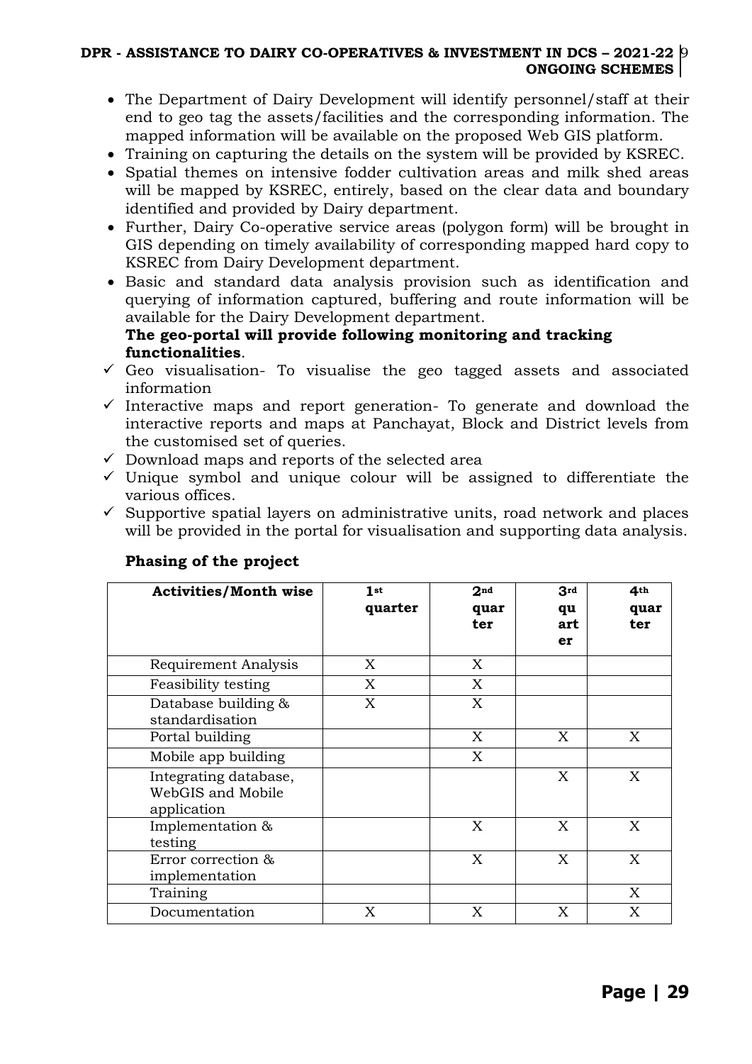- The Department of Dairy Development will identify personnel/staff at their end to geo tag the assets/facilities and the corresponding information. The mapped information will be available on the proposed Web GIS platform.
- Training on capturing the details on the system will be provided by KSREC.
- Spatial themes on intensive fodder cultivation areas and milk shed areas will be mapped by KSREC, entirely, based on the clear data and boundary identified and provided by Dairy department.
- Further, Dairy Co-operative service areas (polygon form) will be brought in GIS depending on timely availability of corresponding mapped hard copy to KSREC from Dairy Development department.
- Basic and standard data analysis provision such as identification and querying of information captured, buffering and route information will be available for the Dairy Development department.

**The geo-portal will provide following monitoring and tracking functionalities**.

- ✓ Geo visualisation- To visualise the geo tagged assets and associated information
- ✓ Interactive maps and report generation- To generate and download the interactive reports and maps at Panchayat, Block and District levels from the customised set of queries.
- ✓ Download maps and reports of the selected area
- ✓ Unique symbol and unique colour will be assigned to differentiate the various offices.
- ✓ Supportive spatial layers on administrative units, road network and places will be provided in the portal for visualisation and supporting data analysis.

**Phasing of the project**

| Activities/Month wise | 1st quarter | 2nd quarter | 3rd quarter | 4th quarter |
|---|---|---|---|---|
| Requirement Analysis | X | X | | |
| Feasibility testing | X | X | | |
| Database building & standardisation | X | X | | |
| Portal building | | X | X | X |
| Mobile app building | | X | | |
| Integrating database, WebGIS and Mobile application | | | X | X |
| Implementation & testing | | X | X | X |
| Error correction & implementation | | X | X | X |
| Training | | | | X |
| Documentation | X | X | X | X |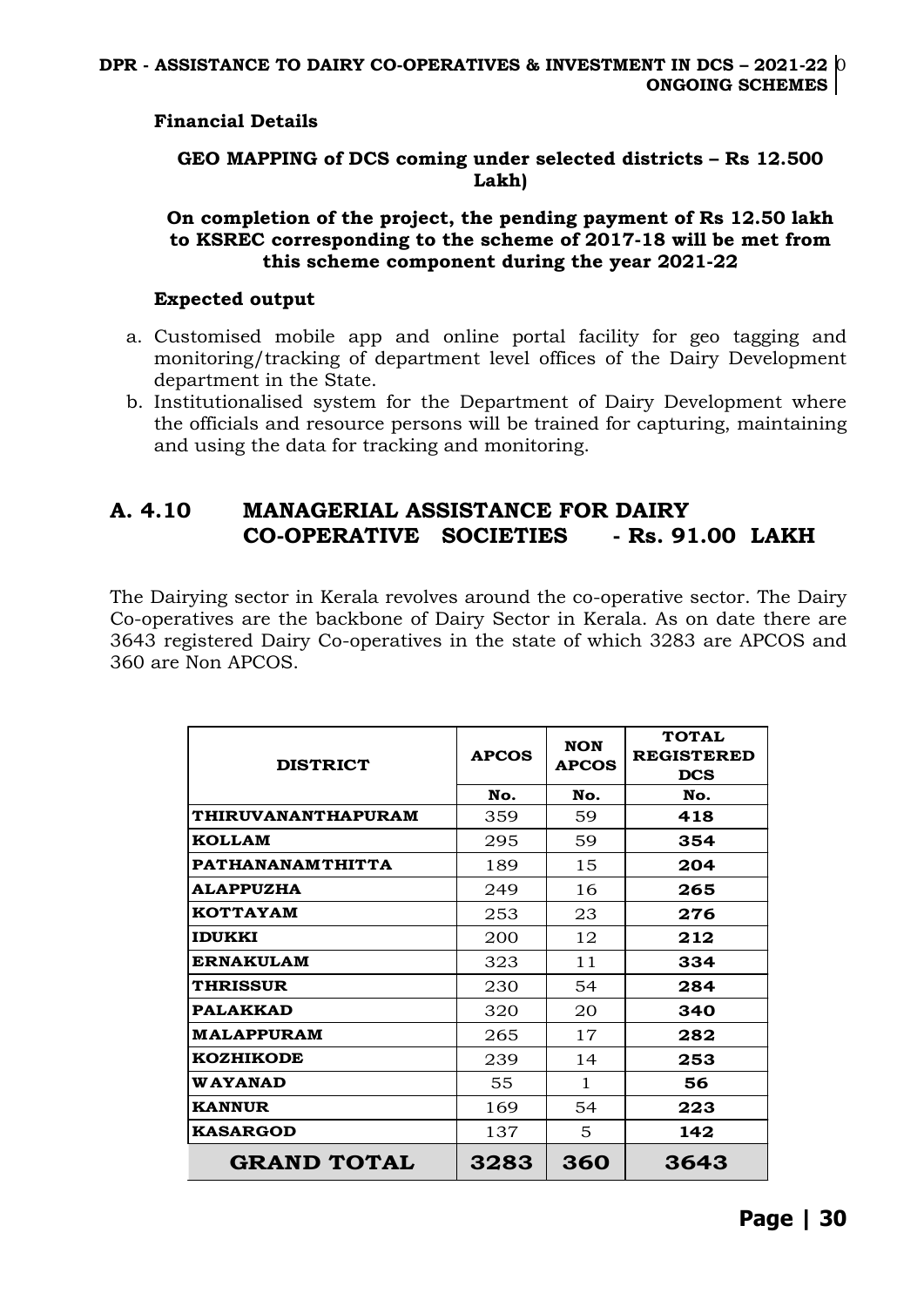**Financial Details**

**GEO MAPPING of DCS coming under selected districts – Rs 12.500 Lakh)**

**On completion of the project, the pending payment of Rs 12.50 lakh to KSREC corresponding to the scheme of 2017-18 will be met from this scheme component during the year 2021-22**

**Expected output**

a. Customised mobile app and online portal facility for geo tagging and monitoring/tracking of department level offices of the Dairy Development department in the State.
b. Institutionalised system for the Department of Dairy Development where the officials and resource persons will be trained for capturing, maintaining and using the data for tracking and monitoring.

## A. 4.10 MANAGERIAL ASSISTANCE FOR DAIRY CO-OPERATIVE SOCIETIES - Rs. 91.00 LAKH

The Dairying sector in Kerala revolves around the co-operative sector. The Dairy Co-operatives are the backbone of Dairy Sector in Kerala. As on date there are 3643 registered Dairy Co-operatives in the state of which 3283 are APCOS and 360 are Non APCOS.

| DISTRICT | APCOS | NON APCOS | TOTAL REGISTERED DCS |
|---|---|---|---|
| | No. | No. | No. |
| THIRUVANANTHAPURAM | 359 | 59 | **418** |
| KOLLAM | 295 | 59 | **354** |
| PATHANANAMTHITTA | 189 | 15 | **204** |
| ALAPPUZHA | 249 | 16 | **265** |
| KOTTAYAM | 253 | 23 | **276** |
| IDUKKI | 200 | 12 | **212** |
| ERNAKULAM | 323 | 11 | **334** |
| THRISSUR | 230 | 54 | **284** |
| PALAKKAD | 320 | 20 | **340** |
| MALAPPURAM | 265 | 17 | **282** |
| KOZHIKODE | 239 | 14 | **253** |
| WAYANAD | 55 | 1 | **56** |
| KANNUR | 169 | 54 | **223** |
| KASARGOD | 137 | 5 | **142** |
| **GRAND TOTAL** | **3283** | **360** | **3643** |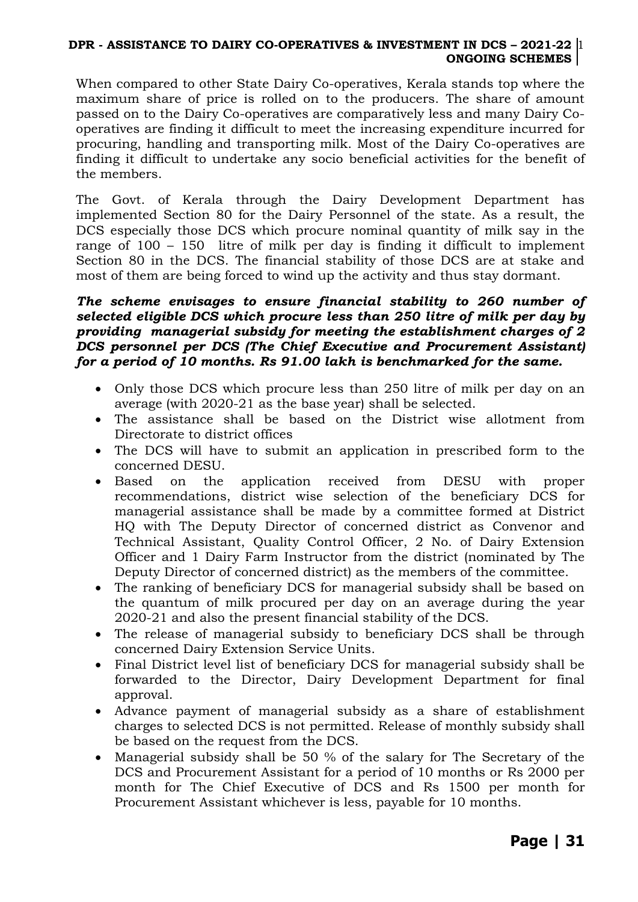When compared to other State Dairy Co-operatives, Kerala stands top where the maximum share of price is rolled on to the producers. The share of amount passed on to the Dairy Co-operatives are comparatively less and many Dairy Co-operatives are finding it difficult to meet the increasing expenditure incurred for procuring, handling and transporting milk. Most of the Dairy Co-operatives are finding it difficult to undertake any socio beneficial activities for the benefit of the members.

The Govt. of Kerala through the Dairy Development Department has implemented Section 80 for the Dairy Personnel of the state. As a result, the DCS especially those DCS which procure nominal quantity of milk say in the range of 100 – 150 litre of milk per day is finding it difficult to implement Section 80 in the DCS. The financial stability of those DCS are at stake and most of them are being forced to wind up the activity and thus stay dormant.

***The scheme envisages to ensure financial stability to 260 number of selected eligible DCS which procure less than 250 litre of milk per day by providing managerial subsidy for meeting the establishment charges of 2 DCS personnel per DCS (The Chief Executive and Procurement Assistant) for a period of 10 months. Rs 91.00 lakh is benchmarked for the same.***

- Only those DCS which procure less than 250 litre of milk per day on an average (with 2020-21 as the base year) shall be selected.
- The assistance shall be based on the District wise allotment from Directorate to district offices
- The DCS will have to submit an application in prescribed form to the concerned DESU.
- Based on the application received from DESU with proper recommendations, district wise selection of the beneficiary DCS for managerial assistance shall be made by a committee formed at District HQ with The Deputy Director of concerned district as Convenor and Technical Assistant, Quality Control Officer, 2 No. of Dairy Extension Officer and 1 Dairy Farm Instructor from the district (nominated by The Deputy Director of concerned district) as the members of the committee.
- The ranking of beneficiary DCS for managerial subsidy shall be based on the quantum of milk procured per day on an average during the year 2020-21 and also the present financial stability of the DCS.
- The release of managerial subsidy to beneficiary DCS shall be through concerned Dairy Extension Service Units.
- Final District level list of beneficiary DCS for managerial subsidy shall be forwarded to the Director, Dairy Development Department for final approval.
- Advance payment of managerial subsidy as a share of establishment charges to selected DCS is not permitted. Release of monthly subsidy shall be based on the request from the DCS.
- Managerial subsidy shall be 50 % of the salary for The Secretary of the DCS and Procurement Assistant for a period of 10 months or Rs 2000 per month for The Chief Executive of DCS and Rs 1500 per month for Procurement Assistant whichever is less, payable for 10 months.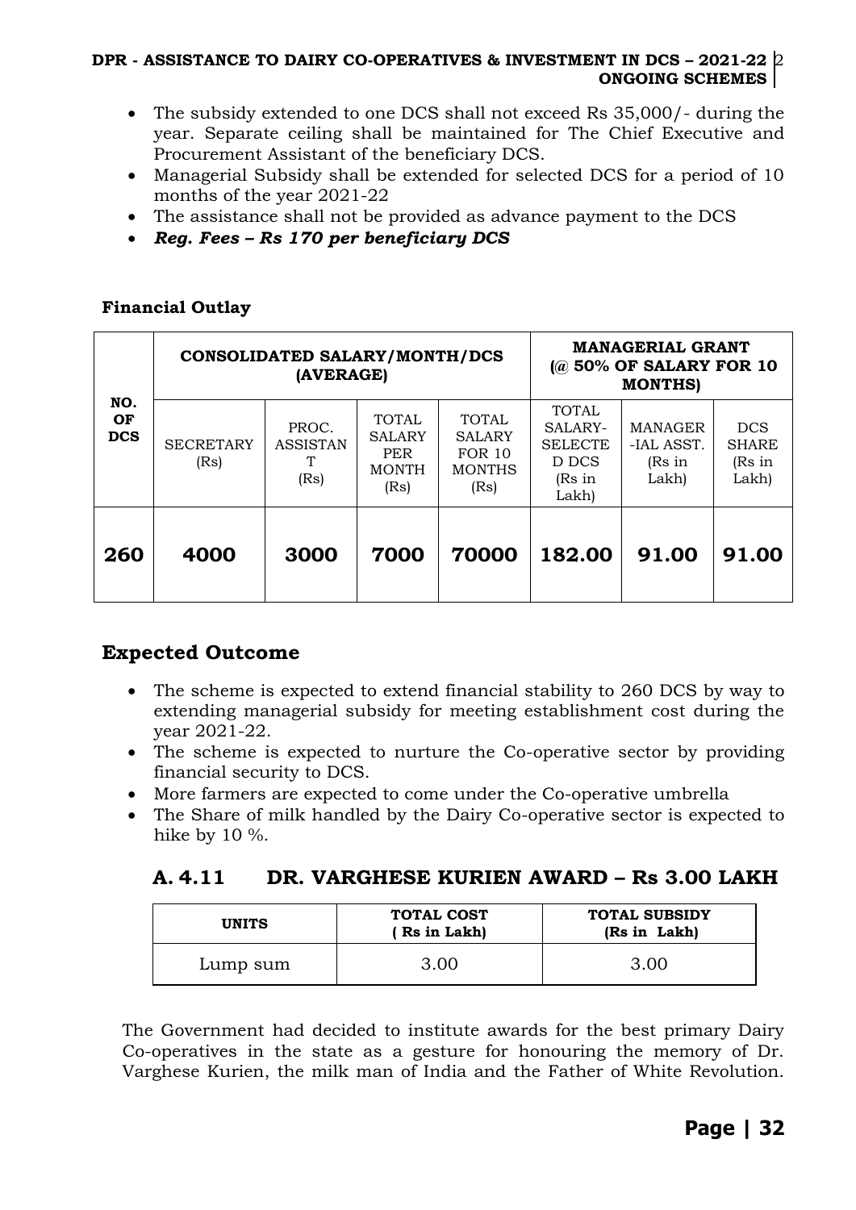- The subsidy extended to one DCS shall not exceed Rs 35,000/- during the year. Separate ceiling shall be maintained for The Chief Executive and Procurement Assistant of the beneficiary DCS.
- Managerial Subsidy shall be extended for selected DCS for a period of 10 months of the year 2021-22
- The assistance shall not be provided as advance payment to the DCS
- ***Reg. Fees – Rs 170 per beneficiary DCS***

**Financial Outlay**

| NO. OF DCS | CONSOLIDATED SALARY/MONTH/DCS (AVERAGE) | | | | MANAGERIAL GRANT (@ 50% OF SALARY FOR 10 MONTHS) | | |
|---|---|---|---|---|---|---|---|
| | SECRETARY (Rs) | PROC. ASSISTANT (Rs) | TOTAL SALARY PER MONTH (Rs) | TOTAL SALARY FOR 10 MONTHS (Rs) | TOTAL SALARY-SELECTED DCS (Rs in Lakh) | MANAGERIAL ASST. (Rs in Lakh) | DCS SHARE (Rs in Lakh) |
| **260** | **4000** | **3000** | **7000** | **70000** | **182.00** | **91.00** | **91.00** |

## Expected Outcome

- The scheme is expected to extend financial stability to 260 DCS by way to extending managerial subsidy for meeting establishment cost during the year 2021-22.
- The scheme is expected to nurture the Co-operative sector by providing financial security to DCS.
- More farmers are expected to come under the Co-operative umbrella
- The Share of milk handled by the Dairy Co-operative sector is expected to hike by 10 %.

## A. 4.11 DR. VARGHESE KURIEN AWARD – Rs 3.00 LAKH

| UNITS | TOTAL COST ( Rs in Lakh) | TOTAL SUBSIDY (Rs in Lakh) |
|---|---|---|
| Lump sum | 3.00 | 3.00 |

The Government had decided to institute awards for the best primary Dairy Co-operatives in the state as a gesture for honouring the memory of Dr. Varghese Kurien, the milk man of India and the Father of White Revolution.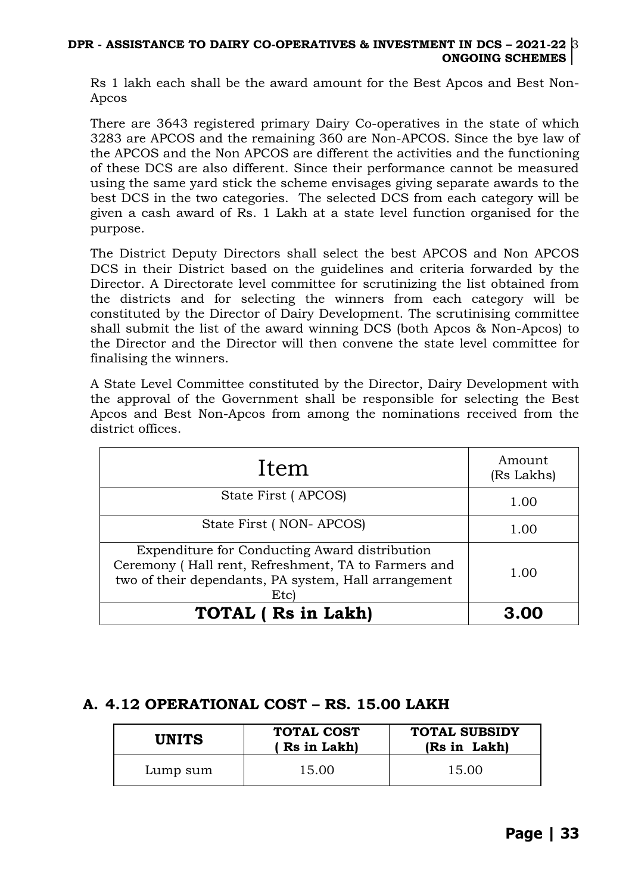Rs 1 lakh each shall be the award amount for the Best Apcos and Best Non-Apcos

There are 3643 registered primary Dairy Co-operatives in the state of which 3283 are APCOS and the remaining 360 are Non-APCOS. Since the bye law of the APCOS and the Non APCOS are different the activities and the functioning of these DCS are also different. Since their performance cannot be measured using the same yard stick the scheme envisages giving separate awards to the best DCS in the two categories. The selected DCS from each category will be given a cash award of Rs. 1 Lakh at a state level function organised for the purpose.

The District Deputy Directors shall select the best APCOS and Non APCOS DCS in their District based on the guidelines and criteria forwarded by the Director. A Directorate level committee for scrutinizing the list obtained from the districts and for selecting the winners from each category will be constituted by the Director of Dairy Development. The scrutinising committee shall submit the list of the award winning DCS (both Apcos & Non-Apcos) to the Director and the Director will then convene the state level committee for finalising the winners.

A State Level Committee constituted by the Director, Dairy Development with the approval of the Government shall be responsible for selecting the Best Apcos and Best Non-Apcos from among the nominations received from the district offices.

| Item | Amount (Rs Lakhs) |
|---|---|
| State First ( APCOS) | 1.00 |
| State First ( NON- APCOS) | 1.00 |
| Expenditure for Conducting Award distribution Ceremony ( Hall rent, Refreshment, TA to Farmers and two of their dependants, PA system, Hall arrangement Etc) | 1.00 |
| **TOTAL ( Rs in Lakh)** | **3.00** |

## A. 4.12 OPERATIONAL COST – RS. 15.00 LAKH

| UNITS | TOTAL COST ( Rs in Lakh) | TOTAL SUBSIDY (Rs in Lakh) |
|---|---|---|
| Lump sum | 15.00 | 15.00 |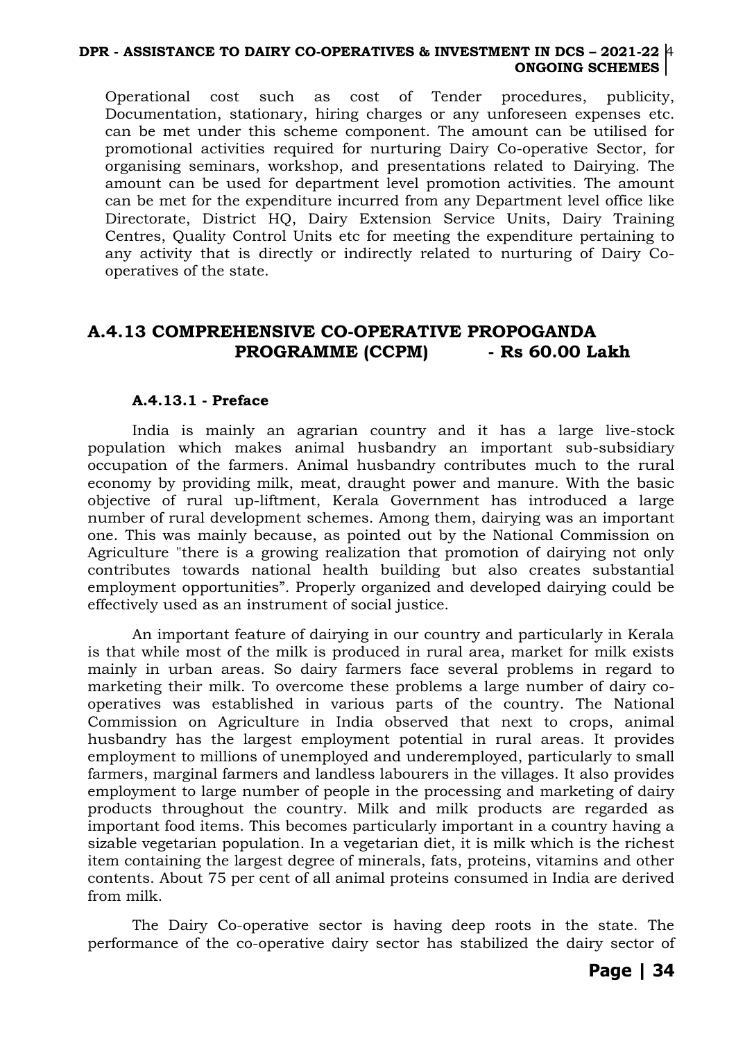Operational cost such as cost of Tender procedures, publicity, Documentation, stationary, hiring charges or any unforeseen expenses etc. can be met under this scheme component. The amount can be utilised for promotional activities required for nurturing Dairy Co-operative Sector, for organising seminars, workshop, and presentations related to Dairying. The amount can be used for department level promotion activities. The amount can be met for the expenditure incurred from any Department level office like Directorate, District HQ, Dairy Extension Service Units, Dairy Training Centres, Quality Control Units etc for meeting the expenditure pertaining to any activity that is directly or indirectly related to nurturing of Dairy Co-operatives of the state.

## A.4.13 COMPREHENSIVE CO-OPERATIVE PROPOGANDA PROGRAMME (CCPM) - Rs 60.00 Lakh

### A.4.13.1 - Preface

India is mainly an agrarian country and it has a large live-stock population which makes animal husbandry an important sub-subsidiary occupation of the farmers. Animal husbandry contributes much to the rural economy by providing milk, meat, draught power and manure. With the basic objective of rural up-liftment, Kerala Government has introduced a large number of rural development schemes. Among them, dairying was an important one. This was mainly because, as pointed out by the National Commission on Agriculture "there is a growing realization that promotion of dairying not only contributes towards national health building but also creates substantial employment opportunities". Properly organized and developed dairying could be effectively used as an instrument of social justice.

An important feature of dairying in our country and particularly in Kerala is that while most of the milk is produced in rural area, market for milk exists mainly in urban areas. So dairy farmers face several problems in regard to marketing their milk. To overcome these problems a large number of dairy co-operatives was established in various parts of the country. The National Commission on Agriculture in India observed that next to crops, animal husbandry has the largest employment potential in rural areas. It provides employment to millions of unemployed and underemployed, particularly to small farmers, marginal farmers and landless labourers in the villages. It also provides employment to large number of people in the processing and marketing of dairy products throughout the country. Milk and milk products are regarded as important food items. This becomes particularly important in a country having a sizable vegetarian population. In a vegetarian diet, it is milk which is the richest item containing the largest degree of minerals, fats, proteins, vitamins and other contents. About 75 per cent of all animal proteins consumed in India are derived from milk.

The Dairy Co-operative sector is having deep roots in the state. The performance of the co-operative dairy sector has stabilized the dairy sector of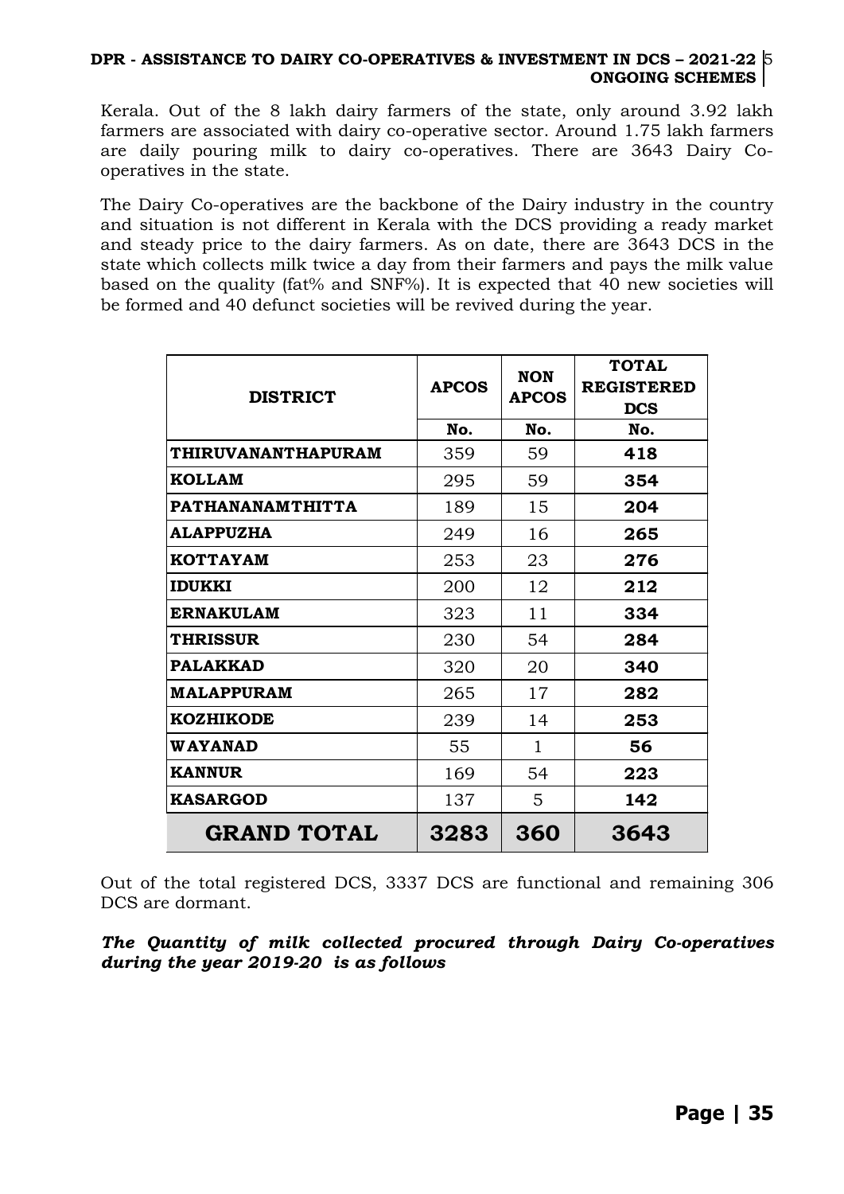Kerala. Out of the 8 lakh dairy farmers of the state, only around 3.92 lakh farmers are associated with dairy co-operative sector. Around 1.75 lakh farmers are daily pouring milk to dairy co-operatives. There are 3643 Dairy Co-operatives in the state.

The Dairy Co-operatives are the backbone of the Dairy industry in the country and situation is not different in Kerala with the DCS providing a ready market and steady price to the dairy farmers. As on date, there are 3643 DCS in the state which collects milk twice a day from their farmers and pays the milk value based on the quality (fat% and SNF%). It is expected that 40 new societies will be formed and 40 defunct societies will be revived during the year.

| DISTRICT | APCOS | NON APCOS | TOTAL REGISTERED DCS |
|---|---|---|---|
| | No. | No. | No. |
| **THIRUVANANTHAPURAM** | 359 | 59 | **418** |
| **KOLLAM** | 295 | 59 | **354** |
| **PATHANANAMTHITTA** | 189 | 15 | **204** |
| **ALAPPUZHA** | 249 | 16 | **265** |
| **KOTTAYAM** | 253 | 23 | **276** |
| **IDUKKI** | 200 | 12 | **212** |
| **ERNAKULAM** | 323 | 11 | **334** |
| **THRISSUR** | 230 | 54 | **284** |
| **PALAKKAD** | 320 | 20 | **340** |
| **MALAPPURAM** | 265 | 17 | **282** |
| **KOZHIKODE** | 239 | 14 | **253** |
| **WAYANAD** | 55 | 1 | **56** |
| **KANNUR** | 169 | 54 | **223** |
| **KASARGOD** | 137 | 5 | **142** |
| **GRAND TOTAL** | **3283** | **360** | **3643** |

Out of the total registered DCS, 3337 DCS are functional and remaining 306 DCS are dormant.

***The Quantity of milk collected procured through Dairy Co-operatives during the year 2019-20 is as follows***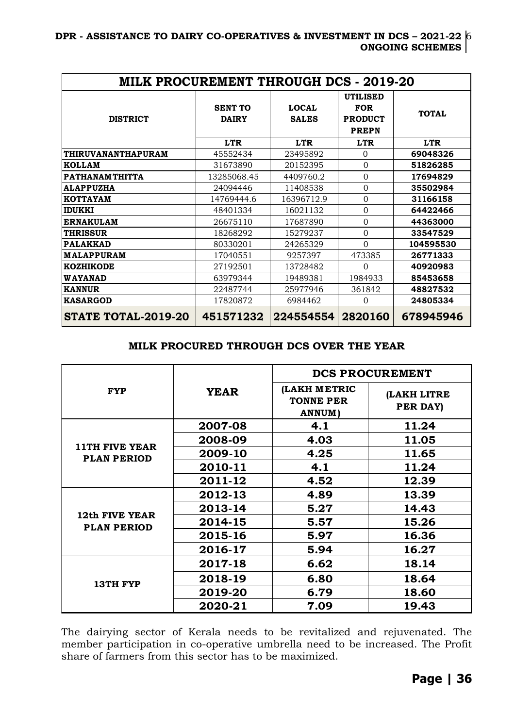| MILK PROCUREMENT THROUGH DCS - 2019-20 | | | | |
|---|---|---|---|---|
| DISTRICT | SENT TO DAIRY | LOCAL SALES | UTILISED FOR PRODUCT PREPN | TOTAL |
| | LTR | LTR | LTR | LTR |
| THIRUVANANTHAPURAM | 45552434 | 23495892 | 0 | **69048326** |
| KOLLAM | 31673890 | 20152395 | 0 | **51826285** |
| PATHANAMTHITTA | 13285068.45 | 4409760.2 | 0 | **17694829** |
| ALAPPUZHA | 24094446 | 11408538 | 0 | **35502984** |
| KOTTAYAM | 14769444.6 | 16396712.9 | 0 | **31166158** |
| IDUKKI | 48401334 | 16021132 | 0 | **64422466** |
| ERNAKULAM | 26675110 | 17687890 | 0 | **44363000** |
| THRISSUR | 18268292 | 15279237 | 0 | **33547529** |
| PALAKKAD | 80330201 | 24265329 | 0 | **104595530** |
| MALAPPURAM | 17040551 | 9257397 | 473385 | **26771333** |
| KOZHIKODE | 27192501 | 13728482 | 0 | **40920983** |
| WAYANAD | 63979344 | 19489381 | 1984933 | **85453658** |
| KANNUR | 22487744 | 25977946 | 361842 | **48827532** |
| KASARGOD | 17820872 | 6984462 | 0 | **24805334** |
| **STATE TOTAL-2019-20** | **451571232** | **224554554** | **2820160** | **678945946** |

**MILK PROCURED THROUGH DCS OVER THE YEAR**

| FYP | YEAR | DCS PROCUREMENT | |
|---|---|---|---|
| | | (LAKH METRIC TONNE PER ANNUM) | (LAKH LITRE PER DAY) |
| 11TH FIVE YEAR PLAN PERIOD | 2007-08 | 4.1 | 11.24 |
| | 2008-09 | 4.03 | 11.05 |
| | 2009-10 | 4.25 | 11.65 |
| | 2010-11 | 4.1 | 11.24 |
| | 2011-12 | 4.52 | 12.39 |
| 12th FIVE YEAR PLAN PERIOD | 2012-13 | 4.89 | 13.39 |
| | 2013-14 | 5.27 | 14.43 |
| | 2014-15 | 5.57 | 15.26 |
| | 2015-16 | 5.97 | 16.36 |
| | 2016-17 | 5.94 | 16.27 |
| 13TH FYP | 2017-18 | 6.62 | 18.14 |
| | 2018-19 | 6.80 | 18.64 |
| | 2019-20 | 6.79 | 18.60 |
| | 2020-21 | 7.09 | 19.43 |

The dairying sector of Kerala needs to be revitalized and rejuvenated. The member participation in co-operative umbrella need to be increased. The Profit share of farmers from this sector has to be maximized.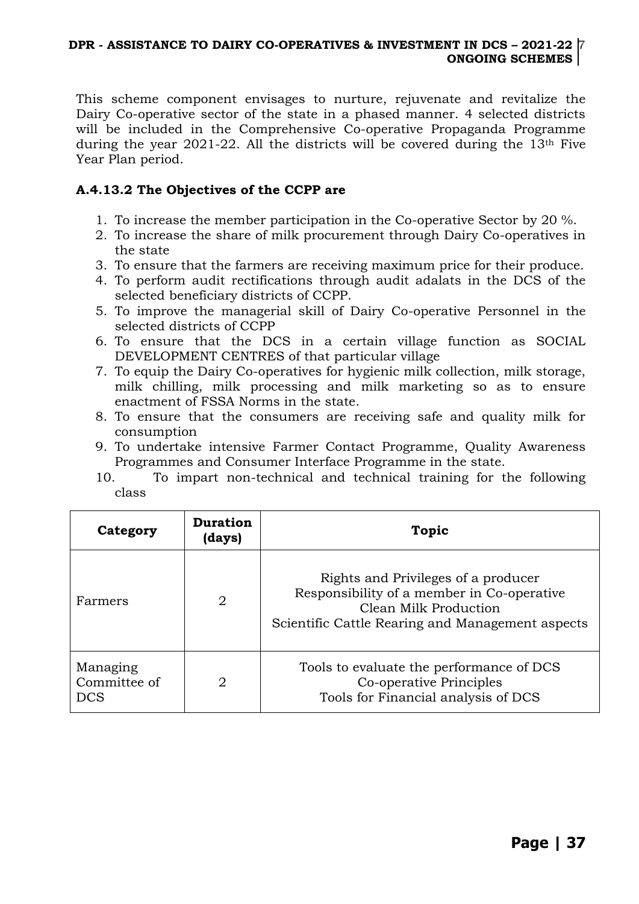This scheme component envisages to nurture, rejuvenate and revitalize the Dairy Co-operative sector of the state in a phased manner. 4 selected districts will be included in the Comprehensive Co-operative Propaganda Programme during the year 2021-22. All the districts will be covered during the 13th Five Year Plan period.

### A.4.13.2 The Objectives of the CCPP are

1. To increase the member participation in the Co-operative Sector by 20 %.
2. To increase the share of milk procurement through Dairy Co-operatives in the state
3. To ensure that the farmers are receiving maximum price for their produce.
4. To perform audit rectifications through audit adalats in the DCS of the selected beneficiary districts of CCPP.
5. To improve the managerial skill of Dairy Co-operative Personnel in the selected districts of CCPP
6. To ensure that the DCS in a certain village function as SOCIAL DEVELOPMENT CENTRES of that particular village
7. To equip the Dairy Co-operatives for hygienic milk collection, milk storage, milk chilling, milk processing and milk marketing so as to ensure enactment of FSSA Norms in the state.
8. To ensure that the consumers are receiving safe and quality milk for consumption
9. To undertake intensive Farmer Contact Programme, Quality Awareness Programmes and Consumer Interface Programme in the state.
10. To impart non-technical and technical training for the following class

| Category | Duration (days) | Topic |
|---|---|---|
| Farmers | 2 | Rights and Privileges of a producer<br>Responsibility of a member in Co-operative<br>Clean Milk Production<br>Scientific Cattle Rearing and Management aspects |
| Managing Committee of DCS | 2 | Tools to evaluate the performance of DCS<br>Co-operative Principles<br>Tools for Financial analysis of DCS |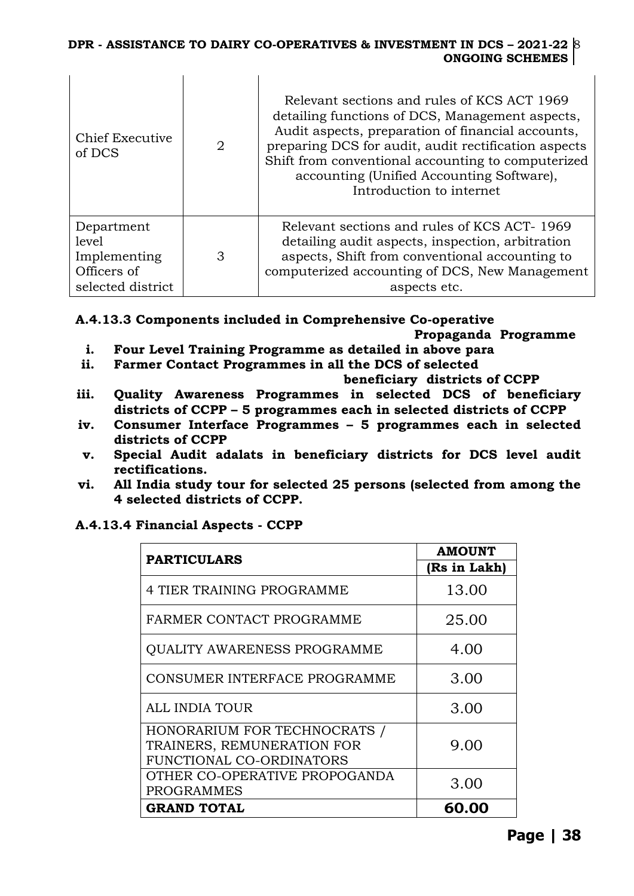| Chief Executive of DCS | 2 | Relevant sections and rules of KCS ACT 1969 detailing functions of DCS, Management aspects, Audit aspects, preparation of financial accounts, preparing DCS for audit, audit rectification aspects Shift from conventional accounting to computerized accounting (Unified Accounting Software), Introduction to internet |
|---|---|---|
| Department level Implementing Officers of selected district | 3 | Relevant sections and rules of KCS ACT- 1969 detailing audit aspects, inspection, arbitration aspects, Shift from conventional accounting to computerized accounting of DCS, New Management aspects etc. |

**A.4.13.3 Components included in Comprehensive Co-operative Propaganda Programme**

i. **Four Level Training Programme as detailed in above para**
ii. **Farmer Contact Programmes in all the DCS of selected beneficiary districts of CCPP**
iii. **Quality Awareness Programmes in selected DCS of beneficiary districts of CCPP – 5 programmes each in selected districts of CCPP**
iv. **Consumer Interface Programmes – 5 programmes each in selected districts of CCPP**
v. **Special Audit adalats in beneficiary districts for DCS level audit rectifications.**
vi. **All India study tour for selected 25 persons (selected from among the 4 selected districts of CCPP.**

**A.4.13.4 Financial Aspects - CCPP**

| PARTICULARS | AMOUNT (Rs in Lakh) |
|---|---|
| 4 TIER TRAINING PROGRAMME | 13.00 |
| FARMER CONTACT PROGRAMME | 25.00 |
| QUALITY AWARENESS PROGRAMME | 4.00 |
| CONSUMER INTERFACE PROGRAMME | 3.00 |
| ALL INDIA TOUR | 3.00 |
| HONORARIUM FOR TECHNOCRATS / TRAINERS, REMUNERATION FOR FUNCTIONAL CO-ORDINATORS | 9.00 |
| OTHER CO-OPERATIVE PROPOGANDA PROGRAMMES | 3.00 |
| **GRAND TOTAL** | **60.00** |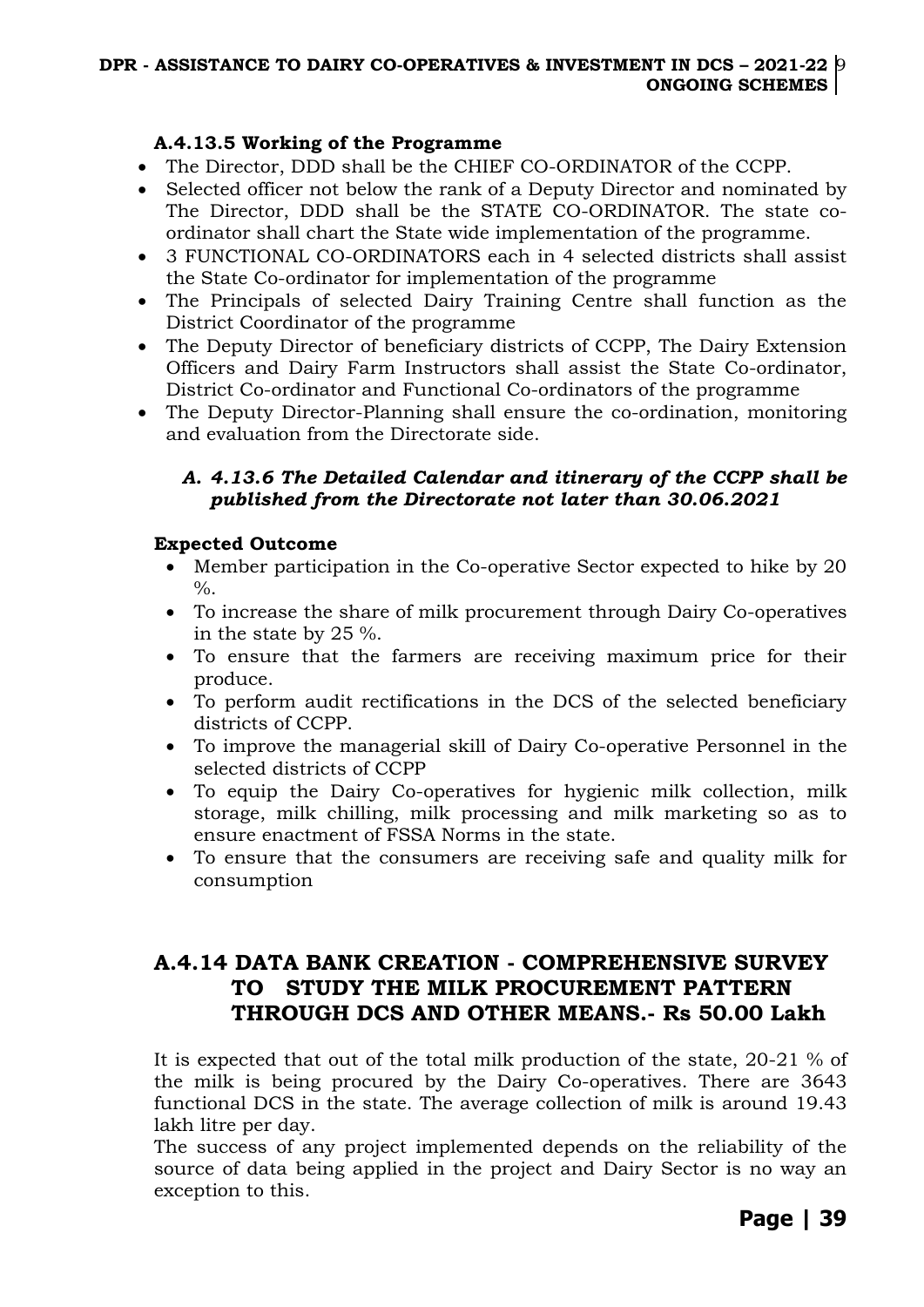#### A.4.13.5 Working of the Programme

- The Director, DDD shall be the CHIEF CO-ORDINATOR of the CCPP.
- Selected officer not below the rank of a Deputy Director and nominated by The Director, DDD shall be the STATE CO-ORDINATOR. The state co-ordinator shall chart the State wide implementation of the programme.
- 3 FUNCTIONAL CO-ORDINATORS each in 4 selected districts shall assist the State Co-ordinator for implementation of the programme
- The Principals of selected Dairy Training Centre shall function as the District Coordinator of the programme
- The Deputy Director of beneficiary districts of CCPP, The Dairy Extension Officers and Dairy Farm Instructors shall assist the State Co-ordinator, District Co-ordinator and Functional Co-ordinators of the programme
- The Deputy Director-Planning shall ensure the co-ordination, monitoring and evaluation from the Directorate side.

#### *A. 4.13.6 The Detailed Calendar and itinerary of the CCPP shall be published from the Directorate not later than 30.06.2021*

**Expected Outcome**

- Member participation in the Co-operative Sector expected to hike by 20 %.
- To increase the share of milk procurement through Dairy Co-operatives in the state by 25 %.
- To ensure that the farmers are receiving maximum price for their produce.
- To perform audit rectifications in the DCS of the selected beneficiary districts of CCPP.
- To improve the managerial skill of Dairy Co-operative Personnel in the selected districts of CCPP
- To equip the Dairy Co-operatives for hygienic milk collection, milk storage, milk chilling, milk processing and milk marketing so as to ensure enactment of FSSA Norms in the state.
- To ensure that the consumers are receiving safe and quality milk for consumption

## A.4.14 DATA BANK CREATION - COMPREHENSIVE SURVEY TO STUDY THE MILK PROCUREMENT PATTERN THROUGH DCS AND OTHER MEANS.- Rs 50.00 Lakh

It is expected that out of the total milk production of the state, 20-21 % of the milk is being procured by the Dairy Co-operatives. There are 3643 functional DCS in the state. The average collection of milk is around 19.43 lakh litre per day.

The success of any project implemented depends on the reliability of the source of data being applied in the project and Dairy Sector is no way an exception to this.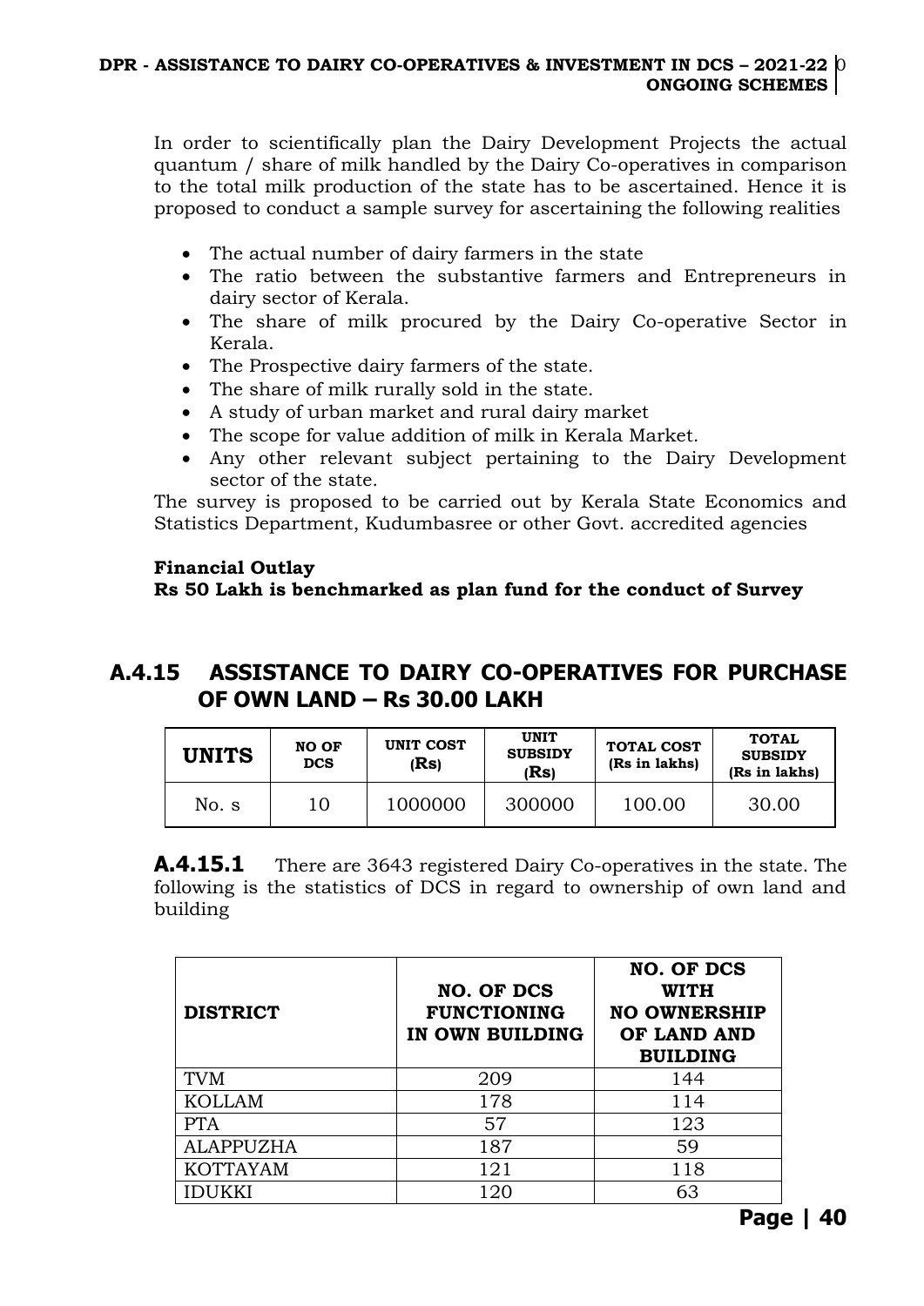In order to scientifically plan the Dairy Development Projects the actual quantum / share of milk handled by the Dairy Co-operatives in comparison to the total milk production of the state has to be ascertained. Hence it is proposed to conduct a sample survey for ascertaining the following realities

- The actual number of dairy farmers in the state
- The ratio between the substantive farmers and Entrepreneurs in dairy sector of Kerala.
- The share of milk procured by the Dairy Co-operative Sector in Kerala.
- The Prospective dairy farmers of the state.
- The share of milk rurally sold in the state.
- A study of urban market and rural dairy market
- The scope for value addition of milk in Kerala Market.
- Any other relevant subject pertaining to the Dairy Development sector of the state.

The survey is proposed to be carried out by Kerala State Economics and Statistics Department, Kudumbasree or other Govt. accredited agencies

**Financial Outlay**

**Rs 50 Lakh is benchmarked as plan fund for the conduct of Survey**

## A.4.15 ASSISTANCE TO DAIRY CO-OPERATIVES FOR PURCHASE OF OWN LAND – Rs 30.00 LAKH

| UNITS | NO OF DCS | UNIT COST (Rs) | UNIT SUBSIDY (Rs) | TOTAL COST (Rs in lakhs) | TOTAL SUBSIDY (Rs in lakhs) |
|---|---|---|---|---|---|
| No. s | 10 | 1000000 | 300000 | 100.00 | 30.00 |

**A.4.15.1** There are 3643 registered Dairy Co-operatives in the state. The following is the statistics of DCS in regard to ownership of own land and building

| DISTRICT | NO. OF DCS FUNCTIONING IN OWN BUILDING | NO. OF DCS WITH NO OWNERSHIP OF LAND AND BUILDING |
|---|---|---|
| TVM | 209 | 144 |
| KOLLAM | 178 | 114 |
| PTA | 57 | 123 |
| ALAPPUZHA | 187 | 59 |
| KOTTAYAM | 121 | 118 |
| IDUKKI | 120 | 63 |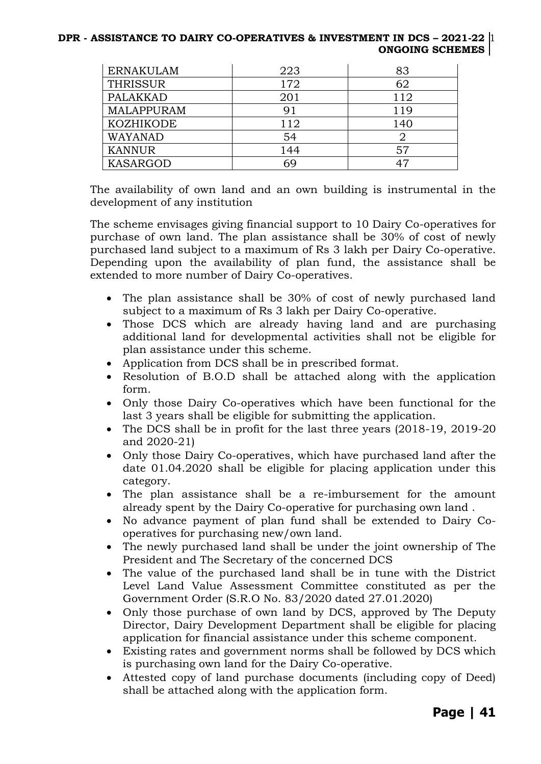| | | |
|---|---|---|
| ERNAKULAM | 223 | 83 |
| THRISSUR | 172 | 62 |
| PALAKKAD | 201 | 112 |
| MALAPPURAM | 91 | 119 |
| KOZHIKODE | 112 | 140 |
| WAYANAD | 54 | 2 |
| KANNUR | 144 | 57 |
| KASARGOD | 69 | 47 |

The availability of own land and an own building is instrumental in the development of any institution

The scheme envisages giving financial support to 10 Dairy Co-operatives for purchase of own land. The plan assistance shall be 30% of cost of newly purchased land subject to a maximum of Rs 3 lakh per Dairy Co-operative. Depending upon the availability of plan fund, the assistance shall be extended to more number of Dairy Co-operatives.

- The plan assistance shall be 30% of cost of newly purchased land subject to a maximum of Rs 3 lakh per Dairy Co-operative.
- Those DCS which are already having land and are purchasing additional land for developmental activities shall not be eligible for plan assistance under this scheme.
- Application from DCS shall be in prescribed format.
- Resolution of B.O.D shall be attached along with the application form.
- Only those Dairy Co-operatives which have been functional for the last 3 years shall be eligible for submitting the application.
- The DCS shall be in profit for the last three years (2018-19, 2019-20 and 2020-21)
- Only those Dairy Co-operatives, which have purchased land after the date 01.04.2020 shall be eligible for placing application under this category.
- The plan assistance shall be a re-imbursement for the amount already spent by the Dairy Co-operative for purchasing own land .
- No advance payment of plan fund shall be extended to Dairy Co-operatives for purchasing new/own land.
- The newly purchased land shall be under the joint ownership of The President and The Secretary of the concerned DCS
- The value of the purchased land shall be in tune with the District Level Land Value Assessment Committee constituted as per the Government Order (S.R.O No. 83/2020 dated 27.01.2020)
- Only those purchase of own land by DCS, approved by The Deputy Director, Dairy Development Department shall be eligible for placing application for financial assistance under this scheme component.
- Existing rates and government norms shall be followed by DCS which is purchasing own land for the Dairy Co-operative.
- Attested copy of land purchase documents (including copy of Deed) shall be attached along with the application form.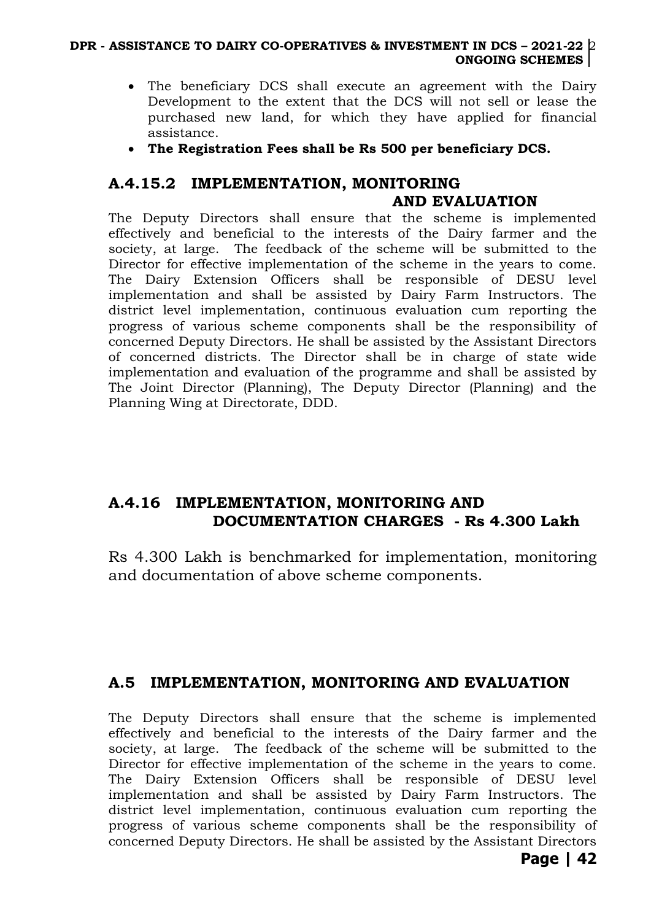- The beneficiary DCS shall execute an agreement with the Dairy Development to the extent that the DCS will not sell or lease the purchased new land, for which they have applied for financial assistance.
- **The Registration Fees shall be Rs 500 per beneficiary DCS.**

### A.4.15.2 IMPLEMENTATION, MONITORING AND EVALUATION

The Deputy Directors shall ensure that the scheme is implemented effectively and beneficial to the interests of the Dairy farmer and the society, at large. The feedback of the scheme will be submitted to the Director for effective implementation of the scheme in the years to come. The Dairy Extension Officers shall be responsible of DESU level implementation and shall be assisted by Dairy Farm Instructors. The district level implementation, continuous evaluation cum reporting the progress of various scheme components shall be the responsibility of concerned Deputy Directors. He shall be assisted by the Assistant Directors of concerned districts. The Director shall be in charge of state wide implementation and evaluation of the programme and shall be assisted by The Joint Director (Planning), The Deputy Director (Planning) and the Planning Wing at Directorate, DDD.

### A.4.16 IMPLEMENTATION, MONITORING AND DOCUMENTATION CHARGES - Rs 4.300 Lakh

Rs 4.300 Lakh is benchmarked for implementation, monitoring and documentation of above scheme components.

## A.5 IMPLEMENTATION, MONITORING AND EVALUATION

The Deputy Directors shall ensure that the scheme is implemented effectively and beneficial to the interests of the Dairy farmer and the society, at large. The feedback of the scheme will be submitted to the Director for effective implementation of the scheme in the years to come. The Dairy Extension Officers shall be responsible of DESU level implementation and shall be assisted by Dairy Farm Instructors. The district level implementation, continuous evaluation cum reporting the progress of various scheme components shall be the responsibility of concerned Deputy Directors. He shall be assisted by the Assistant Directors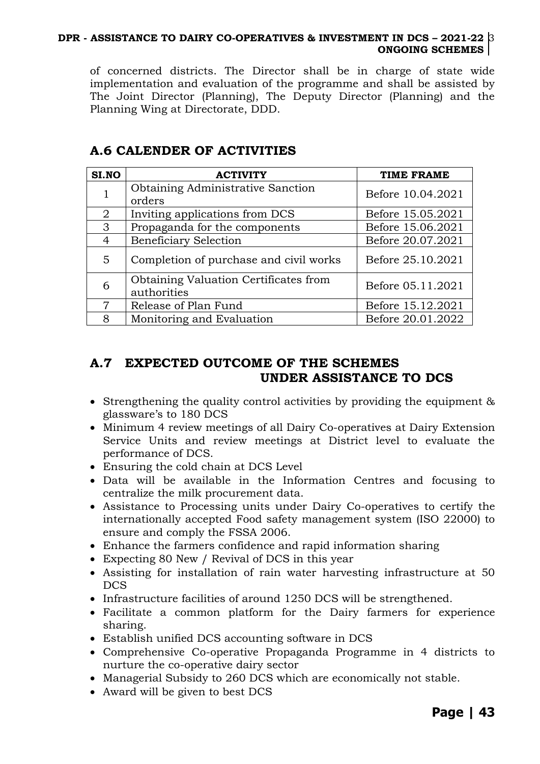of concerned districts. The Director shall be in charge of state wide implementation and evaluation of the programme and shall be assisted by The Joint Director (Planning), The Deputy Director (Planning) and the Planning Wing at Directorate, DDD.

## A.6 CALENDER OF ACTIVITIES

| SI.NO | ACTIVITY | TIME FRAME |
|---|---|---|
| 1 | Obtaining Administrative Sanction orders | Before 10.04.2021 |
| 2 | Inviting applications from DCS | Before 15.05.2021 |
| 3 | Propaganda for the components | Before 15.06.2021 |
| 4 | Beneficiary Selection | Before 20.07.2021 |
| 5 | Completion of purchase and civil works | Before 25.10.2021 |
| 6 | Obtaining Valuation Certificates from authorities | Before 05.11.2021 |
| 7 | Release of Plan Fund | Before 15.12.2021 |
| 8 | Monitoring and Evaluation | Before 20.01.2022 |

## A.7 EXPECTED OUTCOME OF THE SCHEMES UNDER ASSISTANCE TO DCS

- Strengthening the quality control activities by providing the equipment & glassware's to 180 DCS
- Minimum 4 review meetings of all Dairy Co-operatives at Dairy Extension Service Units and review meetings at District level to evaluate the performance of DCS.
- Ensuring the cold chain at DCS Level
- Data will be available in the Information Centres and focusing to centralize the milk procurement data.
- Assistance to Processing units under Dairy Co-operatives to certify the internationally accepted Food safety management system (ISO 22000) to ensure and comply the FSSA 2006.
- Enhance the farmers confidence and rapid information sharing
- Expecting 80 New / Revival of DCS in this year
- Assisting for installation of rain water harvesting infrastructure at 50 DCS
- Infrastructure facilities of around 1250 DCS will be strengthened.
- Facilitate a common platform for the Dairy farmers for experience sharing.
- Establish unified DCS accounting software in DCS
- Comprehensive Co-operative Propaganda Programme in 4 districts to nurture the co-operative dairy sector
- Managerial Subsidy to 260 DCS which are economically not stable.
- Award will be given to best DCS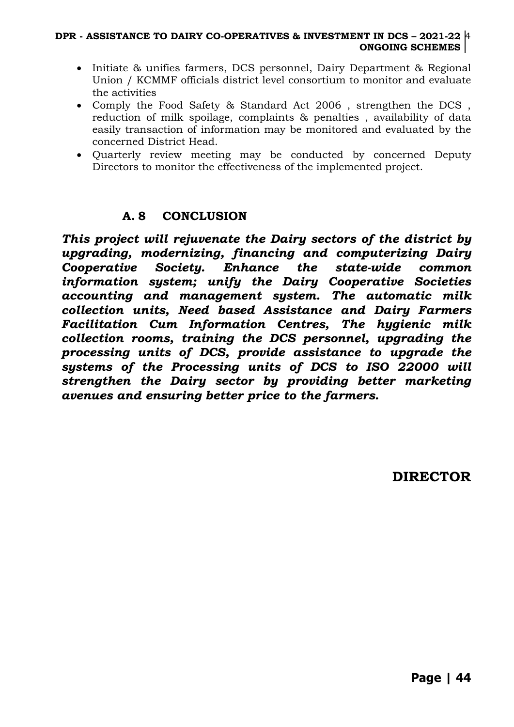- Initiate & unifies farmers, DCS personnel, Dairy Department & Regional Union / KCMMF officials district level consortium to monitor and evaluate the activities
- Comply the Food Safety & Standard Act 2006 , strengthen the DCS , reduction of milk spoilage, complaints & penalties , availability of data easily transaction of information may be monitored and evaluated by the concerned District Head.
- Quarterly review meeting may be conducted by concerned Deputy Directors to monitor the effectiveness of the implemented project.

## A. 8 CONCLUSION

***This project will rejuvenate the Dairy sectors of the district by upgrading, modernizing, financing and computerizing Dairy Cooperative Society. Enhance the state-wide common information system; unify the Dairy Cooperative Societies accounting and management system. The automatic milk collection units, Need based Assistance and Dairy Farmers Facilitation Cum Information Centres, The hygienic milk collection rooms, training the DCS personnel, upgrading the processing units of DCS, provide assistance to upgrade the systems of the Processing units of DCS to ISO 22000 will strengthen the Dairy sector by providing better marketing avenues and ensuring better price to the farmers.***

**DIRECTOR**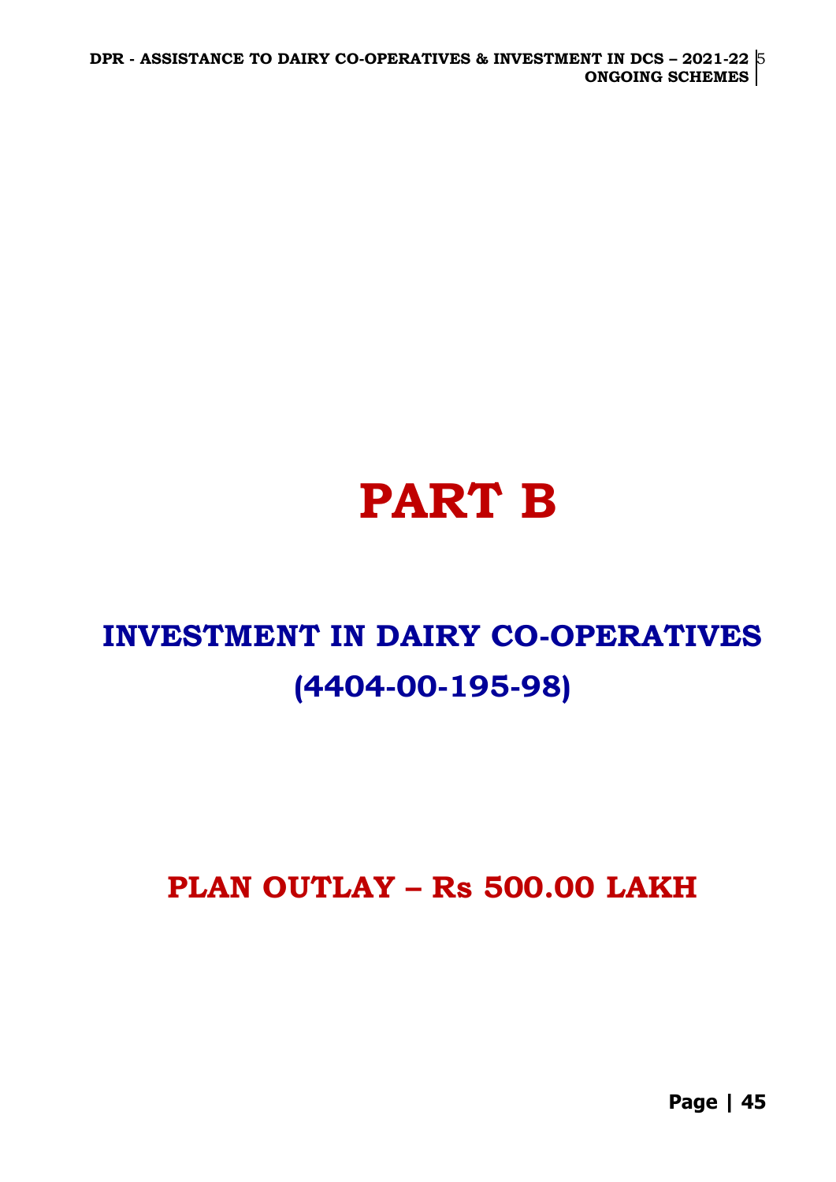# PART B

## INVESTMENT IN DAIRY CO-OPERATIVES (4404-00-195-98)

## PLAN OUTLAY – Rs 500.00 LAKH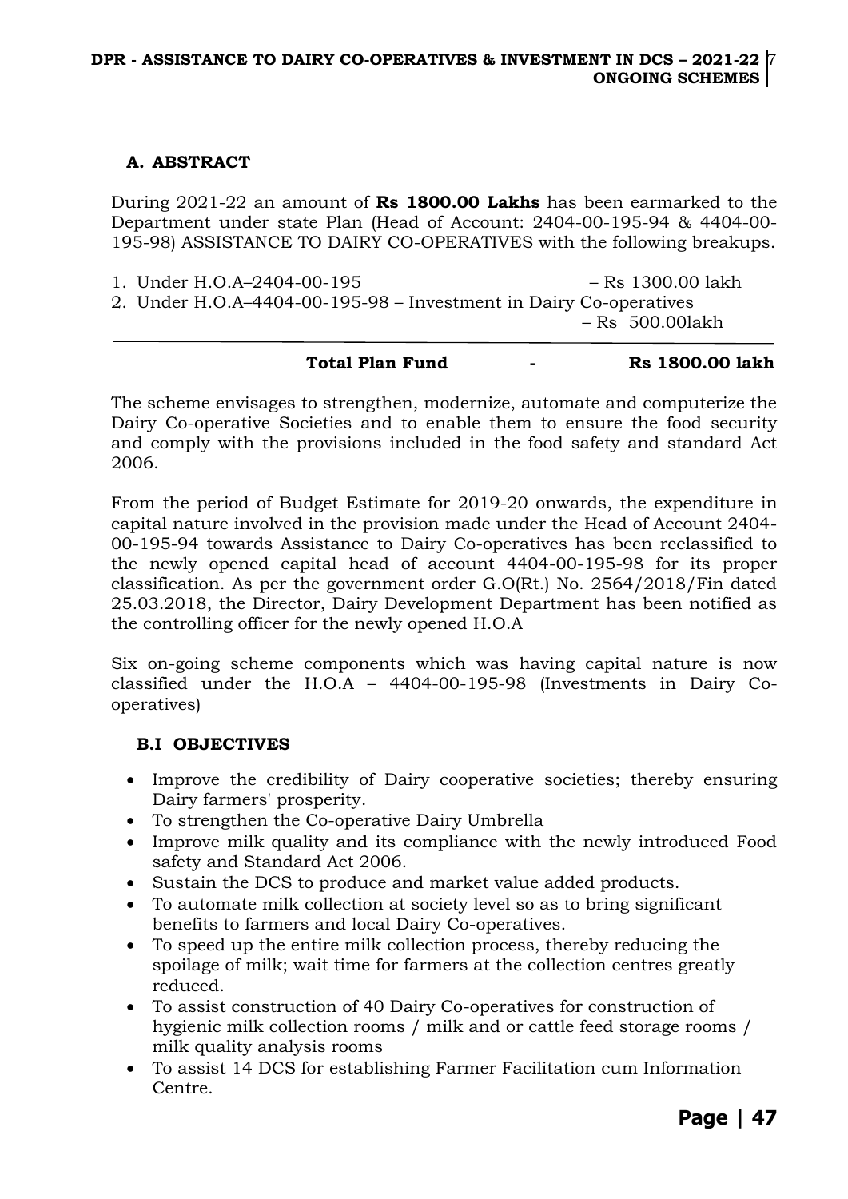## A. ABSTRACT

During 2021-22 an amount of **Rs 1800.00 Lakhs** has been earmarked to the Department under state Plan (Head of Account: 2404-00-195-94 & 4404-00-195-98) ASSISTANCE TO DAIRY CO-OPERATIVES with the following breakups.

1. Under H.O.A–2404-00-195 – Rs 1300.00 lakh
2. Under H.O.A–4404-00-195-98 – Investment in Dairy Co-operatives – Rs 500.00lakh

**Total Plan Fund - Rs 1800.00 lakh**

The scheme envisages to strengthen, modernize, automate and computerize the Dairy Co-operative Societies and to enable them to ensure the food security and comply with the provisions included in the food safety and standard Act 2006.

From the period of Budget Estimate for 2019-20 onwards, the expenditure in capital nature involved in the provision made under the Head of Account 2404-00-195-94 towards Assistance to Dairy Co-operatives has been reclassified to the newly opened capital head of account 4404-00-195-98 for its proper classification. As per the government order G.O(Rt.) No. 2564/2018/Fin dated 25.03.2018, the Director, Dairy Development Department has been notified as the controlling officer for the newly opened H.O.A

Six on-going scheme components which was having capital nature is now classified under the H.O.A – 4404-00-195-98 (Investments in Dairy Co-operatives)

### B.I OBJECTIVES

- Improve the credibility of Dairy cooperative societies; thereby ensuring Dairy farmers' prosperity.
- To strengthen the Co-operative Dairy Umbrella
- Improve milk quality and its compliance with the newly introduced Food safety and Standard Act 2006.
- Sustain the DCS to produce and market value added products.
- To automate milk collection at society level so as to bring significant benefits to farmers and local Dairy Co-operatives.
- To speed up the entire milk collection process, thereby reducing the spoilage of milk; wait time for farmers at the collection centres greatly reduced.
- To assist construction of 40 Dairy Co-operatives for construction of hygienic milk collection rooms / milk and or cattle feed storage rooms / milk quality analysis rooms
- To assist 14 DCS for establishing Farmer Facilitation cum Information Centre.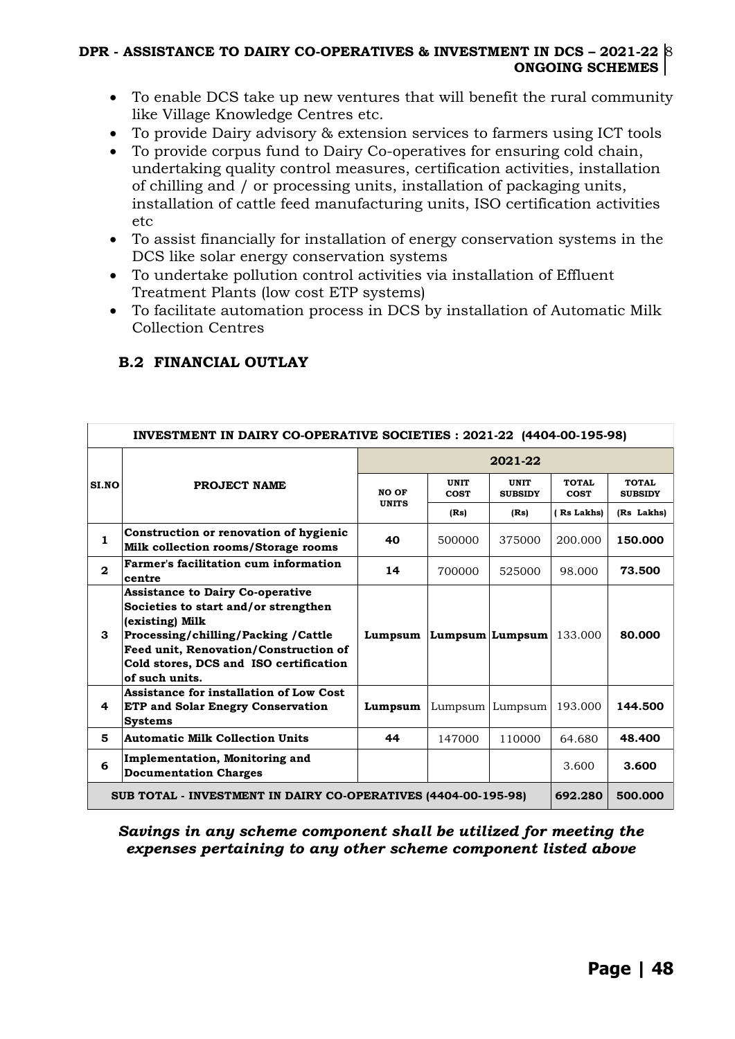- To enable DCS take up new ventures that will benefit the rural community like Village Knowledge Centres etc.
- To provide Dairy advisory & extension services to farmers using ICT tools
- To provide corpus fund to Dairy Co-operatives for ensuring cold chain, undertaking quality control measures, certification activities, installation of chilling and / or processing units, installation of packaging units, installation of cattle feed manufacturing units, ISO certification activities etc
- To assist financially for installation of energy conservation systems in the DCS like solar energy conservation systems
- To undertake pollution control activities via installation of Effluent Treatment Plants (low cost ETP systems)
- To facilitate automation process in DCS by installation of Automatic Milk Collection Centres

## B.2 FINANCIAL OUTLAY

**INVESTMENT IN DAIRY CO-OPERATIVE SOCIETIES : 2021-22 (4404-00-195-98)**

| SI.NO | PROJECT NAME | 2021-22 | | | | |
|---|---|---|---|---|---|---|
| | | NO OF UNITS | UNIT COST (Rs) | UNIT SUBSIDY (Rs) | TOTAL COST ( Rs Lakhs) | TOTAL SUBSIDY (Rs Lakhs) |
| 1 | **Construction or renovation of hygienic Milk collection rooms/Storage rooms** | **40** | 500000 | 375000 | 200.000 | **150.000** |
| 2 | **Farmer's facilitation cum information centre** | **14** | 700000 | 525000 | 98.000 | **73.500** |
| 3 | **Assistance to Dairy Co-operative Societies to start and/or strengthen (existing) Milk Processing/chilling/Packing /Cattle Feed unit, Renovation/Construction of Cold stores, DCS and ISO certification of such units.** | **Lumpsum** | **Lumpsum** | **Lumpsum** | 133.000 | **80.000** |
| 4 | **Assistance for installation of Low Cost ETP and Solar Enegry Conservation Systems** | **Lumpsum** | Lumpsum | Lumpsum | 193.000 | **144.500** |
| 5 | **Automatic Milk Collection Units** | **44** | 147000 | 110000 | 64.680 | **48.400** |
| 6 | **Implementation, Monitoring and Documentation Charges** | | | | 3.600 | **3.600** |
| **SUB TOTAL - INVESTMENT IN DAIRY CO-OPERATIVES (4404-00-195-98)** | | | | | **692.280** | **500.000** |

***Savings in any scheme component shall be utilized for meeting the expenses pertaining to any other scheme component listed above***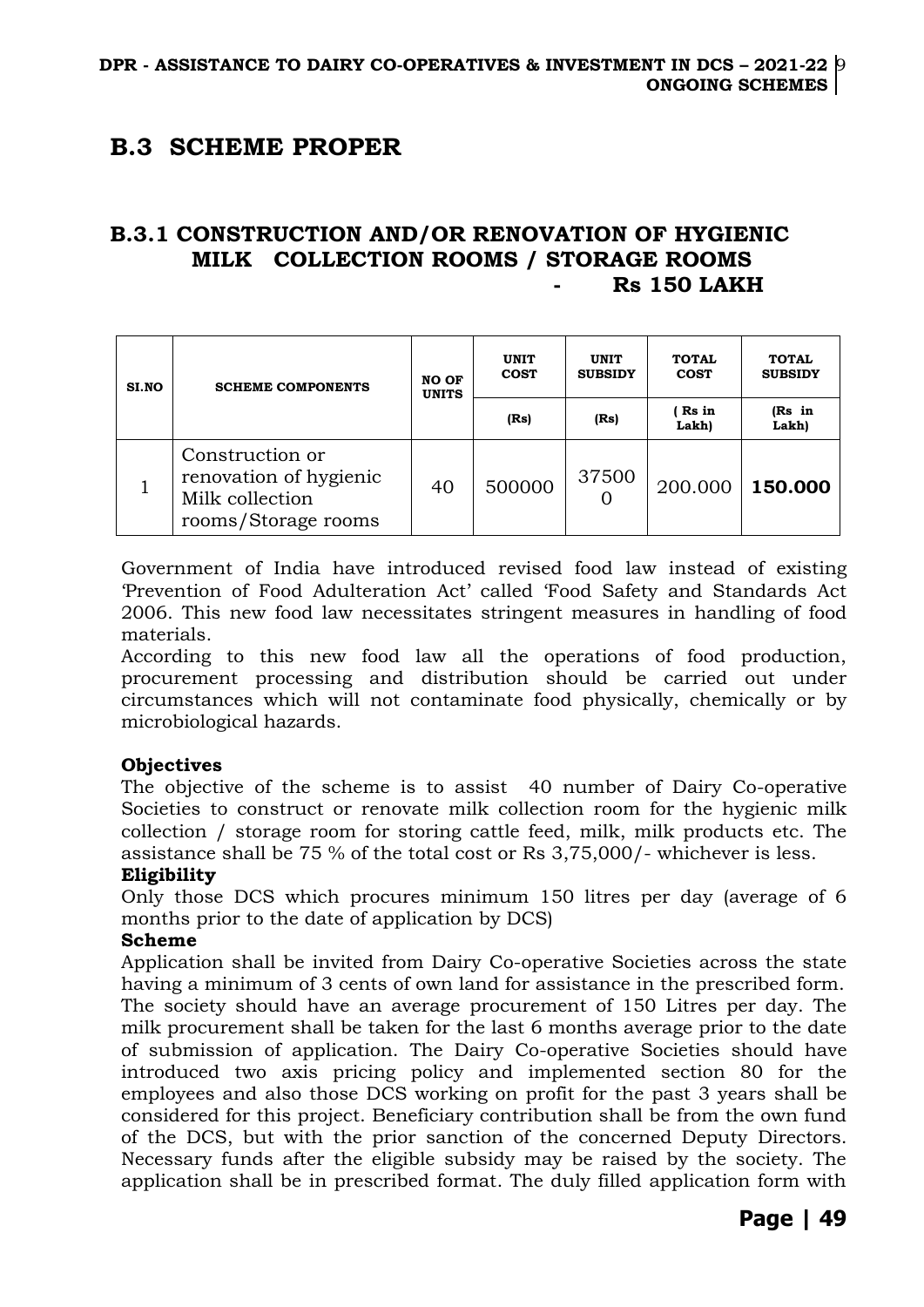## B.3 SCHEME PROPER

### B.3.1 CONSTRUCTION AND/OR RENOVATION OF HYGIENIC MILK COLLECTION ROOMS / STORAGE ROOMS - Rs 150 LAKH

| SI.NO | SCHEME COMPONENTS | NO OF UNITS | UNIT COST | UNIT SUBSIDY | TOTAL COST | TOTAL SUBSIDY |
|---|---|---|---|---|---|---|
| | | | (Rs) | (Rs) | ( Rs in Lakh) | (Rs in Lakh) |
| 1 | Construction or renovation of hygienic Milk collection rooms/Storage rooms | 40 | 500000 | 375000 | 200.000 | **150.000** |

Government of India have introduced revised food law instead of existing 'Prevention of Food Adulteration Act' called 'Food Safety and Standards Act 2006. This new food law necessitates stringent measures in handling of food materials.

According to this new food law all the operations of food production, procurement processing and distribution should be carried out under circumstances which will not contaminate food physically, chemically or by microbiological hazards.

**Objectives**

The objective of the scheme is to assist 40 number of Dairy Co-operative Societies to construct or renovate milk collection room for the hygienic milk collection / storage room for storing cattle feed, milk, milk products etc. The assistance shall be 75 % of the total cost or Rs 3,75,000/- whichever is less.

**Eligibility**

Only those DCS which procures minimum 150 litres per day (average of 6 months prior to the date of application by DCS)

**Scheme**

Application shall be invited from Dairy Co-operative Societies across the state having a minimum of 3 cents of own land for assistance in the prescribed form. The society should have an average procurement of 150 Litres per day. The milk procurement shall be taken for the last 6 months average prior to the date of submission of application. The Dairy Co-operative Societies should have introduced two axis pricing policy and implemented section 80 for the employees and also those DCS working on profit for the past 3 years shall be considered for this project. Beneficiary contribution shall be from the own fund of the DCS, but with the prior sanction of the concerned Deputy Directors. Necessary funds after the eligible subsidy may be raised by the society. The application shall be in prescribed format. The duly filled application form with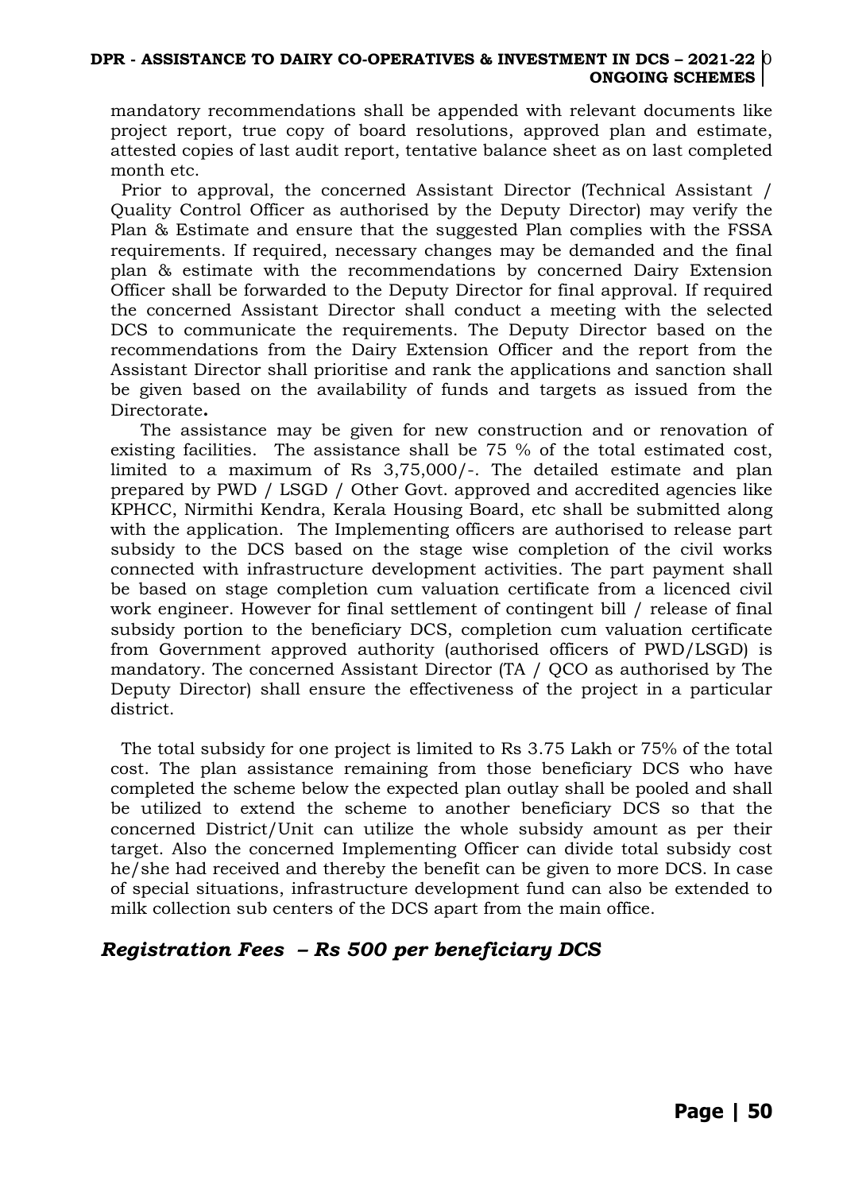mandatory recommendations shall be appended with relevant documents like project report, true copy of board resolutions, approved plan and estimate, attested copies of last audit report, tentative balance sheet as on last completed month etc.

Prior to approval, the concerned Assistant Director (Technical Assistant / Quality Control Officer as authorised by the Deputy Director) may verify the Plan & Estimate and ensure that the suggested Plan complies with the FSSA requirements. If required, necessary changes may be demanded and the final plan & estimate with the recommendations by concerned Dairy Extension Officer shall be forwarded to the Deputy Director for final approval. If required the concerned Assistant Director shall conduct a meeting with the selected DCS to communicate the requirements. The Deputy Director based on the recommendations from the Dairy Extension Officer and the report from the Assistant Director shall prioritise and rank the applications and sanction shall be given based on the availability of funds and targets as issued from the Directorate**.**

The assistance may be given for new construction and or renovation of existing facilities. The assistance shall be 75 % of the total estimated cost, limited to a maximum of Rs 3,75,000/-. The detailed estimate and plan prepared by PWD / LSGD / Other Govt. approved and accredited agencies like KPHCC, Nirmithi Kendra, Kerala Housing Board, etc shall be submitted along with the application. The Implementing officers are authorised to release part subsidy to the DCS based on the stage wise completion of the civil works connected with infrastructure development activities. The part payment shall be based on stage completion cum valuation certificate from a licenced civil work engineer. However for final settlement of contingent bill / release of final subsidy portion to the beneficiary DCS, completion cum valuation certificate from Government approved authority (authorised officers of PWD/LSGD) is mandatory. The concerned Assistant Director (TA / QCO as authorised by The Deputy Director) shall ensure the effectiveness of the project in a particular district.

The total subsidy for one project is limited to Rs 3.75 Lakh or 75% of the total cost. The plan assistance remaining from those beneficiary DCS who have completed the scheme below the expected plan outlay shall be pooled and shall be utilized to extend the scheme to another beneficiary DCS so that the concerned District/Unit can utilize the whole subsidy amount as per their target. Also the concerned Implementing Officer can divide total subsidy cost he/she had received and thereby the benefit can be given to more DCS. In case of special situations, infrastructure development fund can also be extended to milk collection sub centers of the DCS apart from the main office.

***Registration Fees – Rs 500 per beneficiary DCS***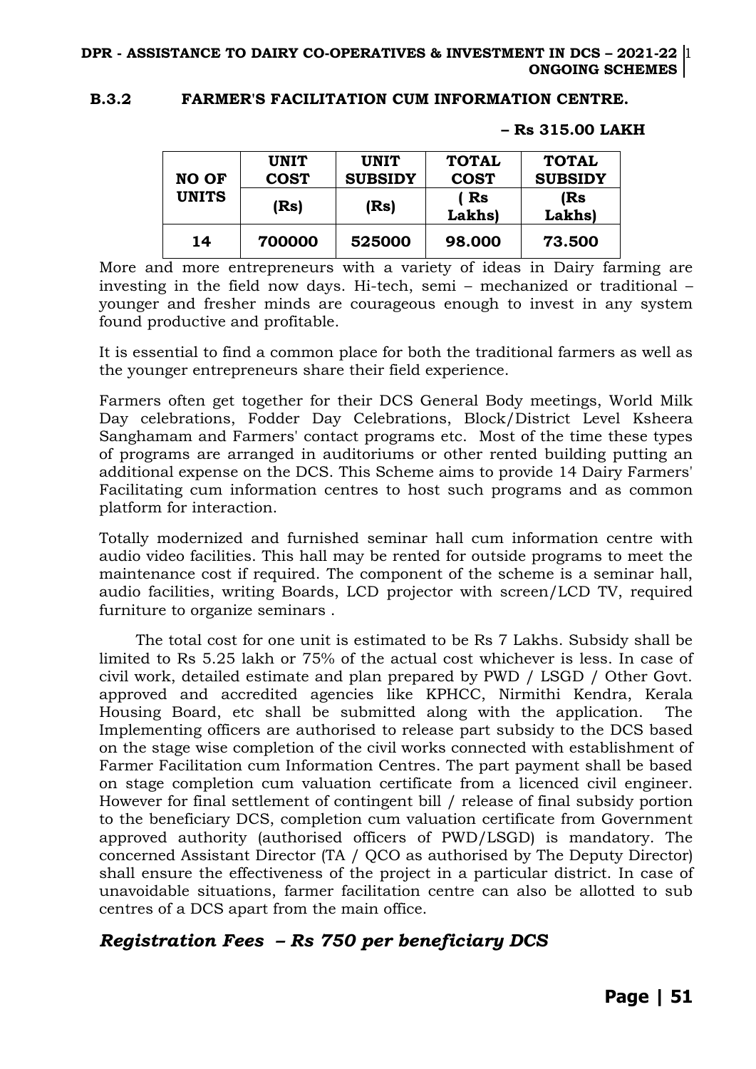### B.3.2 FARMER'S FACILITATION CUM INFORMATION CENTRE.

**– Rs 315.00 LAKH**

| NO OF UNITS | UNIT COST | UNIT SUBSIDY | TOTAL COST | TOTAL SUBSIDY |
|---|---|---|---|---|
| | (Rs) | (Rs) | ( Rs Lakhs) | (Rs Lakhs) |
| **14** | **700000** | **525000** | **98.000** | **73.500** |

More and more entrepreneurs with a variety of ideas in Dairy farming are investing in the field now days. Hi-tech, semi – mechanized or traditional – younger and fresher minds are courageous enough to invest in any system found productive and profitable.

It is essential to find a common place for both the traditional farmers as well as the younger entrepreneurs share their field experience.

Farmers often get together for their DCS General Body meetings, World Milk Day celebrations, Fodder Day Celebrations, Block/District Level Ksheera Sanghamam and Farmers' contact programs etc. Most of the time these types of programs are arranged in auditoriums or other rented building putting an additional expense on the DCS. This Scheme aims to provide 14 Dairy Farmers' Facilitating cum information centres to host such programs and as common platform for interaction.

Totally modernized and furnished seminar hall cum information centre with audio video facilities. This hall may be rented for outside programs to meet the maintenance cost if required. The component of the scheme is a seminar hall, audio facilities, writing Boards, LCD projector with screen/LCD TV, required furniture to organize seminars .

The total cost for one unit is estimated to be Rs 7 Lakhs. Subsidy shall be limited to Rs 5.25 lakh or 75% of the actual cost whichever is less. In case of civil work, detailed estimate and plan prepared by PWD / LSGD / Other Govt. approved and accredited agencies like KPHCC, Nirmithi Kendra, Kerala Housing Board, etc shall be submitted along with the application. The Implementing officers are authorised to release part subsidy to the DCS based on the stage wise completion of the civil works connected with establishment of Farmer Facilitation cum Information Centres. The part payment shall be based on stage completion cum valuation certificate from a licenced civil engineer. However for final settlement of contingent bill / release of final subsidy portion to the beneficiary DCS, completion cum valuation certificate from Government approved authority (authorised officers of PWD/LSGD) is mandatory. The concerned Assistant Director (TA / QCO as authorised by The Deputy Director) shall ensure the effectiveness of the project in a particular district. In case of unavoidable situations, farmer facilitation centre can also be allotted to sub centres of a DCS apart from the main office.

***Registration Fees – Rs 750 per beneficiary DCS***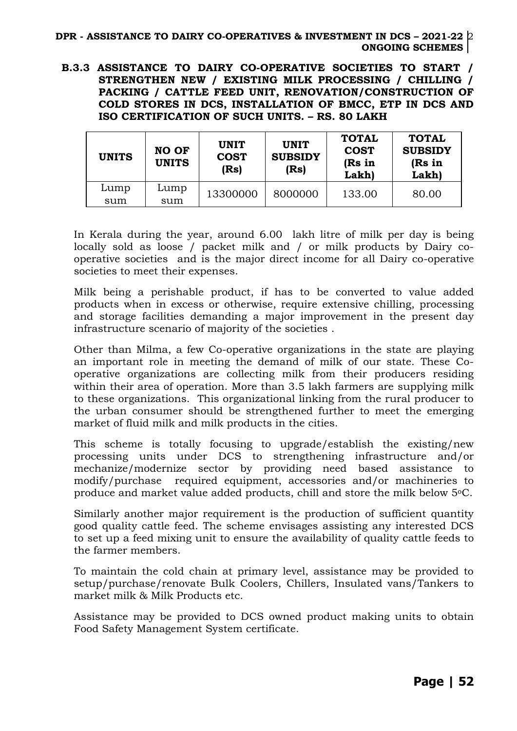### B.3.3 ASSISTANCE TO DAIRY CO-OPERATIVE SOCIETIES TO START / STRENGTHEN NEW / EXISTING MILK PROCESSING / CHILLING / PACKING / CATTLE FEED UNIT, RENOVATION/CONSTRUCTION OF COLD STORES IN DCS, INSTALLATION OF BMCC, ETP IN DCS AND ISO CERTIFICATION OF SUCH UNITS. – RS. 80 LAKH

| UNITS | NO OF UNITS | UNIT COST (Rs) | UNIT SUBSIDY (Rs) | TOTAL COST (Rs in Lakh) | TOTAL SUBSIDY (Rs in Lakh) |
|---|---|---|---|---|---|
| Lump sum | Lump sum | 13300000 | 8000000 | 133.00 | 80.00 |

In Kerala during the year, around 6.00 lakh litre of milk per day is being locally sold as loose / packet milk and / or milk products by Dairy co-operative societies and is the major direct income for all Dairy co-operative societies to meet their expenses.

Milk being a perishable product, if has to be converted to value added products when in excess or otherwise, require extensive chilling, processing and storage facilities demanding a major improvement in the present day infrastructure scenario of majority of the societies .

Other than Milma, a few Co-operative organizations in the state are playing an important role in meeting the demand of milk of our state. These Co-operative organizations are collecting milk from their producers residing within their area of operation. More than 3.5 lakh farmers are supplying milk to these organizations. This organizational linking from the rural producer to the urban consumer should be strengthened further to meet the emerging market of fluid milk and milk products in the cities.

This scheme is totally focusing to upgrade/establish the existing/new processing units under DCS to strengthening infrastructure and/or mechanize/modernize sector by providing need based assistance to modify/purchase required equipment, accessories and/or machineries to produce and market value added products, chill and store the milk below 5$^{o}$C.

Similarly another major requirement is the production of sufficient quantity good quality cattle feed. The scheme envisages assisting any interested DCS to set up a feed mixing unit to ensure the availability of quality cattle feeds to the farmer members.

To maintain the cold chain at primary level, assistance may be provided to setup/purchase/renovate Bulk Coolers, Chillers, Insulated vans/Tankers to market milk & Milk Products etc.

Assistance may be provided to DCS owned product making units to obtain Food Safety Management System certificate.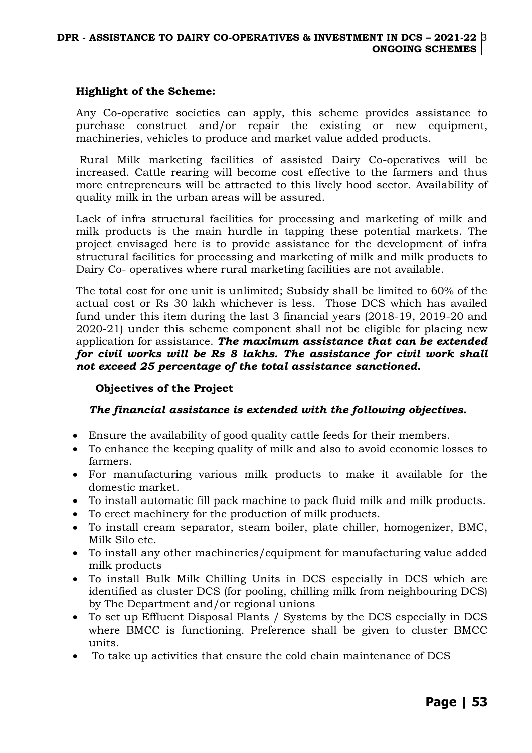**Highlight of the Scheme:**

Any Co-operative societies can apply, this scheme provides assistance to purchase construct and/or repair the existing or new equipment, machineries, vehicles to produce and market value added products.

Rural Milk marketing facilities of assisted Dairy Co-operatives will be increased. Cattle rearing will become cost effective to the farmers and thus more entrepreneurs will be attracted to this lively hood sector. Availability of quality milk in the urban areas will be assured.

Lack of infra structural facilities for processing and marketing of milk and milk products is the main hurdle in tapping these potential markets. The project envisaged here is to provide assistance for the development of infra structural facilities for processing and marketing of milk and milk products to Dairy Co- operatives where rural marketing facilities are not available.

The total cost for one unit is unlimited; Subsidy shall be limited to 60% of the actual cost or Rs 30 lakh whichever is less. Those DCS which has availed fund under this item during the last 3 financial years (2018-19, 2019-20 and 2020-21) under this scheme component shall not be eligible for placing new application for assistance. ***The maximum assistance that can be extended for civil works will be Rs 8 lakhs. The assistance for civil work shall not exceed 25 percentage of the total assistance sanctioned.***

**Objectives of the Project**

***The financial assistance is extended with the following objectives.***

- Ensure the availability of good quality cattle feeds for their members.
- To enhance the keeping quality of milk and also to avoid economic losses to farmers.
- For manufacturing various milk products to make it available for the domestic market.
- To install automatic fill pack machine to pack fluid milk and milk products.
- To erect machinery for the production of milk products.
- To install cream separator, steam boiler, plate chiller, homogenizer, BMC, Milk Silo etc.
- To install any other machineries/equipment for manufacturing value added milk products
- To install Bulk Milk Chilling Units in DCS especially in DCS which are identified as cluster DCS (for pooling, chilling milk from neighbouring DCS) by The Department and/or regional unions
- To set up Effluent Disposal Plants / Systems by the DCS especially in DCS where BMCC is functioning. Preference shall be given to cluster BMCC units.
- To take up activities that ensure the cold chain maintenance of DCS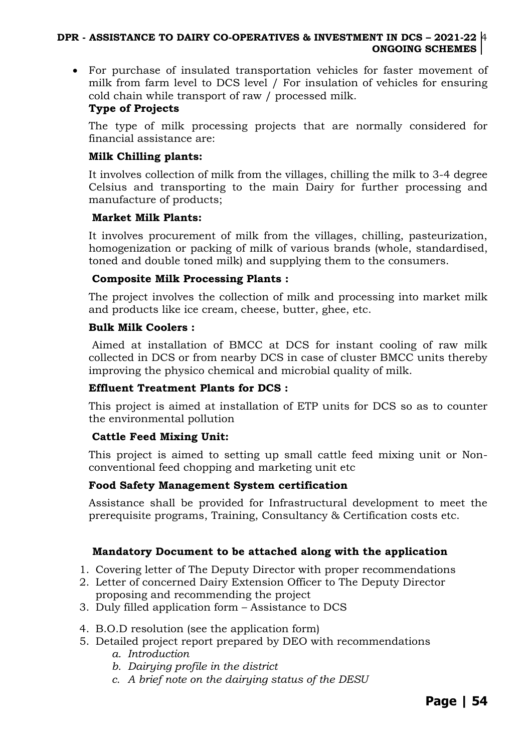- For purchase of insulated transportation vehicles for faster movement of milk from farm level to DCS level / For insulation of vehicles for ensuring cold chain while transport of raw / processed milk.

**Type of Projects**

The type of milk processing projects that are normally considered for financial assistance are:

**Milk Chilling plants:**

It involves collection of milk from the villages, chilling the milk to 3-4 degree Celsius and transporting to the main Dairy for further processing and manufacture of products;

**Market Milk Plants:**

It involves procurement of milk from the villages, chilling, pasteurization, homogenization or packing of milk of various brands (whole, standardised, toned and double toned milk) and supplying them to the consumers.

**Composite Milk Processing Plants :**

The project involves the collection of milk and processing into market milk and products like ice cream, cheese, butter, ghee, etc.

**Bulk Milk Coolers :**

Aimed at installation of BMCC at DCS for instant cooling of raw milk collected in DCS or from nearby DCS in case of cluster BMCC units thereby improving the physico chemical and microbial quality of milk.

**Effluent Treatment Plants for DCS :**

This project is aimed at installation of ETP units for DCS so as to counter the environmental pollution

**Cattle Feed Mixing Unit:**

This project is aimed to setting up small cattle feed mixing unit or Non-conventional feed chopping and marketing unit etc

**Food Safety Management System certification**

Assistance shall be provided for Infrastructural development to meet the prerequisite programs, Training, Consultancy & Certification costs etc.

**Mandatory Document to be attached along with the application**

1. Covering letter of The Deputy Director with proper recommendations
2. Letter of concerned Dairy Extension Officer to The Deputy Director proposing and recommending the project
3. Duly filled application form – Assistance to DCS
4. B.O.D resolution (see the application form)
5. Detailed project report prepared by DEO with recommendations
   a. *Introduction*
   b. *Dairying profile in the district*
   c. *A brief note on the dairying status of the DESU*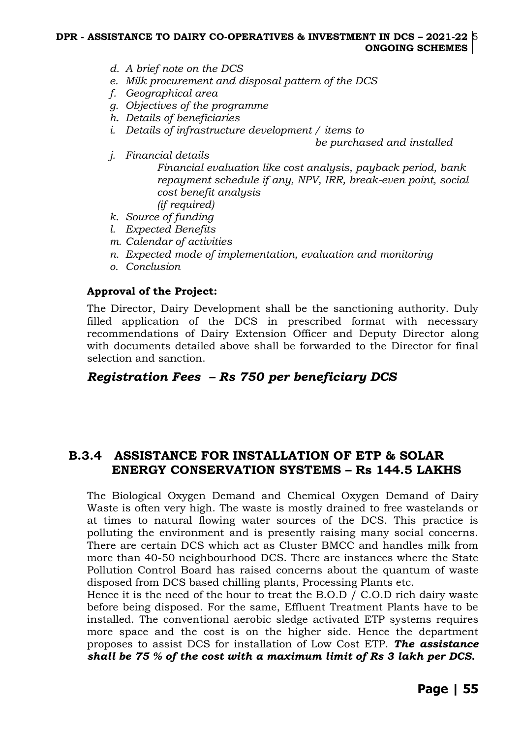- *d. A brief note on the DCS*
- *e. Milk procurement and disposal pattern of the DCS*
- *f. Geographical area*
- *g. Objectives of the programme*
- *h. Details of beneficiaries*
- *i. Details of infrastructure development / items to be purchased and installed*
- *j. Financial details*

  *Financial evaluation like cost analysis, payback period, bank repayment schedule if any, NPV, IRR, break-even point, social cost benefit analysis (if required)*
- *k. Source of funding*
- *l. Expected Benefits*
- *m. Calendar of activities*
- *n. Expected mode of implementation, evaluation and monitoring*
- *o. Conclusion*

**Approval of the Project:**

The Director, Dairy Development shall be the sanctioning authority. Duly filled application of the DCS in prescribed format with necessary recommendations of Dairy Extension Officer and Deputy Director along with documents detailed above shall be forwarded to the Director for final selection and sanction.

***Registration Fees – Rs 750 per beneficiary DCS***

## B.3.4 ASSISTANCE FOR INSTALLATION OF ETP & SOLAR ENERGY CONSERVATION SYSTEMS – Rs 144.5 LAKHS

The Biological Oxygen Demand and Chemical Oxygen Demand of Dairy Waste is often very high. The waste is mostly drained to free wastelands or at times to natural flowing water sources of the DCS. This practice is polluting the environment and is presently raising many social concerns. There are certain DCS which act as Cluster BMCC and handles milk from more than 40-50 neighbourhood DCS. There are instances where the State Pollution Control Board has raised concerns about the quantum of waste disposed from DCS based chilling plants, Processing Plants etc.

Hence it is the need of the hour to treat the B.O.D / C.O.D rich dairy waste before being disposed. For the same, Effluent Treatment Plants have to be installed. The conventional aerobic sledge activated ETP systems requires more space and the cost is on the higher side. Hence the department proposes to assist DCS for installation of Low Cost ETP. ***The assistance shall be 75 % of the cost with a maximum limit of Rs 3 lakh per DCS.***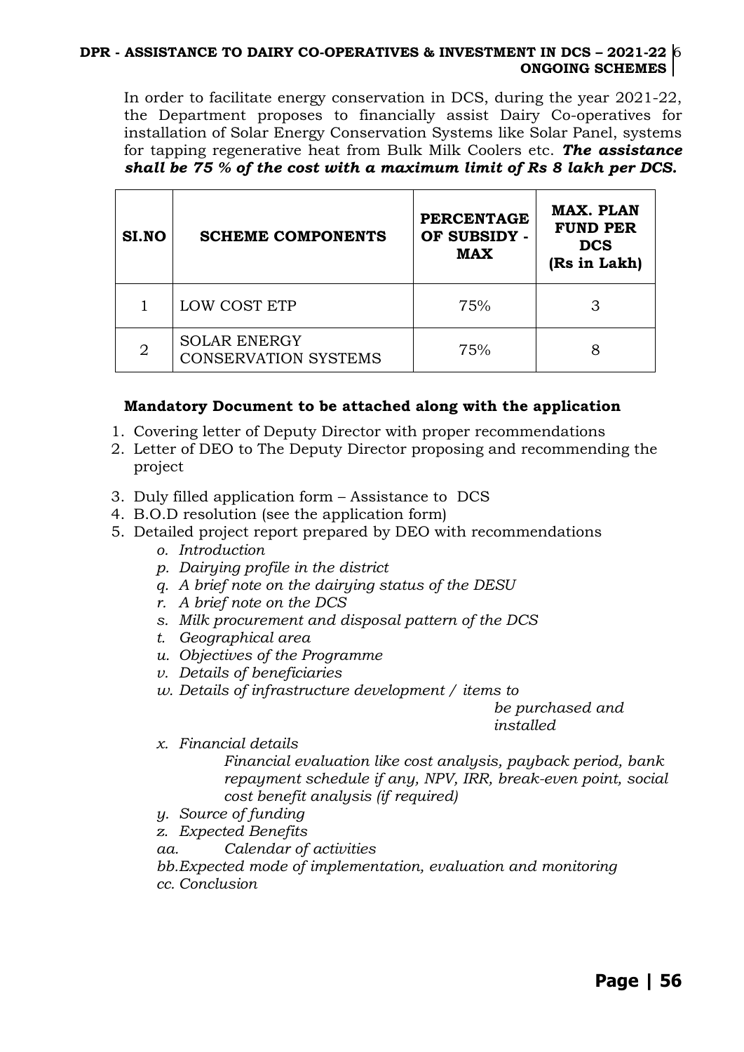In order to facilitate energy conservation in DCS, during the year 2021-22, the Department proposes to financially assist Dairy Co-operatives for installation of Solar Energy Conservation Systems like Solar Panel, systems for tapping regenerative heat from Bulk Milk Coolers etc. ***The assistance shall be 75 % of the cost with a maximum limit of Rs 8 lakh per DCS.***

| SI.NO | SCHEME COMPONENTS | PERCENTAGE OF SUBSIDY - MAX | MAX. PLAN FUND PER DCS (Rs in Lakh) |
|---|---|---|---|
| 1 | LOW COST ETP | 75% | 3 |
| 2 | SOLAR ENERGY CONSERVATION SYSTEMS | 75% | 8 |

**Mandatory Document to be attached along with the application**

1. Covering letter of Deputy Director with proper recommendations
2. Letter of DEO to The Deputy Director proposing and recommending the project
3. Duly filled application form – Assistance to DCS
4. B.O.D resolution (see the application form)
5. Detailed project report prepared by DEO with recommendations
   - o. *Introduction*
   - p. *Dairying profile in the district*
   - q. *A brief note on the dairying status of the DESU*
   - r. *A brief note on the DCS*
   - s. *Milk procurement and disposal pattern of the DCS*
   - t. *Geographical area*
   - u. *Objectives of the Programme*
   - v. *Details of beneficiaries*
   - w. *Details of infrastructure development / items to be purchased and installed*
   - x. *Financial details*
     *Financial evaluation like cost analysis, payback period, bank repayment schedule if any, NPV, IRR, break-even point, social cost benefit analysis (if required)*
   - y. *Source of funding*
   - z. *Expected Benefits*
   - aa. *Calendar of activities*
   - bb. *Expected mode of implementation, evaluation and monitoring*
   - cc. *Conclusion*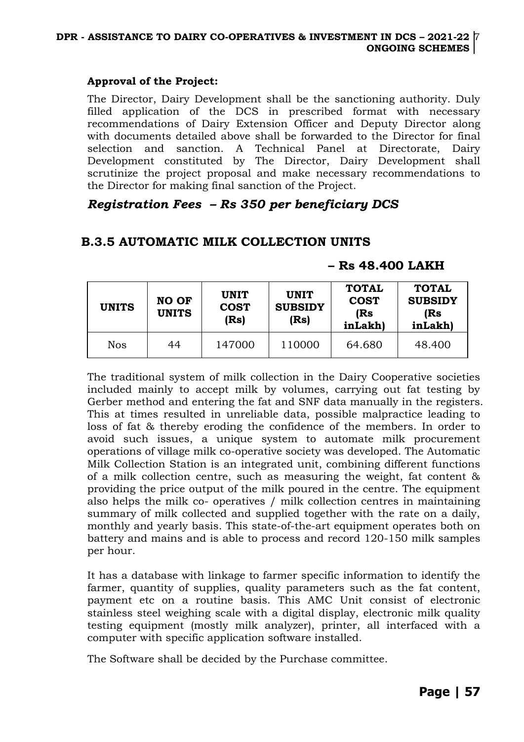**Approval of the Project:**

The Director, Dairy Development shall be the sanctioning authority. Duly filled application of the DCS in prescribed format with necessary recommendations of Dairy Extension Officer and Deputy Director along with documents detailed above shall be forwarded to the Director for final selection and sanction. A Technical Panel at Directorate, Dairy Development constituted by The Director, Dairy Development shall scrutinize the project proposal and make necessary recommendations to the Director for making final sanction of the Project.

***Registration Fees – Rs 350 per beneficiary DCS***

## B.3.5 AUTOMATIC MILK COLLECTION UNITS

**– Rs 48.400 LAKH**

| UNITS | NO OF UNITS | UNIT COST (Rs) | UNIT SUBSIDY (Rs) | TOTAL COST (Rs inLakh) | TOTAL SUBSIDY (Rs inLakh) |
|---|---|---|---|---|---|
| Nos | 44 | 147000 | 110000 | 64.680 | 48.400 |

The traditional system of milk collection in the Dairy Cooperative societies included mainly to accept milk by volumes, carrying out fat testing by Gerber method and entering the fat and SNF data manually in the registers. This at times resulted in unreliable data, possible malpractice leading to loss of fat & thereby eroding the confidence of the members. In order to avoid such issues, a unique system to automate milk procurement operations of village milk co-operative society was developed. The Automatic Milk Collection Station is an integrated unit, combining different functions of a milk collection centre, such as measuring the weight, fat content & providing the price output of the milk poured in the centre. The equipment also helps the milk co- operatives / milk collection centres in maintaining summary of milk collected and supplied together with the rate on a daily, monthly and yearly basis. This state-of-the-art equipment operates both on battery and mains and is able to process and record 120-150 milk samples per hour.

It has a database with linkage to farmer specific information to identify the farmer, quantity of supplies, quality parameters such as the fat content, payment etc on a routine basis. This AMC Unit consist of electronic stainless steel weighing scale with a digital display, electronic milk quality testing equipment (mostly milk analyzer), printer, all interfaced with a computer with specific application software installed.

The Software shall be decided by the Purchase committee.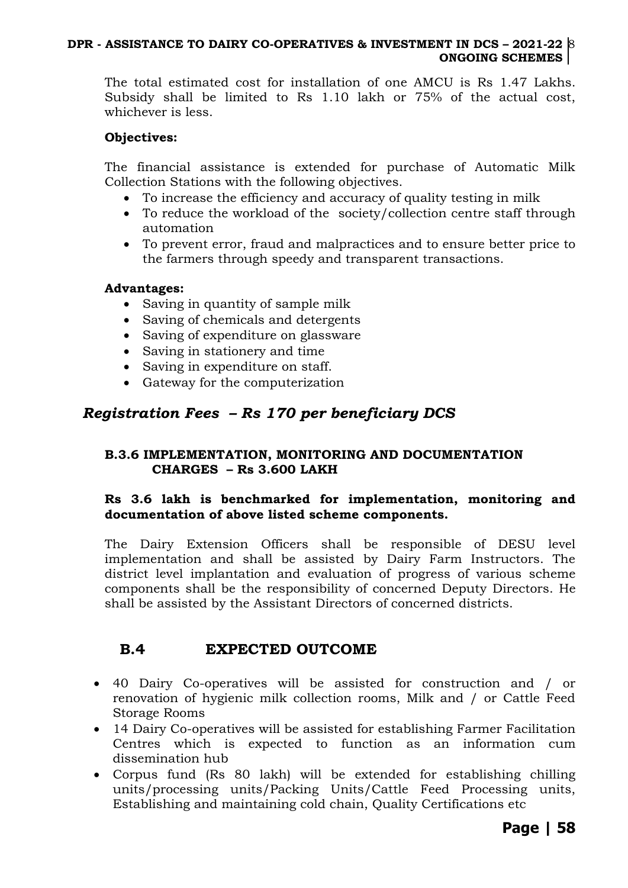The total estimated cost for installation of one AMCU is Rs 1.47 Lakhs. Subsidy shall be limited to Rs 1.10 lakh or 75% of the actual cost, whichever is less.

**Objectives:**

The financial assistance is extended for purchase of Automatic Milk Collection Stations with the following objectives.

- To increase the efficiency and accuracy of quality testing in milk
- To reduce the workload of the society/collection centre staff through automation
- To prevent error, fraud and malpractices and to ensure better price to the farmers through speedy and transparent transactions.

**Advantages:**

- Saving in quantity of sample milk
- Saving of chemicals and detergents
- Saving of expenditure on glassware
- Saving in stationery and time
- Saving in expenditure on staff.
- Gateway for the computerization

***Registration Fees – Rs 170 per beneficiary DCS***

### B.3.6 IMPLEMENTATION, MONITORING AND DOCUMENTATION CHARGES – Rs 3.600 LAKH

**Rs 3.6 lakh is benchmarked for implementation, monitoring and documentation of above listed scheme components.**

The Dairy Extension Officers shall be responsible of DESU level implementation and shall be assisted by Dairy Farm Instructors. The district level implantation and evaluation of progress of various scheme components shall be the responsibility of concerned Deputy Directors. He shall be assisted by the Assistant Directors of concerned districts.

## B.4 EXPECTED OUTCOME

- 40 Dairy Co-operatives will be assisted for construction and / or renovation of hygienic milk collection rooms, Milk and / or Cattle Feed Storage Rooms
- 14 Dairy Co-operatives will be assisted for establishing Farmer Facilitation Centres which is expected to function as an information cum dissemination hub
- Corpus fund (Rs 80 lakh) will be extended for establishing chilling units/processing units/Packing Units/Cattle Feed Processing units, Establishing and maintaining cold chain, Quality Certifications etc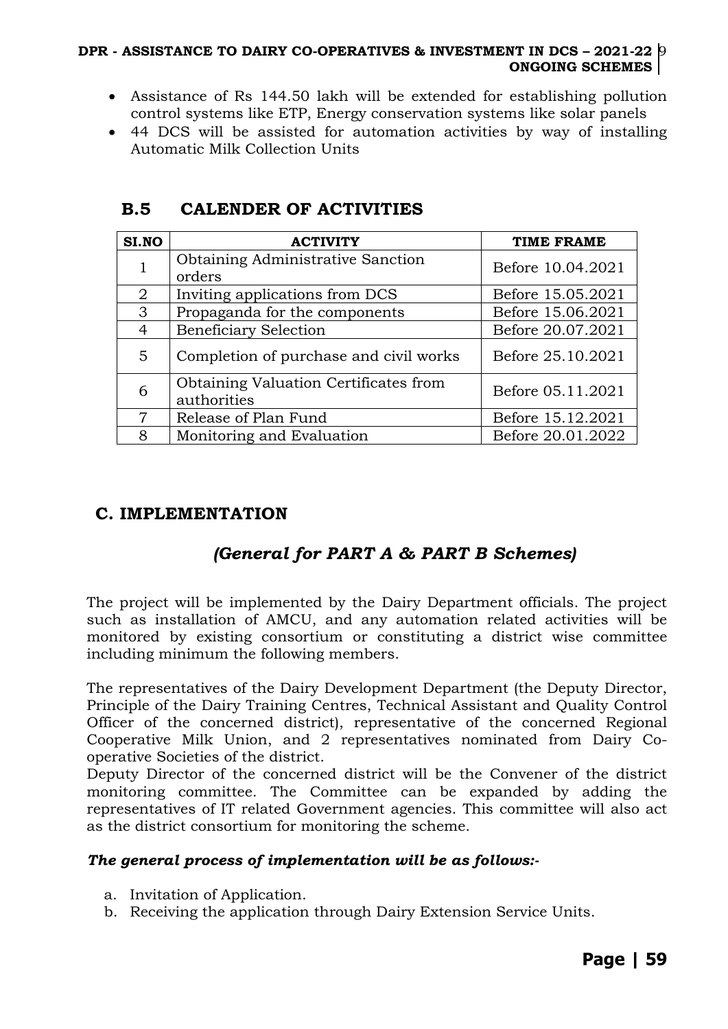- Assistance of Rs 144.50 lakh will be extended for establishing pollution control systems like ETP, Energy conservation systems like solar panels
- 44 DCS will be assisted for automation activities by way of installing Automatic Milk Collection Units

## B.5 CALENDER OF ACTIVITIES

| SI.NO | ACTIVITY | TIME FRAME |
|---|---|---|
| 1 | Obtaining Administrative Sanction orders | Before 10.04.2021 |
| 2 | Inviting applications from DCS | Before 15.05.2021 |
| 3 | Propaganda for the components | Before 15.06.2021 |
| 4 | Beneficiary Selection | Before 20.07.2021 |
| 5 | Completion of purchase and civil works | Before 25.10.2021 |
| 6 | Obtaining Valuation Certificates from authorities | Before 05.11.2021 |
| 7 | Release of Plan Fund | Before 15.12.2021 |
| 8 | Monitoring and Evaluation | Before 20.01.2022 |

## C. IMPLEMENTATION

### *(General for PART A & PART B Schemes)*

The project will be implemented by the Dairy Department officials. The project such as installation of AMCU, and any automation related activities will be monitored by existing consortium or constituting a district wise committee including minimum the following members.

The representatives of the Dairy Development Department (the Deputy Director, Principle of the Dairy Training Centres, Technical Assistant and Quality Control Officer of the concerned district), representative of the concerned Regional Cooperative Milk Union, and 2 representatives nominated from Dairy Co-operative Societies of the district.
Deputy Director of the concerned district will be the Convener of the district monitoring committee. The Committee can be expanded by adding the representatives of IT related Government agencies. This committee will also act as the district consortium for monitoring the scheme.

***The general process of implementation will be as follows:-***

a. Invitation of Application.
b. Receiving the application through Dairy Extension Service Units.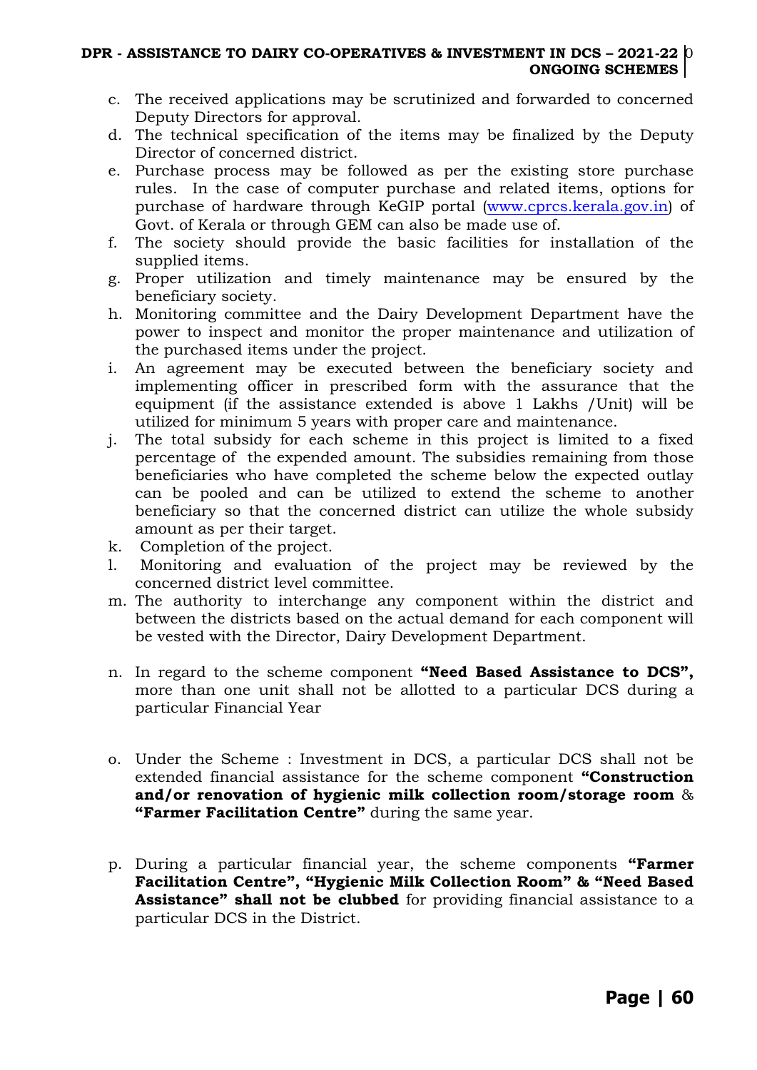c. The received applications may be scrutinized and forwarded to concerned Deputy Directors for approval.
d. The technical specification of the items may be finalized by the Deputy Director of concerned district.
e. Purchase process may be followed as per the existing store purchase rules. In the case of computer purchase and related items, options for purchase of hardware through KeGIP portal (www.cprcs.kerala.gov.in) of Govt. of Kerala or through GEM can also be made use of.
f. The society should provide the basic facilities for installation of the supplied items.
g. Proper utilization and timely maintenance may be ensured by the beneficiary society.
h. Monitoring committee and the Dairy Development Department have the power to inspect and monitor the proper maintenance and utilization of the purchased items under the project.
i. An agreement may be executed between the beneficiary society and implementing officer in prescribed form with the assurance that the equipment (if the assistance extended is above 1 Lakhs /Unit) will be utilized for minimum 5 years with proper care and maintenance.
j. The total subsidy for each scheme in this project is limited to a fixed percentage of the expended amount. The subsidies remaining from those beneficiaries who have completed the scheme below the expected outlay can be pooled and can be utilized to extend the scheme to another beneficiary so that the concerned district can utilize the whole subsidy amount as per their target.
k. Completion of the project.
l. Monitoring and evaluation of the project may be reviewed by the concerned district level committee.
m. The authority to interchange any component within the district and between the districts based on the actual demand for each component will be vested with the Director, Dairy Development Department.

n. In regard to the scheme component **"Need Based Assistance to DCS",** more than one unit shall not be allotted to a particular DCS during a particular Financial Year

o. Under the Scheme : Investment in DCS, a particular DCS shall not be extended financial assistance for the scheme component **"Construction and/or renovation of hygienic milk collection room/storage room** & **"Farmer Facilitation Centre"** during the same year.

p. During a particular financial year, the scheme components **"Farmer Facilitation Centre", "Hygienic Milk Collection Room" & "Need Based Assistance" shall not be clubbed** for providing financial assistance to a particular DCS in the District.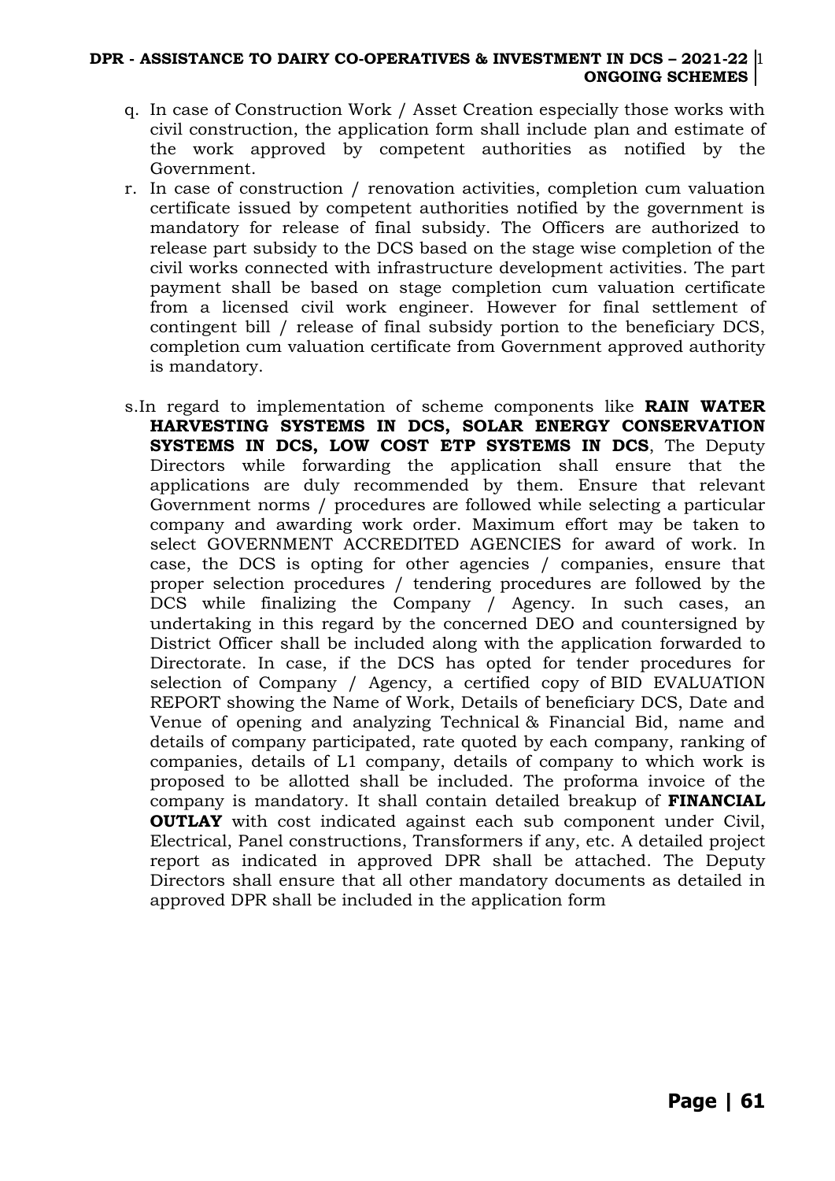q. In case of Construction Work / Asset Creation especially those works with civil construction, the application form shall include plan and estimate of the work approved by competent authorities as notified by the Government.

r. In case of construction / renovation activities, completion cum valuation certificate issued by competent authorities notified by the government is mandatory for release of final subsidy. The Officers are authorized to release part subsidy to the DCS based on the stage wise completion of the civil works connected with infrastructure development activities. The part payment shall be based on stage completion cum valuation certificate from a licensed civil work engineer. However for final settlement of contingent bill / release of final subsidy portion to the beneficiary DCS, completion cum valuation certificate from Government approved authority is mandatory.

s. In regard to implementation of scheme components like **RAIN WATER HARVESTING SYSTEMS IN DCS, SOLAR ENERGY CONSERVATION SYSTEMS IN DCS, LOW COST ETP SYSTEMS IN DCS**, The Deputy Directors while forwarding the application shall ensure that the applications are duly recommended by them. Ensure that relevant Government norms / procedures are followed while selecting a particular company and awarding work order. Maximum effort may be taken to select GOVERNMENT ACCREDITED AGENCIES for award of work. In case, the DCS is opting for other agencies / companies, ensure that proper selection procedures / tendering procedures are followed by the DCS while finalizing the Company / Agency. In such cases, an undertaking in this regard by the concerned DEO and countersigned by District Officer shall be included along with the application forwarded to Directorate. In case, if the DCS has opted for tender procedures for selection of Company / Agency, a certified copy of BID EVALUATION REPORT showing the Name of Work, Details of beneficiary DCS, Date and Venue of opening and analyzing Technical & Financial Bid, name and details of company participated, rate quoted by each company, ranking of companies, details of L1 company, details of company to which work is proposed to be allotted shall be included. The proforma invoice of the company is mandatory. It shall contain detailed breakup of **FINANCIAL OUTLAY** with cost indicated against each sub component under Civil, Electrical, Panel constructions, Transformers if any, etc. A detailed project report as indicated in approved DPR shall be attached. The Deputy Directors shall ensure that all other mandatory documents as detailed in approved DPR shall be included in the application form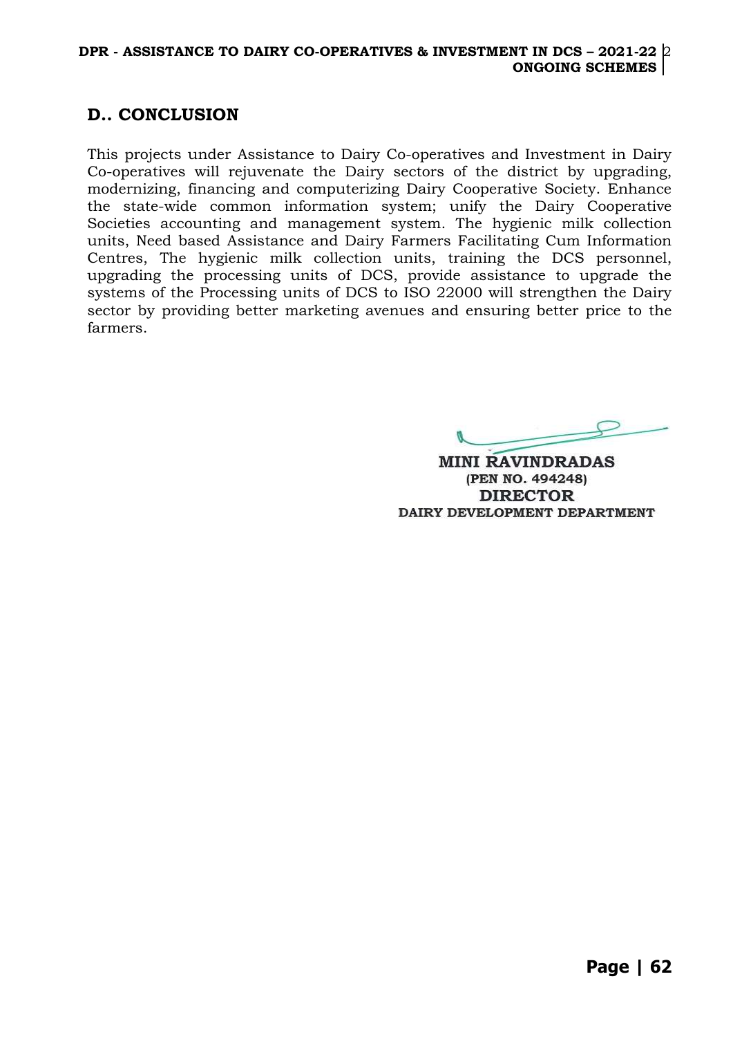## D.. CONCLUSION

This projects under Assistance to Dairy Co-operatives and Investment in Dairy Co-operatives will rejuvenate the Dairy sectors of the district by upgrading, modernizing, financing and computerizing Dairy Cooperative Society. Enhance the state-wide common information system; unify the Dairy Cooperative Societies accounting and management system. The hygienic milk collection units, Need based Assistance and Dairy Farmers Facilitating Cum Information Centres, The hygienic milk collection units, training the DCS personnel, upgrading the processing units of DCS, provide assistance to upgrade the systems of the Processing units of DCS to ISO 22000 will strengthen the Dairy sector by providing better marketing avenues and ensuring better price to the farmers.

**MINI RAVINDRADAS**
**(PEN NO. 494248)**
**DIRECTOR**
**DAIRY DEVELOPMENT DEPARTMENT**